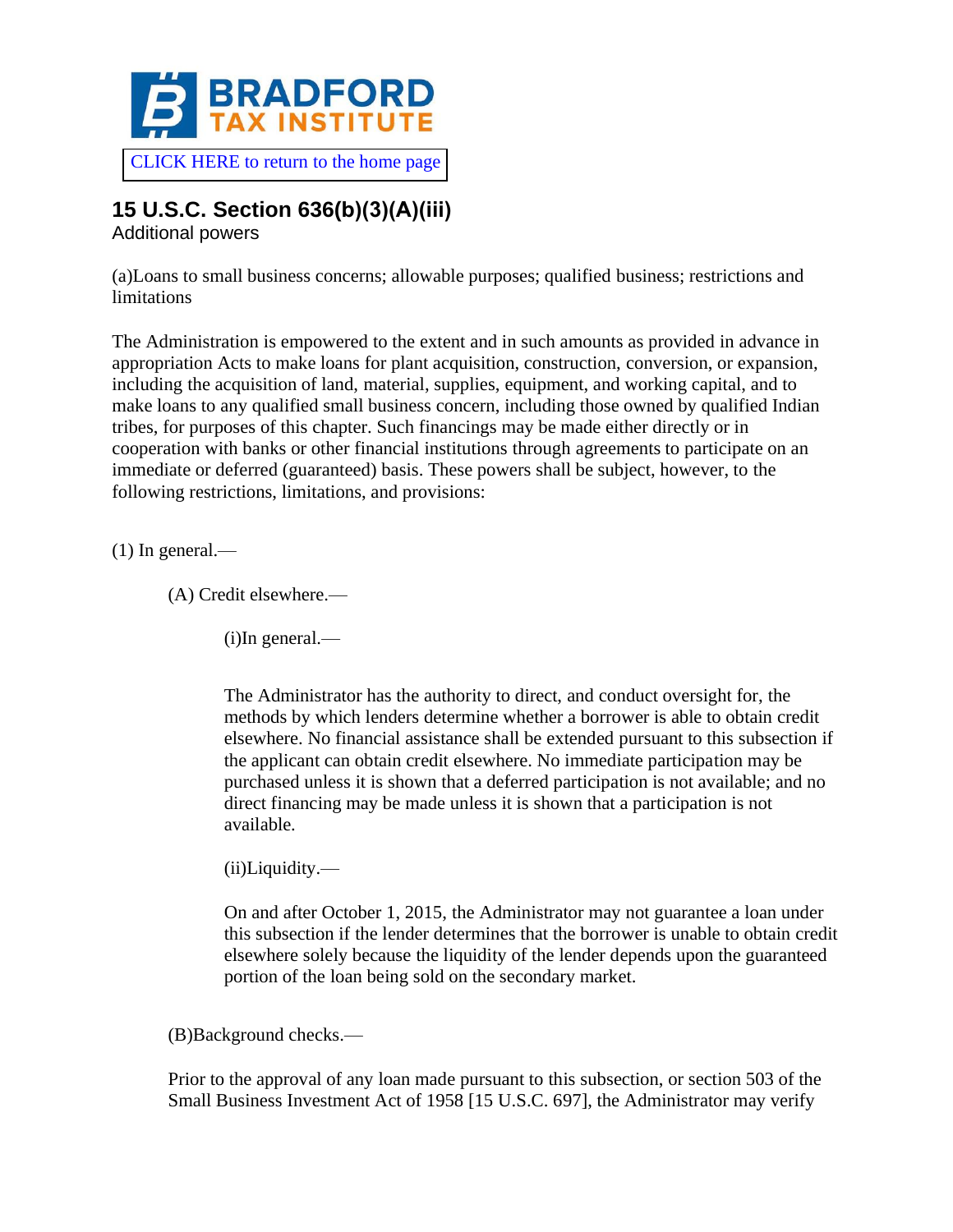BRADFORD TAX INSTITUTE

CLICK HERE to return to the home page

## 15 U.S.C. Section 636(b)(3)(A)(iii)

Additional powers

(a)Loans to small business concerns; allowable purposes; qualified business; restrictions and limitations

The Administration is empowered to the extent and in such amounts as provided in advance in appropriation Acts to make loans for plant acquisition, construction, conversion, or expansion, including the acquisition of land, material, supplies, equipment, and working capital, and to make loans to any qualified small business concern, including those owned by qualified Indian tribes, for purposes of this chapter. Such financings may be made either directly or in cooperation with banks or other financial institutions through agreements to participate on an immediate or deferred (guaranteed) basis. These powers shall be subject, however, to the following restrictions, limitations, and provisions:

(1) In general.—

(A) Credit elsewhere.—

(i)In general.—

The Administrator has the authority to direct, and conduct oversight for, the methods by which lenders determine whether a borrower is able to obtain credit elsewhere. No financial assistance shall be extended pursuant to this subsection if the applicant can obtain credit elsewhere. No immediate participation may be purchased unless it is shown that a deferred participation is not available; and no direct financing may be made unless it is shown that a participation is not available.

(ii)Liquidity.—

On and after October 1, 2015, the Administrator may not guarantee a loan under this subsection if the lender determines that the borrower is unable to obtain credit elsewhere solely because the liquidity of the lender depends upon the guaranteed portion of the loan being sold on the secondary market.

(B)Background checks.—

Prior to the approval of any loan made pursuant to this subsection, or section 503 of the Small Business Investment Act of 1958 [15 U.S.C. 697], the Administrator may verify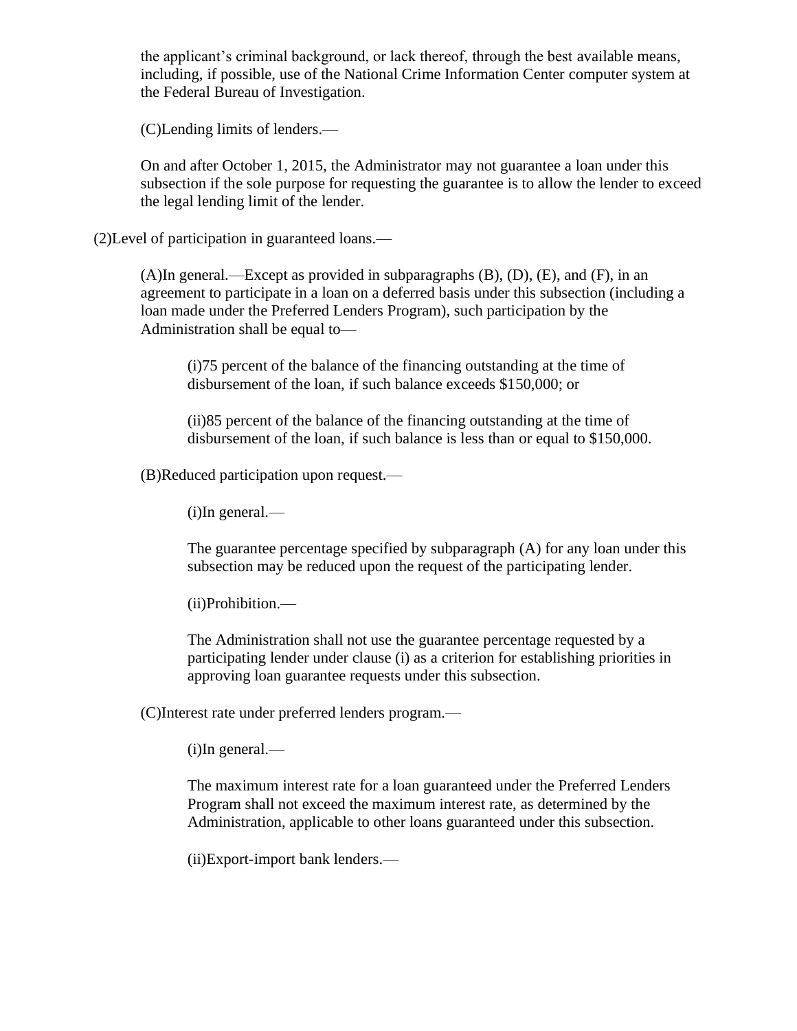the applicant's criminal background, or lack thereof, through the best available means, including, if possible, use of the National Crime Information Center computer system at the Federal Bureau of Investigation.

(C)Lending limits of lenders.—

On and after October 1, 2015, the Administrator may not guarantee a loan under this subsection if the sole purpose for requesting the guarantee is to allow the lender to exceed the legal lending limit of the lender.

(2)Level of participation in guaranteed loans.—

(A)In general.—Except as provided in subparagraphs (B), (D), (E), and (F), in an agreement to participate in a loan on a deferred basis under this subsection (including a loan made under the Preferred Lenders Program), such participation by the Administration shall be equal to—

(i)75 percent of the balance of the financing outstanding at the time of disbursement of the loan, if such balance exceeds $150,000; or

(ii)85 percent of the balance of the financing outstanding at the time of disbursement of the loan, if such balance is less than or equal to $150,000.

(B)Reduced participation upon request.—

(i)In general.—

The guarantee percentage specified by subparagraph (A) for any loan under this subsection may be reduced upon the request of the participating lender.

(ii)Prohibition.—

The Administration shall not use the guarantee percentage requested by a participating lender under clause (i) as a criterion for establishing priorities in approving loan guarantee requests under this subsection.

(C)Interest rate under preferred lenders program.—

(i)In general.—

The maximum interest rate for a loan guaranteed under the Preferred Lenders Program shall not exceed the maximum interest rate, as determined by the Administration, applicable to other loans guaranteed under this subsection.

(ii)Export-import bank lenders.—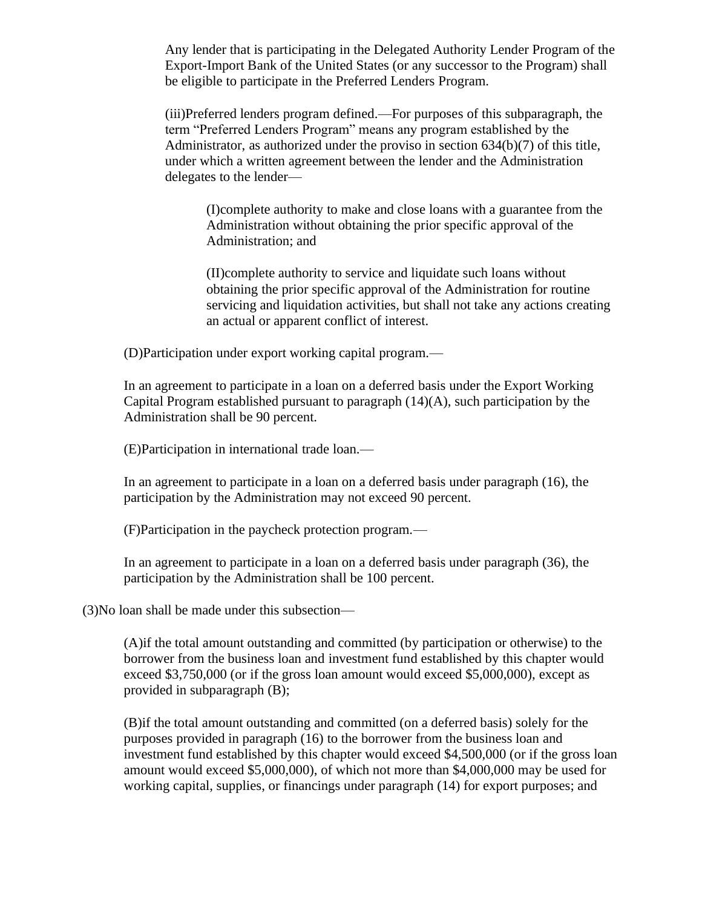Any lender that is participating in the Delegated Authority Lender Program of the Export-Import Bank of the United States (or any successor to the Program) shall be eligible to participate in the Preferred Lenders Program.

(iii)Preferred lenders program defined.—For purposes of this subparagraph, the term “Preferred Lenders Program” means any program established by the Administrator, as authorized under the proviso in section 634(b)(7) of this title, under which a written agreement between the lender and the Administration delegates to the lender—

(I)complete authority to make and close loans with a guarantee from the Administration without obtaining the prior specific approval of the Administration; and

(II)complete authority to service and liquidate such loans without obtaining the prior specific approval of the Administration for routine servicing and liquidation activities, but shall not take any actions creating an actual or apparent conflict of interest.

(D)Participation under export working capital program.—

In an agreement to participate in a loan on a deferred basis under the Export Working Capital Program established pursuant to paragraph (14)(A), such participation by the Administration shall be 90 percent.

(E)Participation in international trade loan.—

In an agreement to participate in a loan on a deferred basis under paragraph (16), the participation by the Administration may not exceed 90 percent.

(F)Participation in the paycheck protection program.—

In an agreement to participate in a loan on a deferred basis under paragraph (36), the participation by the Administration shall be 100 percent.

(3)No loan shall be made under this subsection—

(A)if the total amount outstanding and committed (by participation or otherwise) to the borrower from the business loan and investment fund established by this chapter would exceed $3,750,000 (or if the gross loan amount would exceed $5,000,000), except as provided in subparagraph (B);

(B)if the total amount outstanding and committed (on a deferred basis) solely for the purposes provided in paragraph (16) to the borrower from the business loan and investment fund established by this chapter would exceed $4,500,000 (or if the gross loan amount would exceed $5,000,000), of which not more than $4,000,000 may be used for working capital, supplies, or financings under paragraph (14) for export purposes; and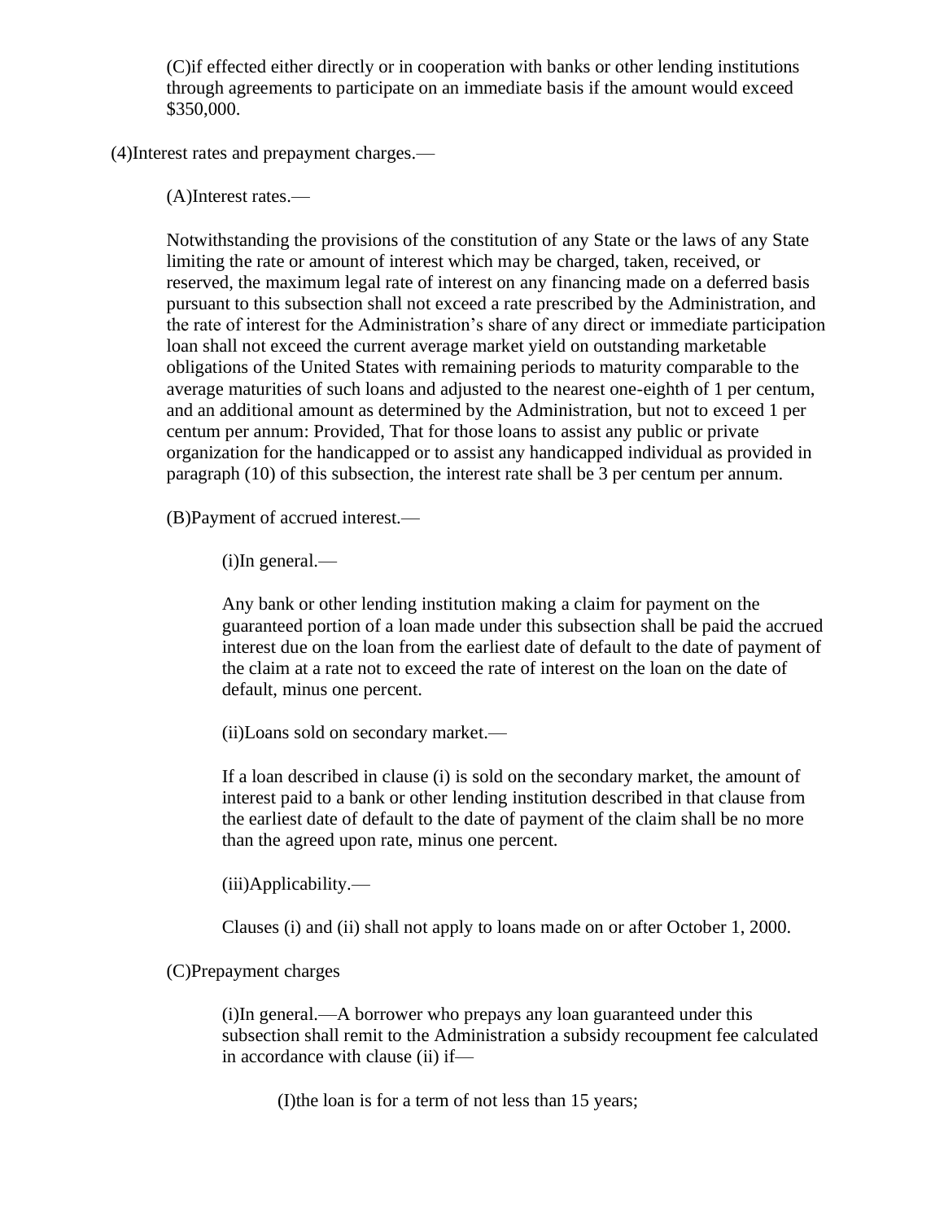(C)if effected either directly or in cooperation with banks or other lending institutions through agreements to participate on an immediate basis if the amount would exceed $350,000.

(4)Interest rates and prepayment charges.—

(A)Interest rates.—

Notwithstanding the provisions of the constitution of any State or the laws of any State limiting the rate or amount of interest which may be charged, taken, received, or reserved, the maximum legal rate of interest on any financing made on a deferred basis pursuant to this subsection shall not exceed a rate prescribed by the Administration, and the rate of interest for the Administration's share of any direct or immediate participation loan shall not exceed the current average market yield on outstanding marketable obligations of the United States with remaining periods to maturity comparable to the average maturities of such loans and adjusted to the nearest one-eighth of 1 per centum, and an additional amount as determined by the Administration, but not to exceed 1 per centum per annum: Provided, That for those loans to assist any public or private organization for the handicapped or to assist any handicapped individual as provided in paragraph (10) of this subsection, the interest rate shall be 3 per centum per annum.

(B)Payment of accrued interest.—

(i)In general.—

Any bank or other lending institution making a claim for payment on the guaranteed portion of a loan made under this subsection shall be paid the accrued interest due on the loan from the earliest date of default to the date of payment of the claim at a rate not to exceed the rate of interest on the loan on the date of default, minus one percent.

(ii)Loans sold on secondary market.—

If a loan described in clause (i) is sold on the secondary market, the amount of interest paid to a bank or other lending institution described in that clause from the earliest date of default to the date of payment of the claim shall be no more than the agreed upon rate, minus one percent.

(iii)Applicability.—

Clauses (i) and (ii) shall not apply to loans made on or after October 1, 2000.

(C)Prepayment charges

(i)In general.—A borrower who prepays any loan guaranteed under this subsection shall remit to the Administration a subsidy recoupment fee calculated in accordance with clause (ii) if—

(I)the loan is for a term of not less than 15 years;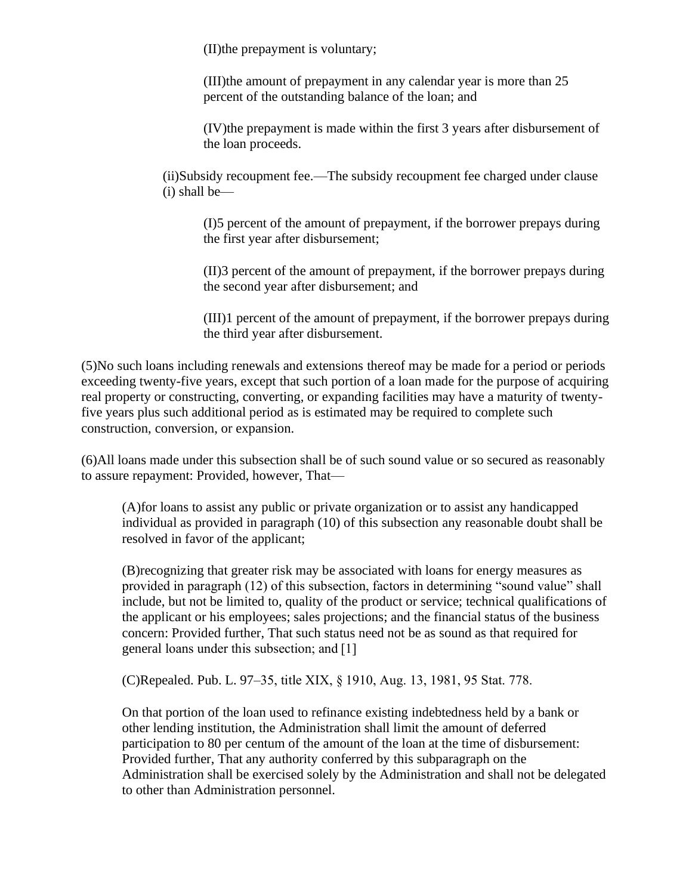(II)the prepayment is voluntary;

(III)the amount of prepayment in any calendar year is more than 25 percent of the outstanding balance of the loan; and

(IV)the prepayment is made within the first 3 years after disbursement of the loan proceeds.

(ii)Subsidy recoupment fee.—The subsidy recoupment fee charged under clause (i) shall be—

(I)5 percent of the amount of prepayment, if the borrower prepays during the first year after disbursement;

(II)3 percent of the amount of prepayment, if the borrower prepays during the second year after disbursement; and

(III)1 percent of the amount of prepayment, if the borrower prepays during the third year after disbursement.

(5)No such loans including renewals and extensions thereof may be made for a period or periods exceeding twenty-five years, except that such portion of a loan made for the purpose of acquiring real property or constructing, converting, or expanding facilities may have a maturity of twenty-five years plus such additional period as is estimated may be required to complete such construction, conversion, or expansion.

(6)All loans made under this subsection shall be of such sound value or so secured as reasonably to assure repayment: Provided, however, That—

(A)for loans to assist any public or private organization or to assist any handicapped individual as provided in paragraph (10) of this subsection any reasonable doubt shall be resolved in favor of the applicant;

(B)recognizing that greater risk may be associated with loans for energy measures as provided in paragraph (12) of this subsection, factors in determining "sound value" shall include, but not be limited to, quality of the product or service; technical qualifications of the applicant or his employees; sales projections; and the financial status of the business concern: Provided further, That such status need not be as sound as that required for general loans under this subsection; and [1]

(C)Repealed. Pub. L. 97–35, title XIX, § 1910, Aug. 13, 1981, 95 Stat. 778.

On that portion of the loan used to refinance existing indebtedness held by a bank or other lending institution, the Administration shall limit the amount of deferred participation to 80 per centum of the amount of the loan at the time of disbursement: Provided further, That any authority conferred by this subparagraph on the Administration shall be exercised solely by the Administration and shall not be delegated to other than Administration personnel.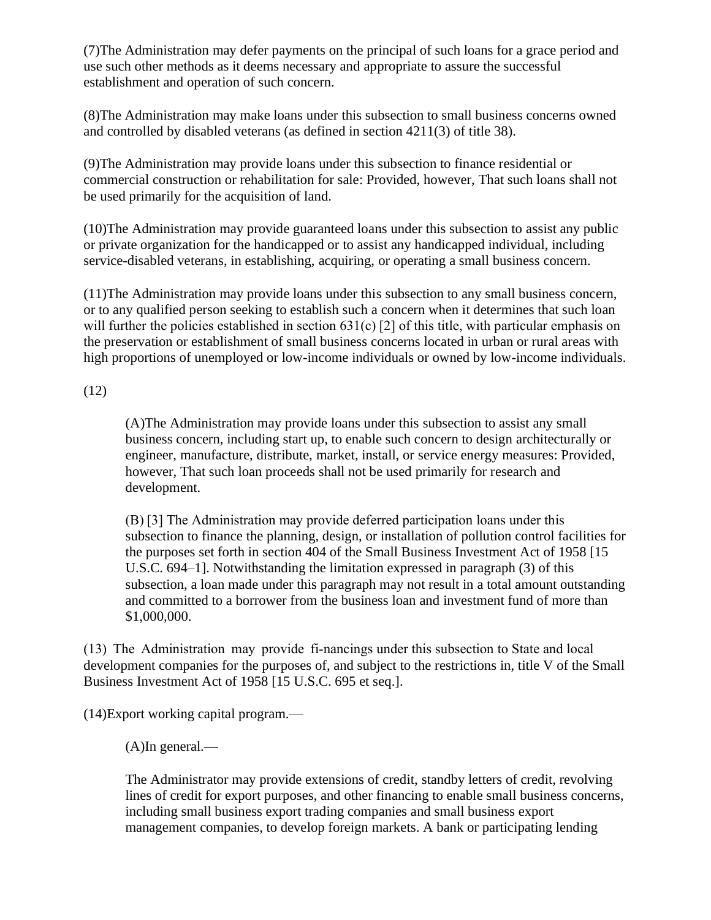(7)The Administration may defer payments on the principal of such loans for a grace period and use such other methods as it deems necessary and appropriate to assure the successful establishment and operation of such concern.

(8)The Administration may make loans under this subsection to small business concerns owned and controlled by disabled veterans (as defined in section 4211(3) of title 38).

(9)The Administration may provide loans under this subsection to finance residential or commercial construction or rehabilitation for sale: Provided, however, That such loans shall not be used primarily for the acquisition of land.

(10)The Administration may provide guaranteed loans under this subsection to assist any public or private organization for the handicapped or to assist any handicapped individual, including service-disabled veterans, in establishing, acquiring, or operating a small business concern.

(11)The Administration may provide loans under this subsection to any small business concern, or to any qualified person seeking to establish such a concern when it determines that such loan will further the policies established in section 631(c) [2] of this title, with particular emphasis on the preservation or establishment of small business concerns located in urban or rural areas with high proportions of unemployed or low-income individuals or owned by low-income individuals.

(12)

> (A)The Administration may provide loans under this subsection to assist any small business concern, including start up, to enable such concern to design architecturally or engineer, manufacture, distribute, market, install, or service energy measures: Provided, however, That such loan proceeds shall not be used primarily for research and development.
>
> (B) [3] The Administration may provide deferred participation loans under this subsection to finance the planning, design, or installation of pollution control facilities for the purposes set forth in section 404 of the Small Business Investment Act of 1958 [15 U.S.C. 694–1]. Notwithstanding the limitation expressed in paragraph (3) of this subsection, a loan made under this paragraph may not result in a total amount outstanding and committed to a borrower from the business loan and investment fund of more than $1,000,000.

(13) The Administration may provide fi-nancings under this subsection to State and local development companies for the purposes of, and subject to the restrictions in, title V of the Small Business Investment Act of 1958 [15 U.S.C. 695 et seq.].

(14)Export working capital program.—

> (A)In general.—
>
> The Administrator may provide extensions of credit, standby letters of credit, revolving lines of credit for export purposes, and other financing to enable small business concerns, including small business export trading companies and small business export management companies, to develop foreign markets. A bank or participating lending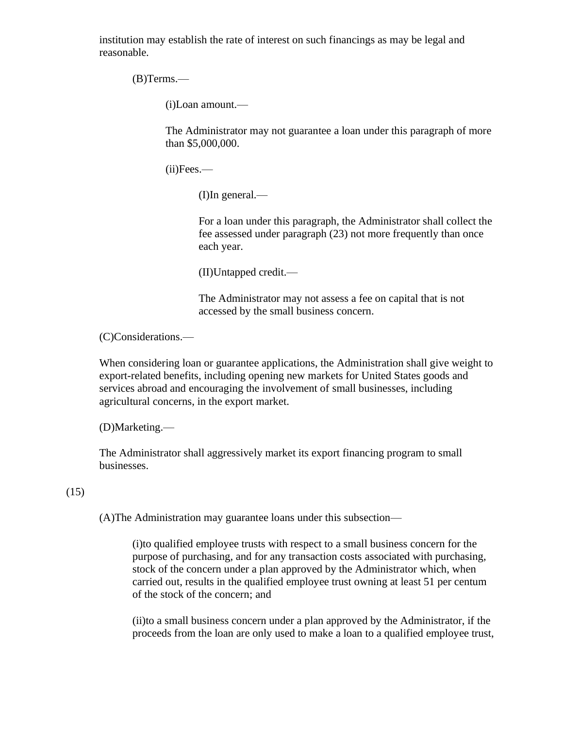institution may establish the rate of interest on such financings as may be legal and reasonable.

(B)Terms.—

(i)Loan amount.—

The Administrator may not guarantee a loan under this paragraph of more than $5,000,000.

(ii)Fees.—

(I)In general.—

For a loan under this paragraph, the Administrator shall collect the fee assessed under paragraph (23) not more frequently than once each year.

(II)Untapped credit.—

The Administrator may not assess a fee on capital that is not accessed by the small business concern.

(C)Considerations.—

When considering loan or guarantee applications, the Administration shall give weight to export-related benefits, including opening new markets for United States goods and services abroad and encouraging the involvement of small businesses, including agricultural concerns, in the export market.

(D)Marketing.—

The Administrator shall aggressively market its export financing program to small businesses.

(15)

(A)The Administration may guarantee loans under this subsection—

(i)to qualified employee trusts with respect to a small business concern for the purpose of purchasing, and for any transaction costs associated with purchasing, stock of the concern under a plan approved by the Administrator which, when carried out, results in the qualified employee trust owning at least 51 per centum of the stock of the concern; and

(ii)to a small business concern under a plan approved by the Administrator, if the proceeds from the loan are only used to make a loan to a qualified employee trust,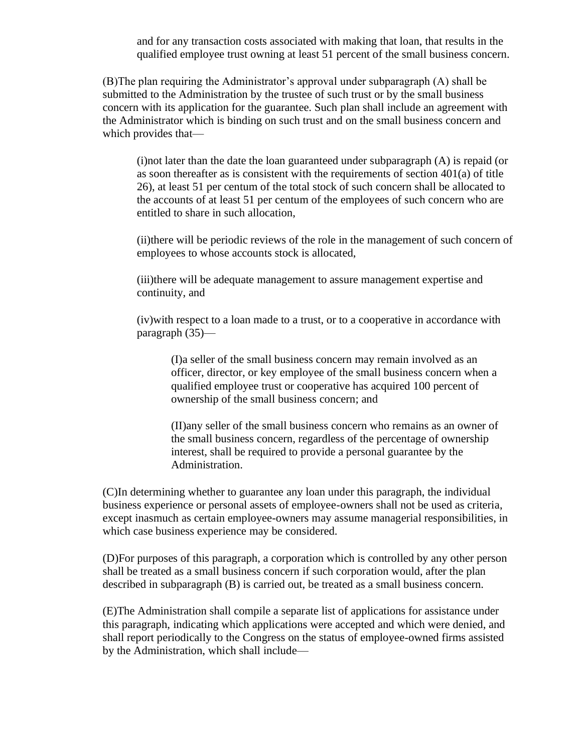and for any transaction costs associated with making that loan, that results in the qualified employee trust owning at least 51 percent of the small business concern.

(B)The plan requiring the Administrator's approval under subparagraph (A) shall be submitted to the Administration by the trustee of such trust or by the small business concern with its application for the guarantee. Such plan shall include an agreement with the Administrator which is binding on such trust and on the small business concern and which provides that—

(i)not later than the date the loan guaranteed under subparagraph (A) is repaid (or as soon thereafter as is consistent with the requirements of section 401(a) of title 26), at least 51 per centum of the total stock of such concern shall be allocated to the accounts of at least 51 per centum of the employees of such concern who are entitled to share in such allocation,

(ii)there will be periodic reviews of the role in the management of such concern of employees to whose accounts stock is allocated,

(iii)there will be adequate management to assure management expertise and continuity, and

(iv)with respect to a loan made to a trust, or to a cooperative in accordance with paragraph (35)—

(I)a seller of the small business concern may remain involved as an officer, director, or key employee of the small business concern when a qualified employee trust or cooperative has acquired 100 percent of ownership of the small business concern; and

(II)any seller of the small business concern who remains as an owner of the small business concern, regardless of the percentage of ownership interest, shall be required to provide a personal guarantee by the Administration.

(C)In determining whether to guarantee any loan under this paragraph, the individual business experience or personal assets of employee-owners shall not be used as criteria, except inasmuch as certain employee-owners may assume managerial responsibilities, in which case business experience may be considered.

(D)For purposes of this paragraph, a corporation which is controlled by any other person shall be treated as a small business concern if such corporation would, after the plan described in subparagraph (B) is carried out, be treated as a small business concern.

(E)The Administration shall compile a separate list of applications for assistance under this paragraph, indicating which applications were accepted and which were denied, and shall report periodically to the Congress on the status of employee-owned firms assisted by the Administration, which shall include—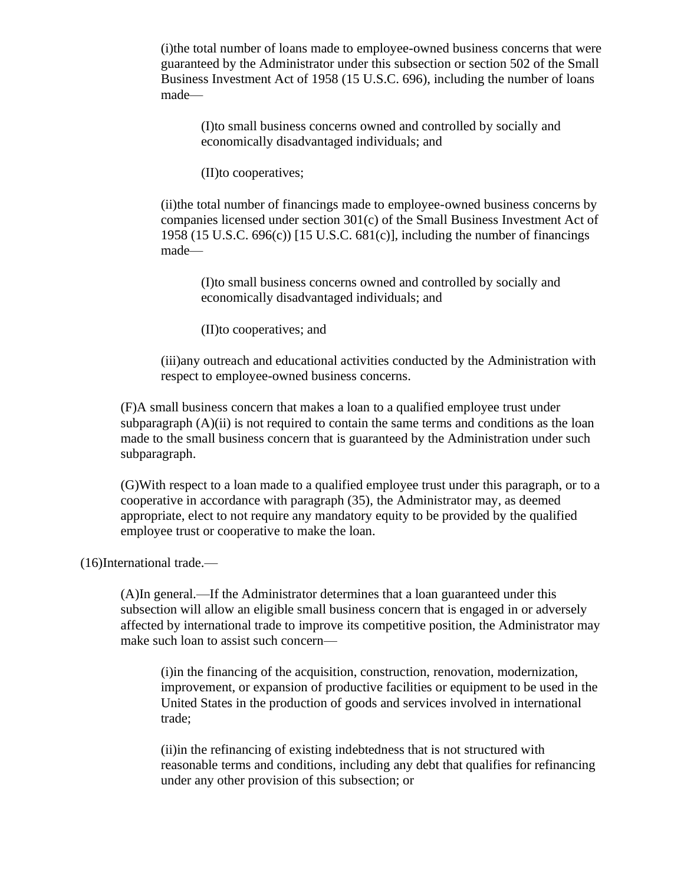(i)the total number of loans made to employee-owned business concerns that were guaranteed by the Administrator under this subsection or section 502 of the Small Business Investment Act of 1958 (15 U.S.C. 696), including the number of loans made—

(I)to small business concerns owned and controlled by socially and economically disadvantaged individuals; and

(II)to cooperatives;

(ii)the total number of financings made to employee-owned business concerns by companies licensed under section 301(c) of the Small Business Investment Act of 1958 (15 U.S.C. 696(c)) [15 U.S.C. 681(c)], including the number of financings made—

(I)to small business concerns owned and controlled by socially and economically disadvantaged individuals; and

(II)to cooperatives; and

(iii)any outreach and educational activities conducted by the Administration with respect to employee-owned business concerns.

(F)A small business concern that makes a loan to a qualified employee trust under subparagraph (A)(ii) is not required to contain the same terms and conditions as the loan made to the small business concern that is guaranteed by the Administration under such subparagraph.

(G)With respect to a loan made to a qualified employee trust under this paragraph, or to a cooperative in accordance with paragraph (35), the Administrator may, as deemed appropriate, elect to not require any mandatory equity to be provided by the qualified employee trust or cooperative to make the loan.

(16)International trade.—

(A)In general.—If the Administrator determines that a loan guaranteed under this subsection will allow an eligible small business concern that is engaged in or adversely affected by international trade to improve its competitive position, the Administrator may make such loan to assist such concern—

(i)in the financing of the acquisition, construction, renovation, modernization, improvement, or expansion of productive facilities or equipment to be used in the United States in the production of goods and services involved in international trade;

(ii)in the refinancing of existing indebtedness that is not structured with reasonable terms and conditions, including any debt that qualifies for refinancing under any other provision of this subsection; or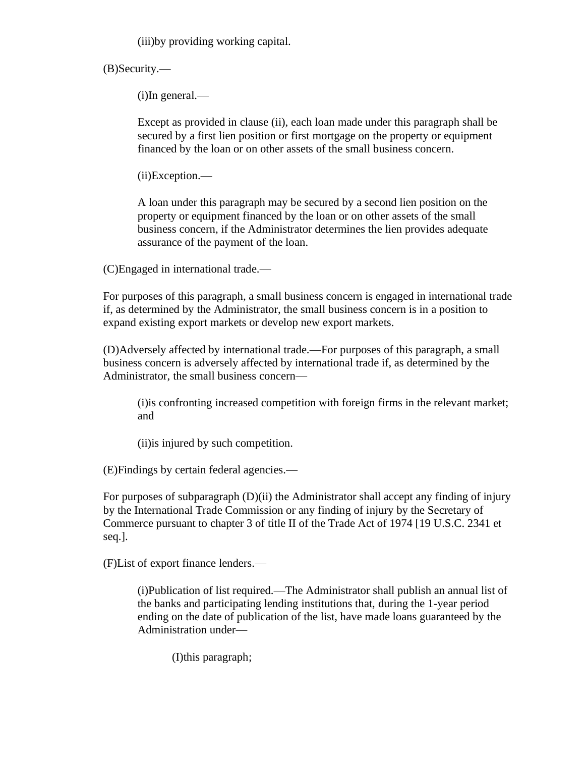(iii)by providing working capital.

(B)Security.—

(i)In general.—

Except as provided in clause (ii), each loan made under this paragraph shall be secured by a first lien position or first mortgage on the property or equipment financed by the loan or on other assets of the small business concern.

(ii)Exception.—

A loan under this paragraph may be secured by a second lien position on the property or equipment financed by the loan or on other assets of the small business concern, if the Administrator determines the lien provides adequate assurance of the payment of the loan.

(C)Engaged in international trade.—

For purposes of this paragraph, a small business concern is engaged in international trade if, as determined by the Administrator, the small business concern is in a position to expand existing export markets or develop new export markets.

(D)Adversely affected by international trade.—For purposes of this paragraph, a small business concern is adversely affected by international trade if, as determined by the Administrator, the small business concern—

(i)is confronting increased competition with foreign firms in the relevant market; and

(ii)is injured by such competition.

(E)Findings by certain federal agencies.—

For purposes of subparagraph (D)(ii) the Administrator shall accept any finding of injury by the International Trade Commission or any finding of injury by the Secretary of Commerce pursuant to chapter 3 of title II of the Trade Act of 1974 [19 U.S.C. 2341 et seq.].

(F)List of export finance lenders.—

(i)Publication of list required.—The Administrator shall publish an annual list of the banks and participating lending institutions that, during the 1-year period ending on the date of publication of the list, have made loans guaranteed by the Administration under—

(I)this paragraph;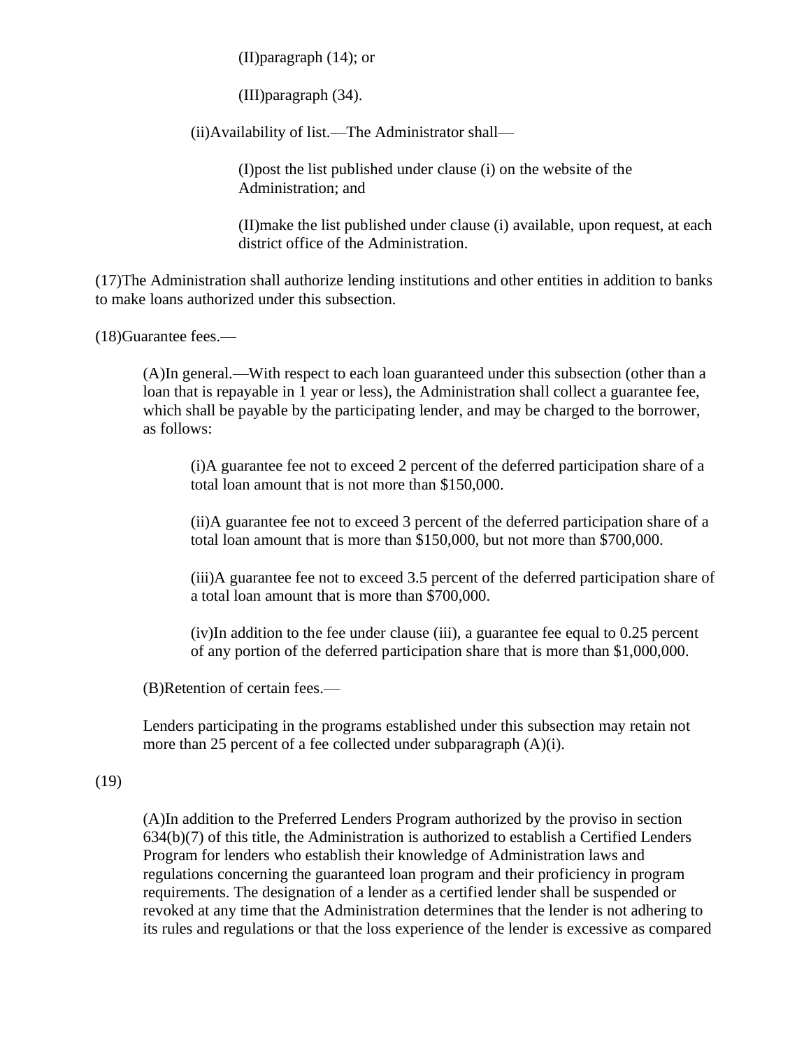(II)paragraph (14); or

(III)paragraph (34).

(ii)Availability of list.—The Administrator shall—

(I)post the list published under clause (i) on the website of the Administration; and

(II)make the list published under clause (i) available, upon request, at each district office of the Administration.

(17)The Administration shall authorize lending institutions and other entities in addition to banks to make loans authorized under this subsection.

(18)Guarantee fees.—

(A)In general.—With respect to each loan guaranteed under this subsection (other than a loan that is repayable in 1 year or less), the Administration shall collect a guarantee fee, which shall be payable by the participating lender, and may be charged to the borrower, as follows:

(i)A guarantee fee not to exceed 2 percent of the deferred participation share of a total loan amount that is not more than $150,000.

(ii)A guarantee fee not to exceed 3 percent of the deferred participation share of a total loan amount that is more than $150,000, but not more than $700,000.

(iii)A guarantee fee not to exceed 3.5 percent of the deferred participation share of a total loan amount that is more than $700,000.

(iv)In addition to the fee under clause (iii), a guarantee fee equal to 0.25 percent of any portion of the deferred participation share that is more than $1,000,000.

(B)Retention of certain fees.—

Lenders participating in the programs established under this subsection may retain not more than 25 percent of a fee collected under subparagraph (A)(i).

(19)

(A)In addition to the Preferred Lenders Program authorized by the proviso in section 634(b)(7) of this title, the Administration is authorized to establish a Certified Lenders Program for lenders who establish their knowledge of Administration laws and regulations concerning the guaranteed loan program and their proficiency in program requirements. The designation of a lender as a certified lender shall be suspended or revoked at any time that the Administration determines that the lender is not adhering to its rules and regulations or that the loss experience of the lender is excessive as compared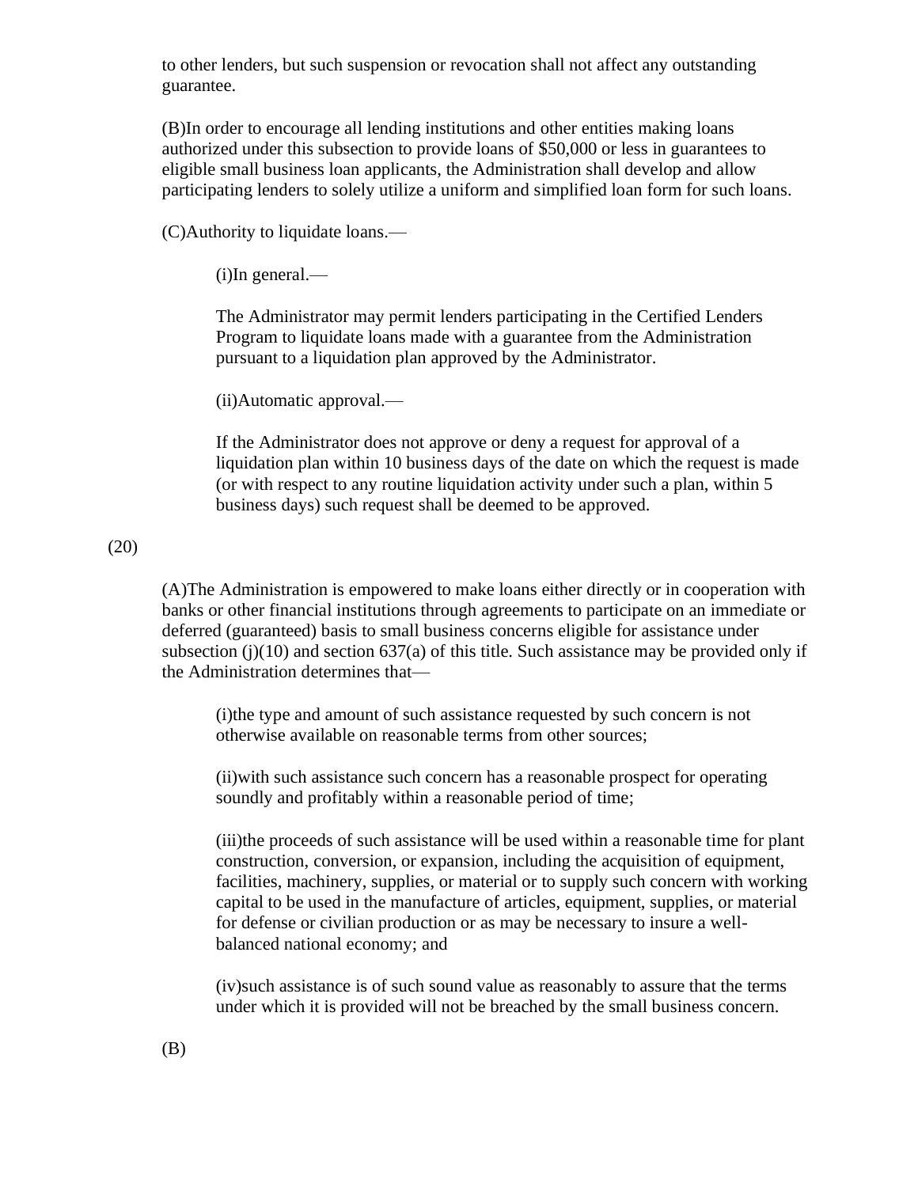to other lenders, but such suspension or revocation shall not affect any outstanding guarantee.

(B)In order to encourage all lending institutions and other entities making loans authorized under this subsection to provide loans of $50,000 or less in guarantees to eligible small business loan applicants, the Administration shall develop and allow participating lenders to solely utilize a uniform and simplified loan form for such loans.

(C)Authority to liquidate loans.—

(i)In general.—

The Administrator may permit lenders participating in the Certified Lenders Program to liquidate loans made with a guarantee from the Administration pursuant to a liquidation plan approved by the Administrator.

(ii)Automatic approval.—

If the Administrator does not approve or deny a request for approval of a liquidation plan within 10 business days of the date on which the request is made (or with respect to any routine liquidation activity under such a plan, within 5 business days) such request shall be deemed to be approved.

(20)

(A)The Administration is empowered to make loans either directly or in cooperation with banks or other financial institutions through agreements to participate on an immediate or deferred (guaranteed) basis to small business concerns eligible for assistance under subsection (j)(10) and section 637(a) of this title. Such assistance may be provided only if the Administration determines that—

(i)the type and amount of such assistance requested by such concern is not otherwise available on reasonable terms from other sources;

(ii)with such assistance such concern has a reasonable prospect for operating soundly and profitably within a reasonable period of time;

(iii)the proceeds of such assistance will be used within a reasonable time for plant construction, conversion, or expansion, including the acquisition of equipment, facilities, machinery, supplies, or material or to supply such concern with working capital to be used in the manufacture of articles, equipment, supplies, or material for defense or civilian production or as may be necessary to insure a well-balanced national economy; and

(iv)such assistance is of such sound value as reasonably to assure that the terms under which it is provided will not be breached by the small business concern.

(B)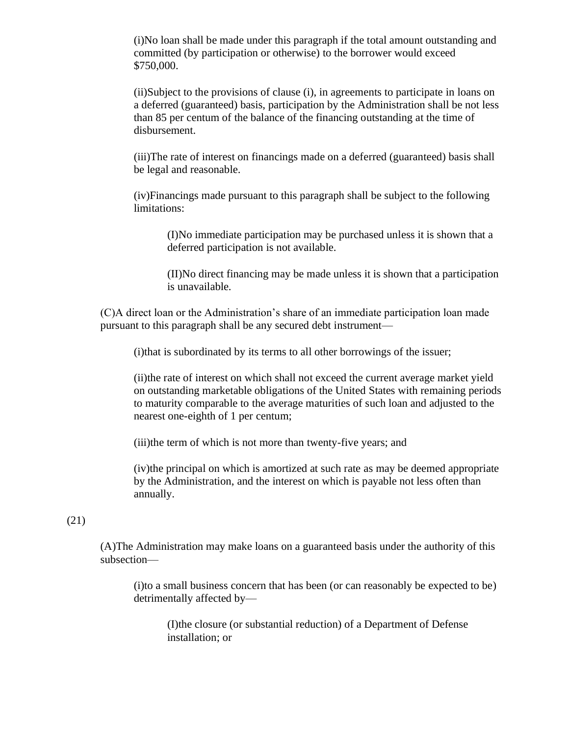(i)No loan shall be made under this paragraph if the total amount outstanding and committed (by participation or otherwise) to the borrower would exceed $750,000.

(ii)Subject to the provisions of clause (i), in agreements to participate in loans on a deferred (guaranteed) basis, participation by the Administration shall be not less than 85 per centum of the balance of the financing outstanding at the time of disbursement.

(iii)The rate of interest on financings made on a deferred (guaranteed) basis shall be legal and reasonable.

(iv)Financings made pursuant to this paragraph shall be subject to the following limitations:

(I)No immediate participation may be purchased unless it is shown that a deferred participation is not available.

(II)No direct financing may be made unless it is shown that a participation is unavailable.

(C)A direct loan or the Administration's share of an immediate participation loan made pursuant to this paragraph shall be any secured debt instrument—

(i)that is subordinated by its terms to all other borrowings of the issuer;

(ii)the rate of interest on which shall not exceed the current average market yield on outstanding marketable obligations of the United States with remaining periods to maturity comparable to the average maturities of such loan and adjusted to the nearest one-eighth of 1 per centum;

(iii)the term of which is not more than twenty-five years; and

(iv)the principal on which is amortized at such rate as may be deemed appropriate by the Administration, and the interest on which is payable not less often than annually.

(21)

(A)The Administration may make loans on a guaranteed basis under the authority of this subsection—

(i)to a small business concern that has been (or can reasonably be expected to be) detrimentally affected by—

(I)the closure (or substantial reduction) of a Department of Defense installation; or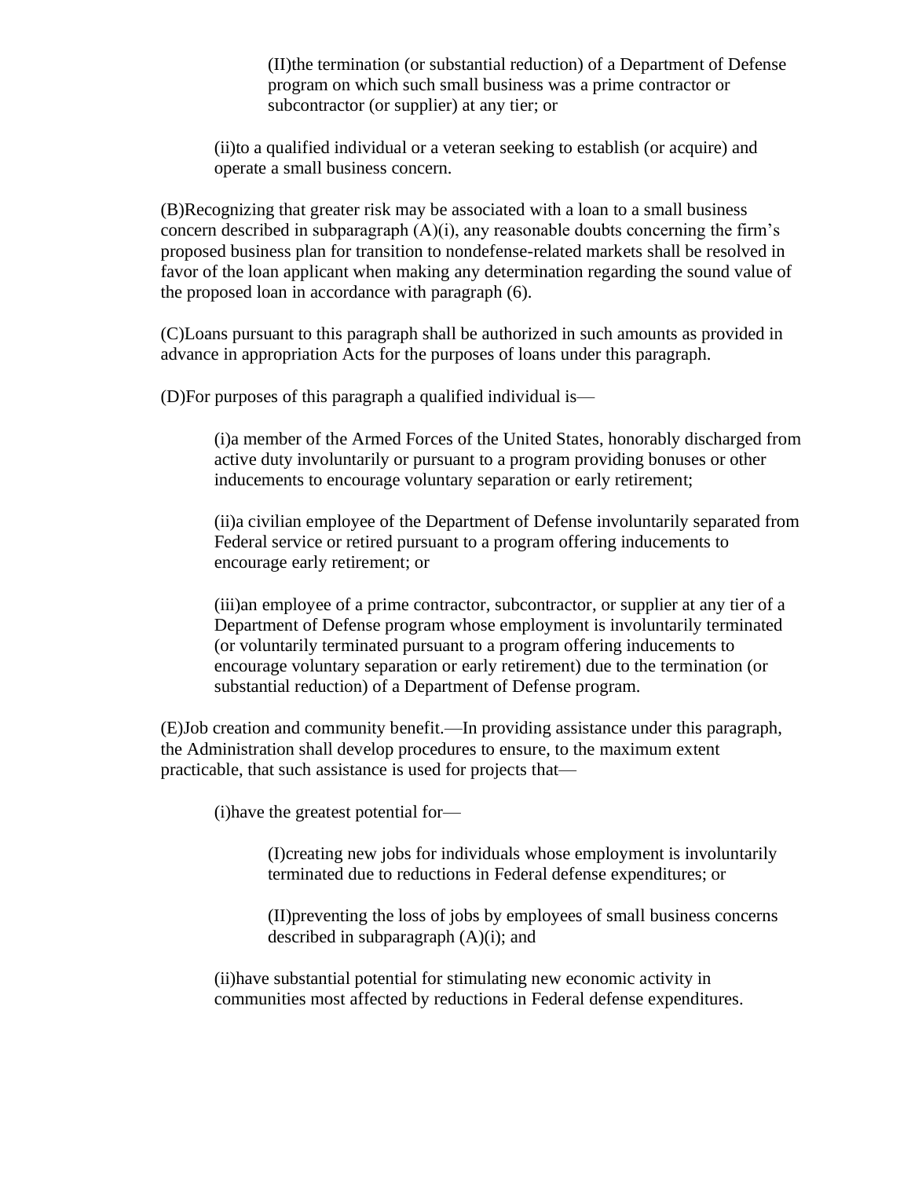(II)the termination (or substantial reduction) of a Department of Defense program on which such small business was a prime contractor or subcontractor (or supplier) at any tier; or

(ii)to a qualified individual or a veteran seeking to establish (or acquire) and operate a small business concern.

(B)Recognizing that greater risk may be associated with a loan to a small business concern described in subparagraph (A)(i), any reasonable doubts concerning the firm's proposed business plan for transition to nondefense-related markets shall be resolved in favor of the loan applicant when making any determination regarding the sound value of the proposed loan in accordance with paragraph (6).

(C)Loans pursuant to this paragraph shall be authorized in such amounts as provided in advance in appropriation Acts for the purposes of loans under this paragraph.

(D)For purposes of this paragraph a qualified individual is—

(i)a member of the Armed Forces of the United States, honorably discharged from active duty involuntarily or pursuant to a program providing bonuses or other inducements to encourage voluntary separation or early retirement;

(ii)a civilian employee of the Department of Defense involuntarily separated from Federal service or retired pursuant to a program offering inducements to encourage early retirement; or

(iii)an employee of a prime contractor, subcontractor, or supplier at any tier of a Department of Defense program whose employment is involuntarily terminated (or voluntarily terminated pursuant to a program offering inducements to encourage voluntary separation or early retirement) due to the termination (or substantial reduction) of a Department of Defense program.

(E)Job creation and community benefit.—In providing assistance under this paragraph, the Administration shall develop procedures to ensure, to the maximum extent practicable, that such assistance is used for projects that—

(i)have the greatest potential for—

(I)creating new jobs for individuals whose employment is involuntarily terminated due to reductions in Federal defense expenditures; or

(II)preventing the loss of jobs by employees of small business concerns described in subparagraph (A)(i); and

(ii)have substantial potential for stimulating new economic activity in communities most affected by reductions in Federal defense expenditures.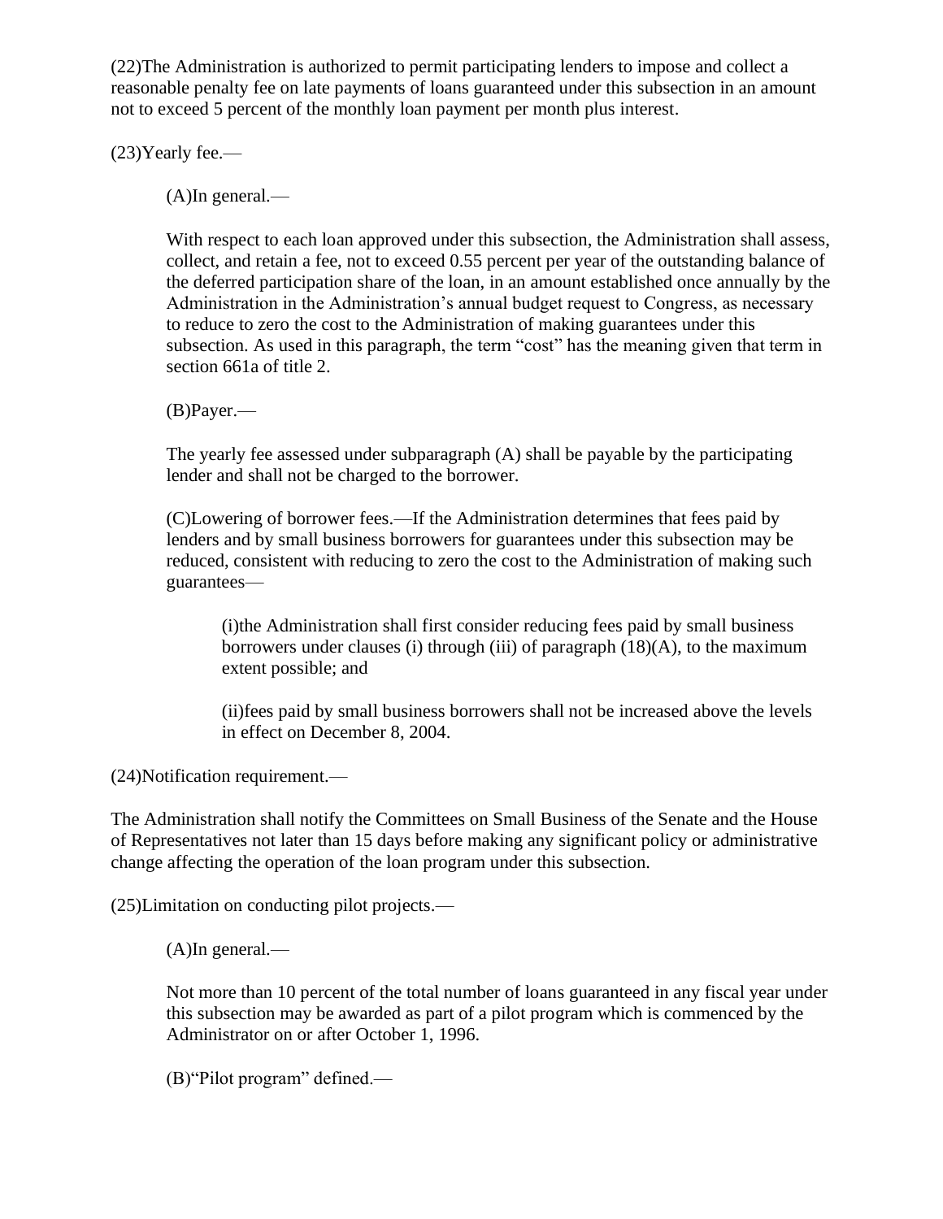(22)The Administration is authorized to permit participating lenders to impose and collect a reasonable penalty fee on late payments of loans guaranteed under this subsection in an amount not to exceed 5 percent of the monthly loan payment per month plus interest.

(23)Yearly fee.—

(A)In general.—

With respect to each loan approved under this subsection, the Administration shall assess, collect, and retain a fee, not to exceed 0.55 percent per year of the outstanding balance of the deferred participation share of the loan, in an amount established once annually by the Administration in the Administration's annual budget request to Congress, as necessary to reduce to zero the cost to the Administration of making guarantees under this subsection. As used in this paragraph, the term "cost" has the meaning given that term in section 661a of title 2.

(B)Payer.—

The yearly fee assessed under subparagraph (A) shall be payable by the participating lender and shall not be charged to the borrower.

(C)Lowering of borrower fees.—If the Administration determines that fees paid by lenders and by small business borrowers for guarantees under this subsection may be reduced, consistent with reducing to zero the cost to the Administration of making such guarantees—

(i)the Administration shall first consider reducing fees paid by small business borrowers under clauses (i) through (iii) of paragraph (18)(A), to the maximum extent possible; and

(ii)fees paid by small business borrowers shall not be increased above the levels in effect on December 8, 2004.

(24)Notification requirement.—

The Administration shall notify the Committees on Small Business of the Senate and the House of Representatives not later than 15 days before making any significant policy or administrative change affecting the operation of the loan program under this subsection.

(25)Limitation on conducting pilot projects.—

(A)In general.—

Not more than 10 percent of the total number of loans guaranteed in any fiscal year under this subsection may be awarded as part of a pilot program which is commenced by the Administrator on or after October 1, 1996.

(B)"Pilot program" defined.—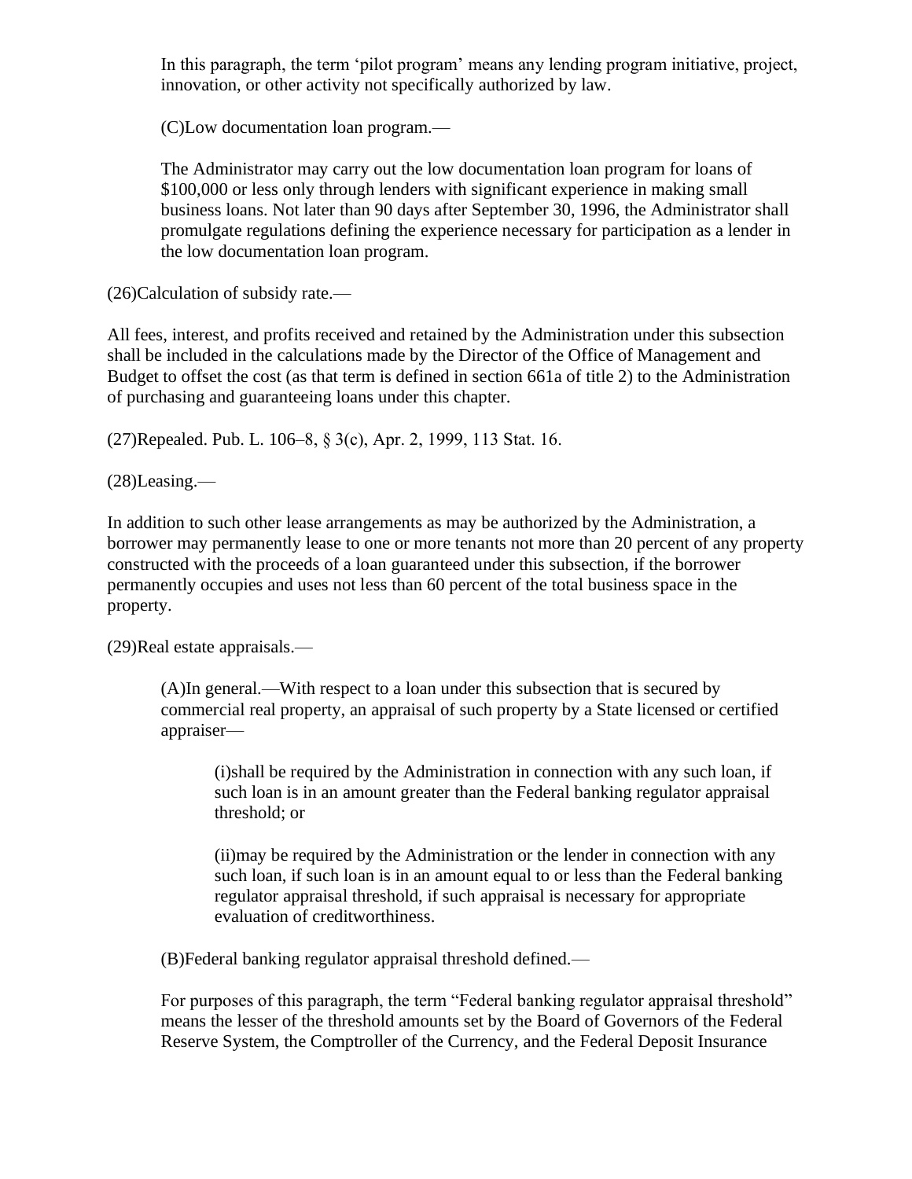In this paragraph, the term ‘pilot program’ means any lending program initiative, project, innovation, or other activity not specifically authorized by law.

(C)Low documentation loan program.—

The Administrator may carry out the low documentation loan program for loans of $100,000 or less only through lenders with significant experience in making small business loans. Not later than 90 days after September 30, 1996, the Administrator shall promulgate regulations defining the experience necessary for participation as a lender in the low documentation loan program.

(26)Calculation of subsidy rate.—

All fees, interest, and profits received and retained by the Administration under this subsection shall be included in the calculations made by the Director of the Office of Management and Budget to offset the cost (as that term is defined in section 661a of title 2) to the Administration of purchasing and guaranteeing loans under this chapter.

(27)Repealed. Pub. L. 106–8, § 3(c), Apr. 2, 1999, 113 Stat. 16.

(28)Leasing.—

In addition to such other lease arrangements as may be authorized by the Administration, a borrower may permanently lease to one or more tenants not more than 20 percent of any property constructed with the proceeds of a loan guaranteed under this subsection, if the borrower permanently occupies and uses not less than 60 percent of the total business space in the property.

(29)Real estate appraisals.—

(A)In general.—With respect to a loan under this subsection that is secured by commercial real property, an appraisal of such property by a State licensed or certified appraiser—

(i)shall be required by the Administration in connection with any such loan, if such loan is in an amount greater than the Federal banking regulator appraisal threshold; or

(ii)may be required by the Administration or the lender in connection with any such loan, if such loan is in an amount equal to or less than the Federal banking regulator appraisal threshold, if such appraisal is necessary for appropriate evaluation of creditworthiness.

(B)Federal banking regulator appraisal threshold defined.—

For purposes of this paragraph, the term “Federal banking regulator appraisal threshold” means the lesser of the threshold amounts set by the Board of Governors of the Federal Reserve System, the Comptroller of the Currency, and the Federal Deposit Insurance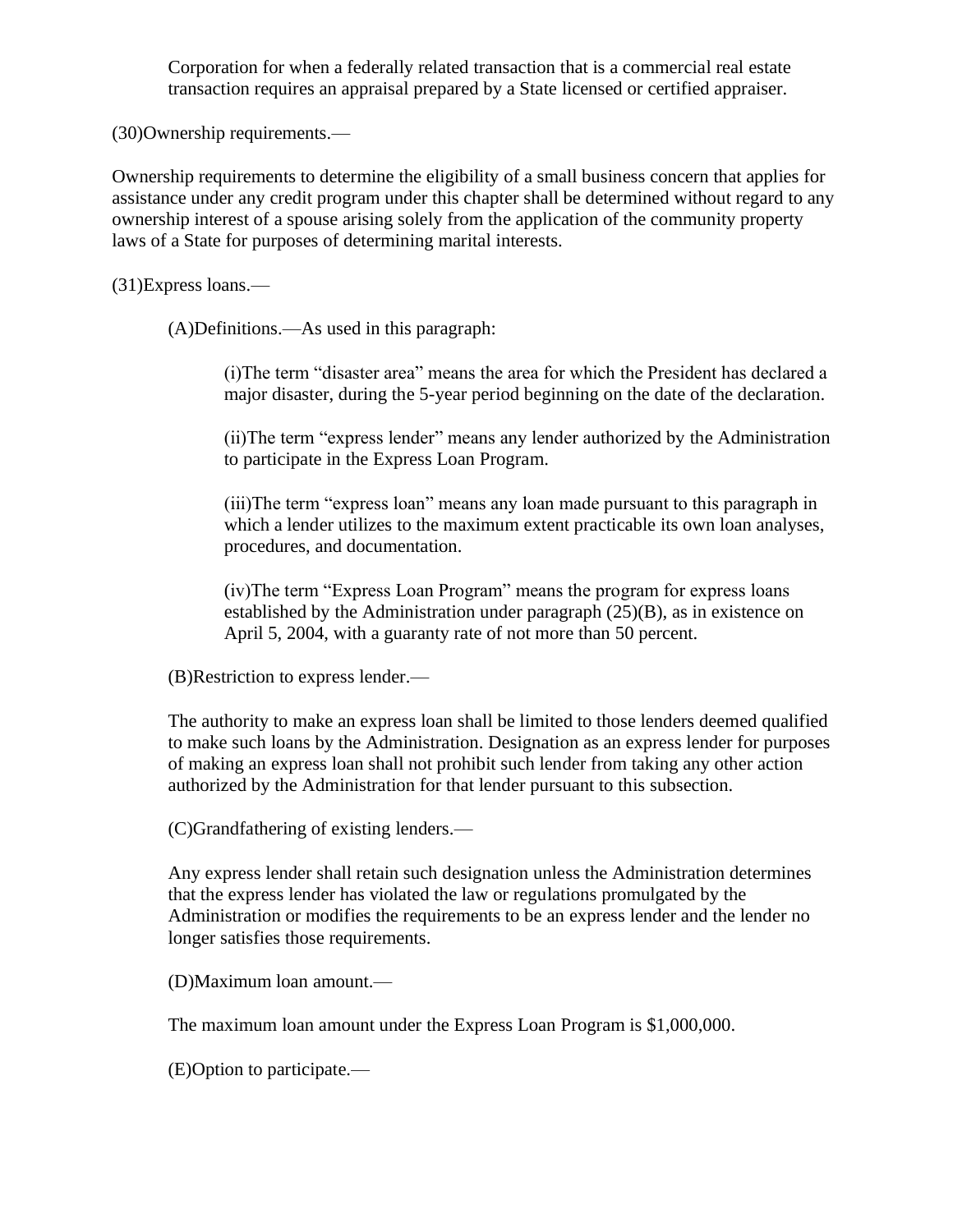Corporation for when a federally related transaction that is a commercial real estate transaction requires an appraisal prepared by a State licensed or certified appraiser.

(30)Ownership requirements.—

Ownership requirements to determine the eligibility of a small business concern that applies for assistance under any credit program under this chapter shall be determined without regard to any ownership interest of a spouse arising solely from the application of the community property laws of a State for purposes of determining marital interests.

(31)Express loans.—

(A)Definitions.—As used in this paragraph:

(i)The term "disaster area" means the area for which the President has declared a major disaster, during the 5-year period beginning on the date of the declaration.

(ii)The term "express lender" means any lender authorized by the Administration to participate in the Express Loan Program.

(iii)The term "express loan" means any loan made pursuant to this paragraph in which a lender utilizes to the maximum extent practicable its own loan analyses, procedures, and documentation.

(iv)The term "Express Loan Program" means the program for express loans established by the Administration under paragraph (25)(B), as in existence on April 5, 2004, with a guaranty rate of not more than 50 percent.

(B)Restriction to express lender.—

The authority to make an express loan shall be limited to those lenders deemed qualified to make such loans by the Administration. Designation as an express lender for purposes of making an express loan shall not prohibit such lender from taking any other action authorized by the Administration for that lender pursuant to this subsection.

(C)Grandfathering of existing lenders.—

Any express lender shall retain such designation unless the Administration determines that the express lender has violated the law or regulations promulgated by the Administration or modifies the requirements to be an express lender and the lender no longer satisfies those requirements.

(D)Maximum loan amount.—

The maximum loan amount under the Express Loan Program is $1,000,000.

(E)Option to participate.—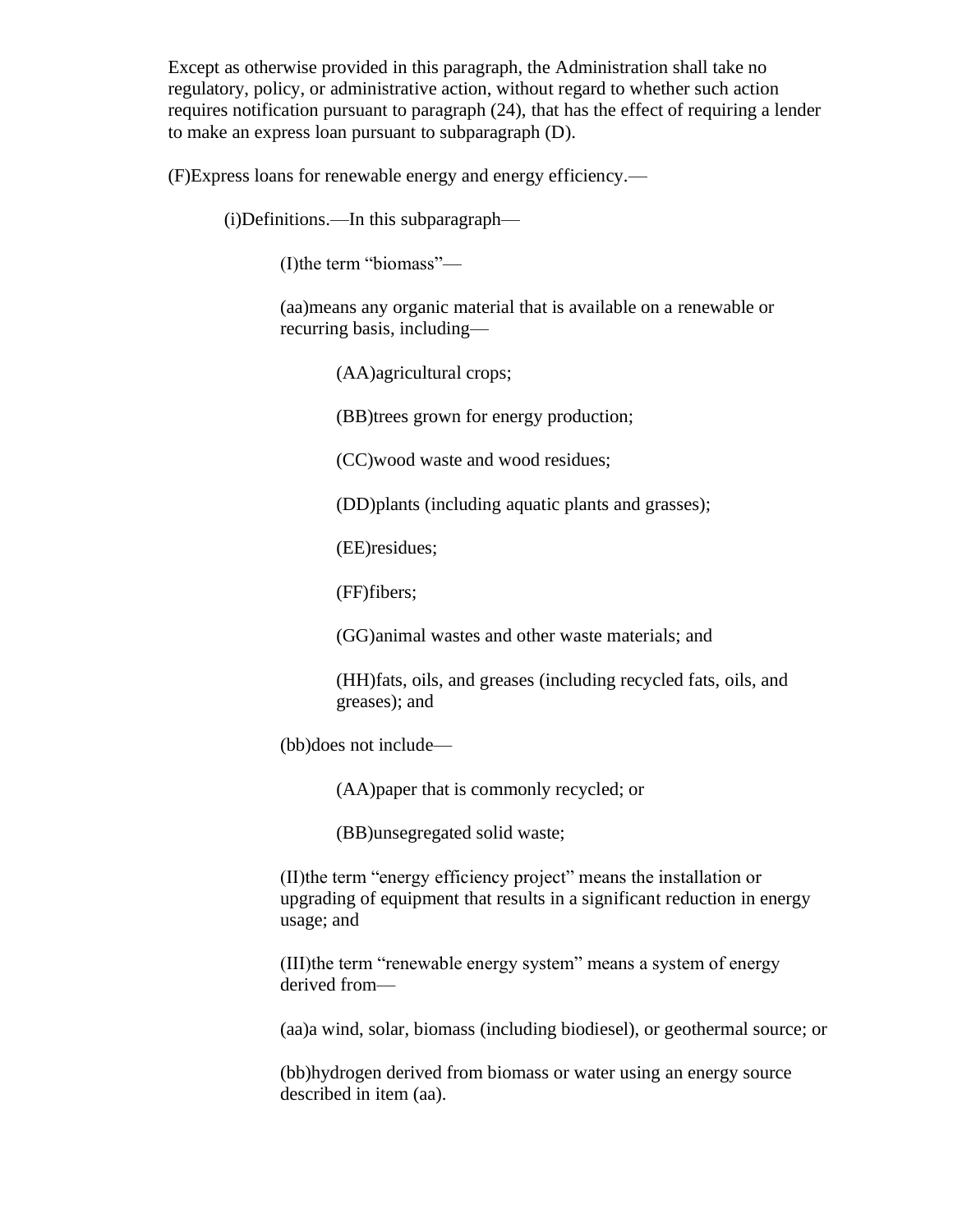Except as otherwise provided in this paragraph, the Administration shall take no regulatory, policy, or administrative action, without regard to whether such action requires notification pursuant to paragraph (24), that has the effect of requiring a lender to make an express loan pursuant to subparagraph (D).

(F)Express loans for renewable energy and energy efficiency.—

(i)Definitions.—In this subparagraph—

(I)the term “biomass”—

(aa)means any organic material that is available on a renewable or recurring basis, including—

(AA)agricultural crops;

(BB)trees grown for energy production;

(CC)wood waste and wood residues;

(DD)plants (including aquatic plants and grasses);

(EE)residues;

(FF)fibers;

(GG)animal wastes and other waste materials; and

(HH)fats, oils, and greases (including recycled fats, oils, and greases); and

(bb)does not include—

(AA)paper that is commonly recycled; or

(BB)unsegregated solid waste;

(II)the term “energy efficiency project” means the installation or upgrading of equipment that results in a significant reduction in energy usage; and

(III)the term “renewable energy system” means a system of energy derived from—

(aa)a wind, solar, biomass (including biodiesel), or geothermal source; or

(bb)hydrogen derived from biomass or water using an energy source described in item (aa).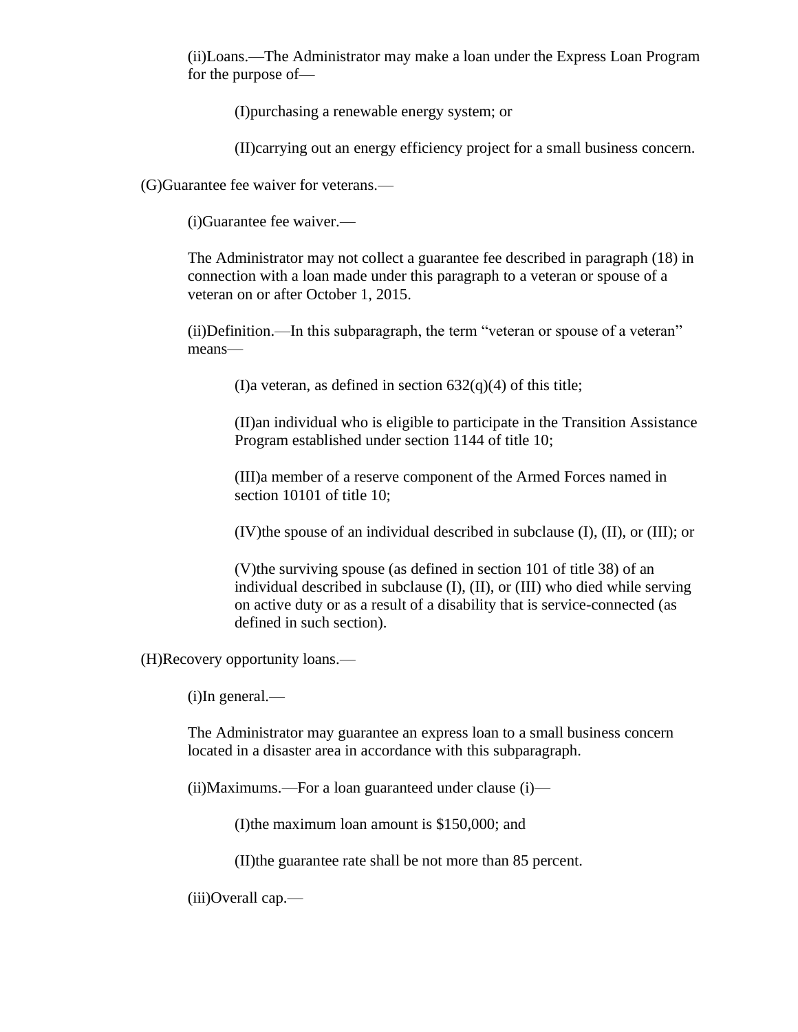(ii)Loans.—The Administrator may make a loan under the Express Loan Program for the purpose of—

(I)purchasing a renewable energy system; or

(II)carrying out an energy efficiency project for a small business concern.

(G)Guarantee fee waiver for veterans.—

(i)Guarantee fee waiver.—

The Administrator may not collect a guarantee fee described in paragraph (18) in connection with a loan made under this paragraph to a veteran or spouse of a veteran on or after October 1, 2015.

(ii)Definition.—In this subparagraph, the term "veteran or spouse of a veteran" means—

(I)a veteran, as defined in section 632(q)(4) of this title;

(II)an individual who is eligible to participate in the Transition Assistance Program established under section 1144 of title 10;

(III)a member of a reserve component of the Armed Forces named in section 10101 of title 10;

(IV)the spouse of an individual described in subclause (I), (II), or (III); or

(V)the surviving spouse (as defined in section 101 of title 38) of an individual described in subclause (I), (II), or (III) who died while serving on active duty or as a result of a disability that is service-connected (as defined in such section).

(H)Recovery opportunity loans.—

(i)In general.—

The Administrator may guarantee an express loan to a small business concern located in a disaster area in accordance with this subparagraph.

(ii)Maximums.—For a loan guaranteed under clause (i)—

(I)the maximum loan amount is $150,000; and

(II)the guarantee rate shall be not more than 85 percent.

(iii)Overall cap.—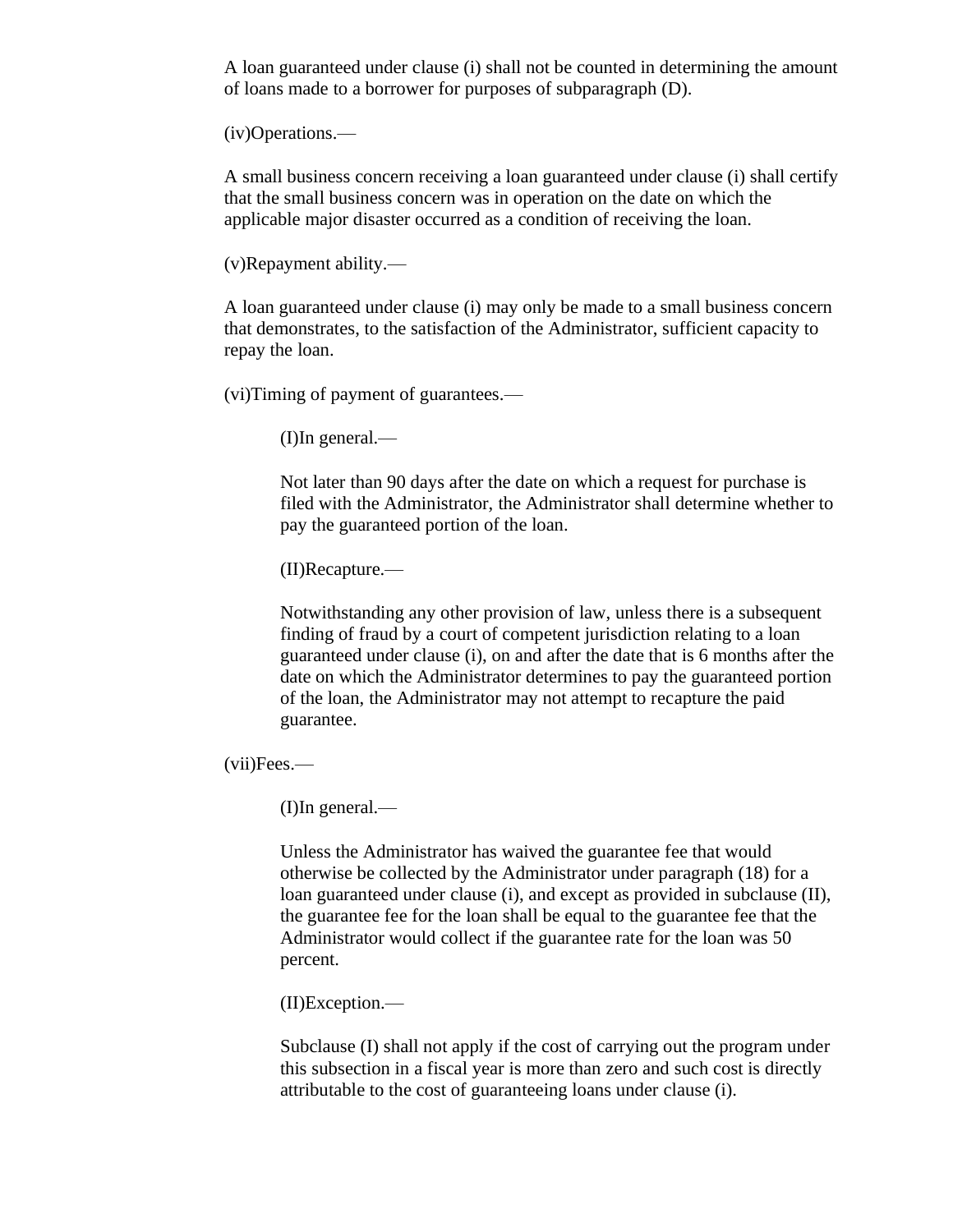A loan guaranteed under clause (i) shall not be counted in determining the amount of loans made to a borrower for purposes of subparagraph (D).

(iv)Operations.—

A small business concern receiving a loan guaranteed under clause (i) shall certify that the small business concern was in operation on the date on which the applicable major disaster occurred as a condition of receiving the loan.

(v)Repayment ability.—

A loan guaranteed under clause (i) may only be made to a small business concern that demonstrates, to the satisfaction of the Administrator, sufficient capacity to repay the loan.

(vi)Timing of payment of guarantees.—

(I)In general.—

Not later than 90 days after the date on which a request for purchase is filed with the Administrator, the Administrator shall determine whether to pay the guaranteed portion of the loan.

(II)Recapture.—

Notwithstanding any other provision of law, unless there is a subsequent finding of fraud by a court of competent jurisdiction relating to a loan guaranteed under clause (i), on and after the date that is 6 months after the date on which the Administrator determines to pay the guaranteed portion of the loan, the Administrator may not attempt to recapture the paid guarantee.

(vii)Fees.—

(I)In general.—

Unless the Administrator has waived the guarantee fee that would otherwise be collected by the Administrator under paragraph (18) for a loan guaranteed under clause (i), and except as provided in subclause (II), the guarantee fee for the loan shall be equal to the guarantee fee that the Administrator would collect if the guarantee rate for the loan was 50 percent.

(II)Exception.—

Subclause (I) shall not apply if the cost of carrying out the program under this subsection in a fiscal year is more than zero and such cost is directly attributable to the cost of guaranteeing loans under clause (i).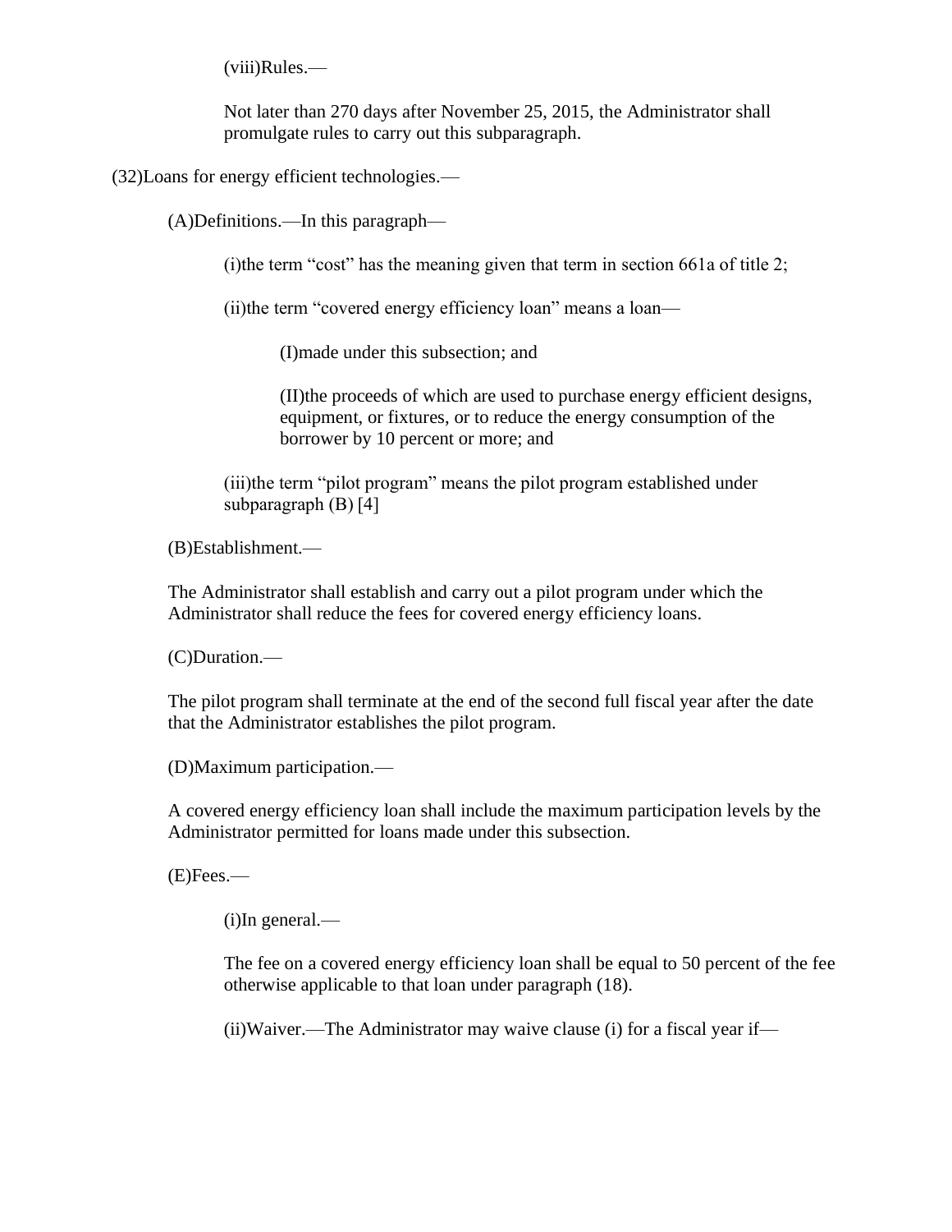(viii)Rules.—

Not later than 270 days after November 25, 2015, the Administrator shall promulgate rules to carry out this subparagraph.

(32)Loans for energy efficient technologies.—

(A)Definitions.—In this paragraph—

(i)the term "cost" has the meaning given that term in section 661a of title 2;

(ii)the term "covered energy efficiency loan" means a loan—

(I)made under this subsection; and

(II)the proceeds of which are used to purchase energy efficient designs, equipment, or fixtures, or to reduce the energy consumption of the borrower by 10 percent or more; and

(iii)the term "pilot program" means the pilot program established under subparagraph (B) [4]

(B)Establishment.—

The Administrator shall establish and carry out a pilot program under which the Administrator shall reduce the fees for covered energy efficiency loans.

(C)Duration.—

The pilot program shall terminate at the end of the second full fiscal year after the date that the Administrator establishes the pilot program.

(D)Maximum participation.—

A covered energy efficiency loan shall include the maximum participation levels by the Administrator permitted for loans made under this subsection.

(E)Fees.—

(i)In general.—

The fee on a covered energy efficiency loan shall be equal to 50 percent of the fee otherwise applicable to that loan under paragraph (18).

(ii)Waiver.—The Administrator may waive clause (i) for a fiscal year if—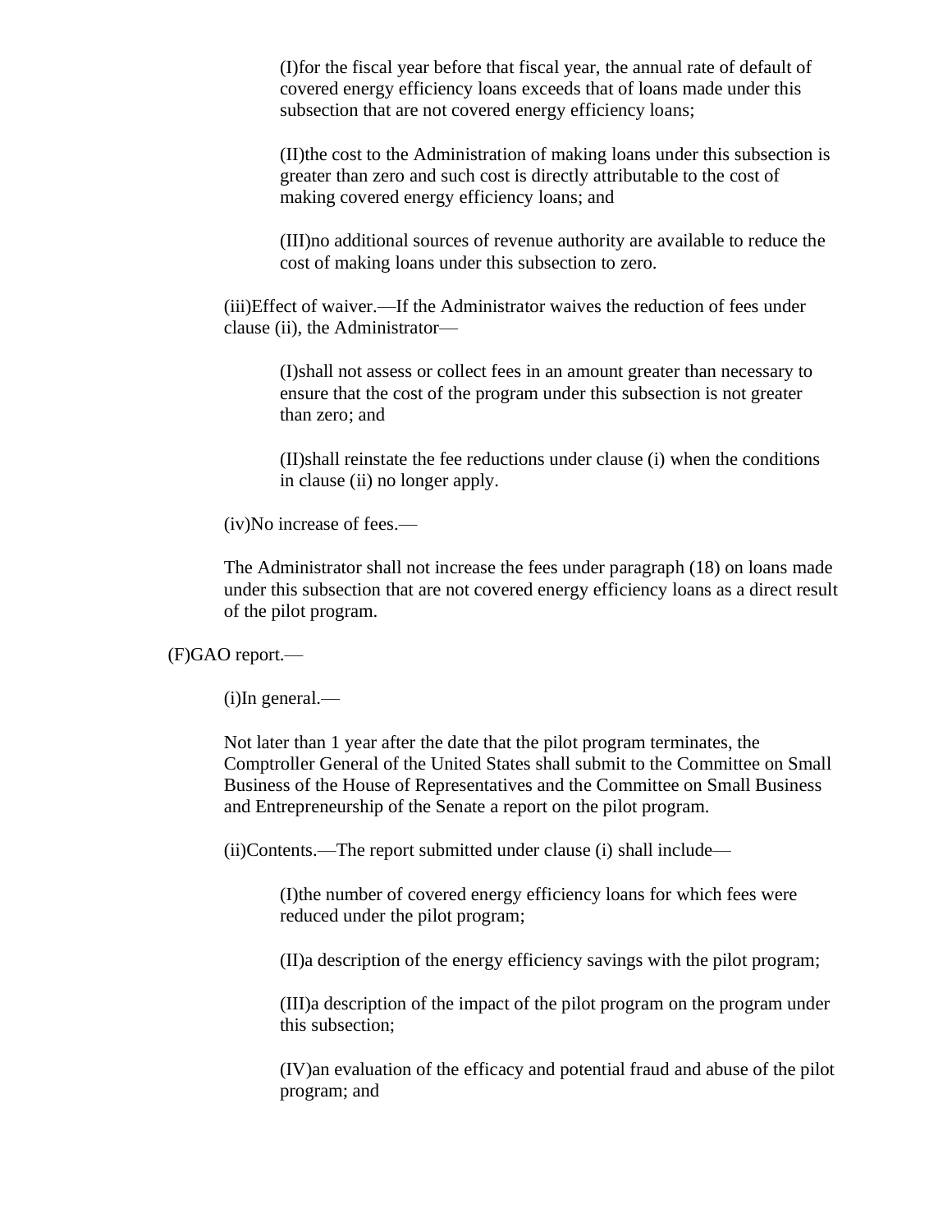(I)for the fiscal year before that fiscal year, the annual rate of default of covered energy efficiency loans exceeds that of loans made under this subsection that are not covered energy efficiency loans;

(II)the cost to the Administration of making loans under this subsection is greater than zero and such cost is directly attributable to the cost of making covered energy efficiency loans; and

(III)no additional sources of revenue authority are available to reduce the cost of making loans under this subsection to zero.

(iii)Effect of waiver.—If the Administrator waives the reduction of fees under clause (ii), the Administrator—

(I)shall not assess or collect fees in an amount greater than necessary to ensure that the cost of the program under this subsection is not greater than zero; and

(II)shall reinstate the fee reductions under clause (i) when the conditions in clause (ii) no longer apply.

(iv)No increase of fees.—

The Administrator shall not increase the fees under paragraph (18) on loans made under this subsection that are not covered energy efficiency loans as a direct result of the pilot program.

(F)GAO report.—

(i)In general.—

Not later than 1 year after the date that the pilot program terminates, the Comptroller General of the United States shall submit to the Committee on Small Business of the House of Representatives and the Committee on Small Business and Entrepreneurship of the Senate a report on the pilot program.

(ii)Contents.—The report submitted under clause (i) shall include—

(I)the number of covered energy efficiency loans for which fees were reduced under the pilot program;

(II)a description of the energy efficiency savings with the pilot program;

(III)a description of the impact of the pilot program on the program under this subsection;

(IV)an evaluation of the efficacy and potential fraud and abuse of the pilot program; and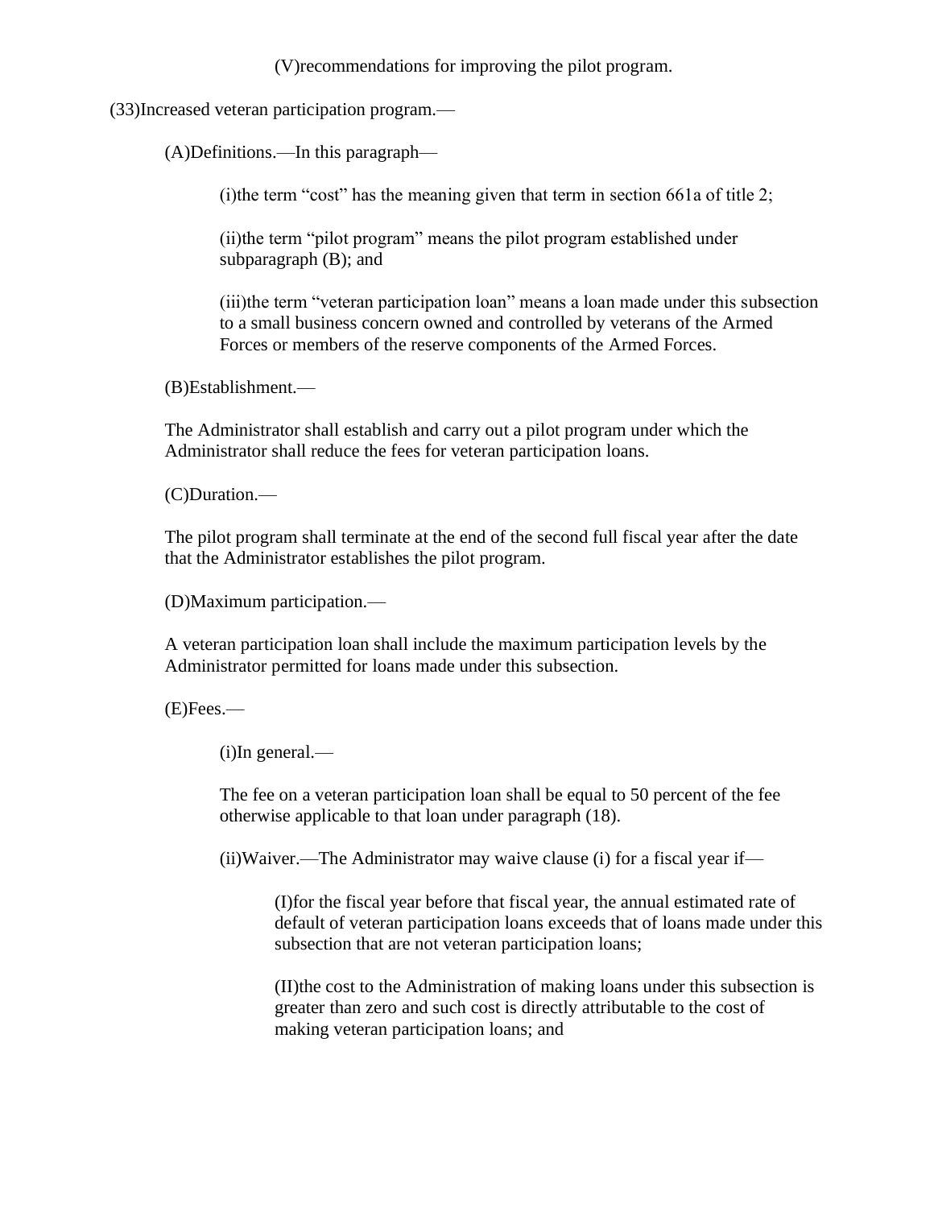(V)recommendations for improving the pilot program.

(33)Increased veteran participation program.—

(A)Definitions.—In this paragraph—

(i)the term “cost” has the meaning given that term in section 661a of title 2;

(ii)the term “pilot program” means the pilot program established under subparagraph (B); and

(iii)the term “veteran participation loan” means a loan made under this subsection to a small business concern owned and controlled by veterans of the Armed Forces or members of the reserve components of the Armed Forces.

(B)Establishment.—

The Administrator shall establish and carry out a pilot program under which the Administrator shall reduce the fees for veteran participation loans.

(C)Duration.—

The pilot program shall terminate at the end of the second full fiscal year after the date that the Administrator establishes the pilot program.

(D)Maximum participation.—

A veteran participation loan shall include the maximum participation levels by the Administrator permitted for loans made under this subsection.

(E)Fees.—

(i)In general.—

The fee on a veteran participation loan shall be equal to 50 percent of the fee otherwise applicable to that loan under paragraph (18).

(ii)Waiver.—The Administrator may waive clause (i) for a fiscal year if—

(I)for the fiscal year before that fiscal year, the annual estimated rate of default of veteran participation loans exceeds that of loans made under this subsection that are not veteran participation loans;

(II)the cost to the Administration of making loans under this subsection is greater than zero and such cost is directly attributable to the cost of making veteran participation loans; and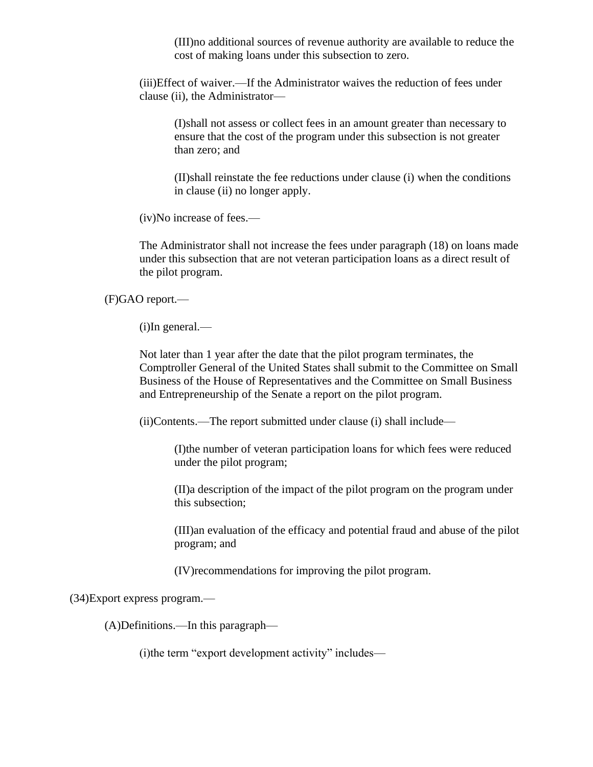(III)no additional sources of revenue authority are available to reduce the cost of making loans under this subsection to zero.

(iii)Effect of waiver.—If the Administrator waives the reduction of fees under clause (ii), the Administrator—

(I)shall not assess or collect fees in an amount greater than necessary to ensure that the cost of the program under this subsection is not greater than zero; and

(II)shall reinstate the fee reductions under clause (i) when the conditions in clause (ii) no longer apply.

(iv)No increase of fees.—

The Administrator shall not increase the fees under paragraph (18) on loans made under this subsection that are not veteran participation loans as a direct result of the pilot program.

(F)GAO report.—

(i)In general.—

Not later than 1 year after the date that the pilot program terminates, the Comptroller General of the United States shall submit to the Committee on Small Business of the House of Representatives and the Committee on Small Business and Entrepreneurship of the Senate a report on the pilot program.

(ii)Contents.—The report submitted under clause (i) shall include—

(I)the number of veteran participation loans for which fees were reduced under the pilot program;

(II)a description of the impact of the pilot program on the program under this subsection;

(III)an evaluation of the efficacy and potential fraud and abuse of the pilot program; and

(IV)recommendations for improving the pilot program.

(34)Export express program.—

(A)Definitions.—In this paragraph—

(i)the term “export development activity” includes—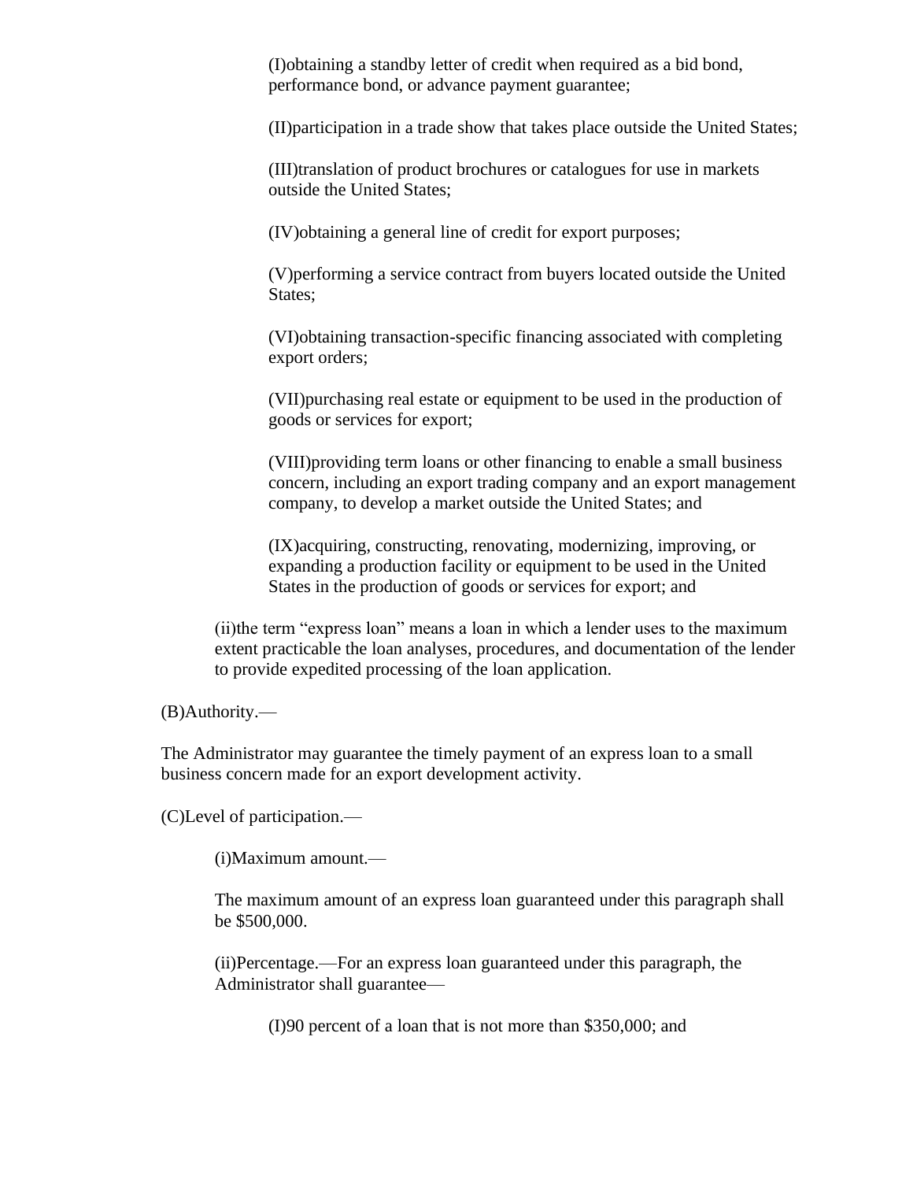(I)obtaining a standby letter of credit when required as a bid bond, performance bond, or advance payment guarantee;

(II)participation in a trade show that takes place outside the United States;

(III)translation of product brochures or catalogues for use in markets outside the United States;

(IV)obtaining a general line of credit for export purposes;

(V)performing a service contract from buyers located outside the United States;

(VI)obtaining transaction-specific financing associated with completing export orders;

(VII)purchasing real estate or equipment to be used in the production of goods or services for export;

(VIII)providing term loans or other financing to enable a small business concern, including an export trading company and an export management company, to develop a market outside the United States; and

(IX)acquiring, constructing, renovating, modernizing, improving, or expanding a production facility or equipment to be used in the United States in the production of goods or services for export; and

(ii)the term “express loan” means a loan in which a lender uses to the maximum extent practicable the loan analyses, procedures, and documentation of the lender to provide expedited processing of the loan application.

(B)Authority.—

The Administrator may guarantee the timely payment of an express loan to a small business concern made for an export development activity.

(C)Level of participation.—

(i)Maximum amount.—

The maximum amount of an express loan guaranteed under this paragraph shall be $500,000.

(ii)Percentage.—For an express loan guaranteed under this paragraph, the Administrator shall guarantee—

(I)90 percent of a loan that is not more than $350,000; and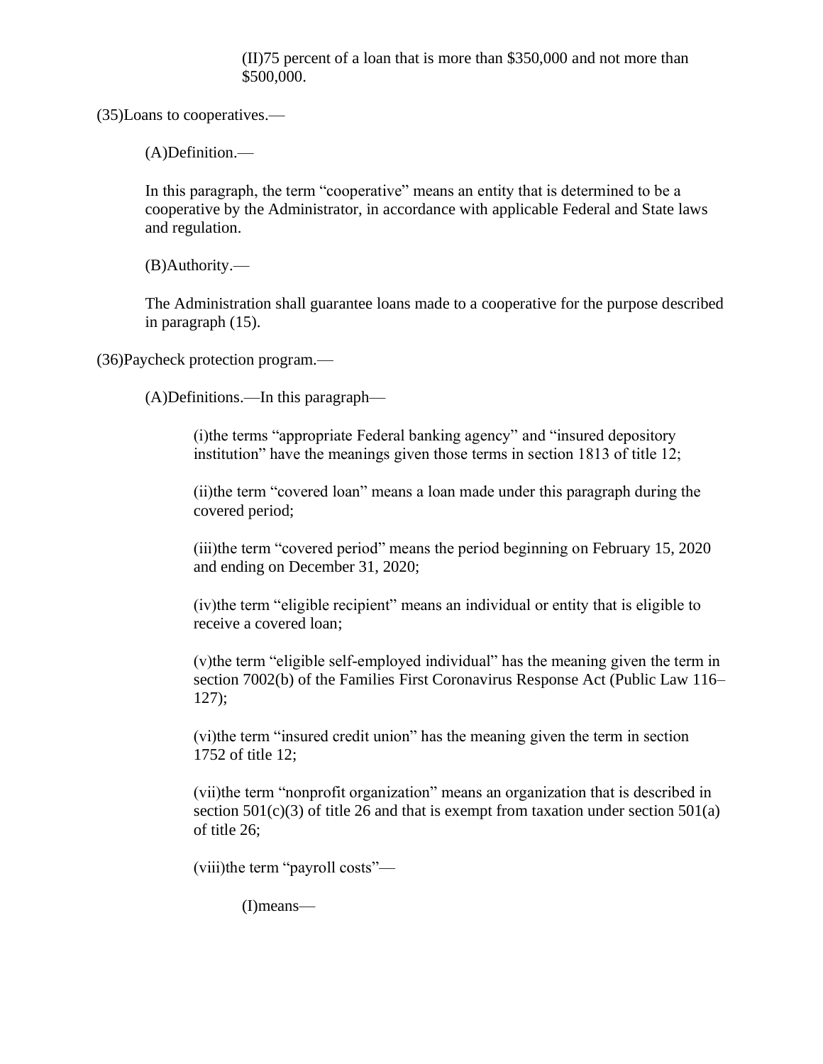(II)75 percent of a loan that is more than $350,000 and not more than $500,000.

(35)Loans to cooperatives.—

(A)Definition.—

In this paragraph, the term “cooperative” means an entity that is determined to be a cooperative by the Administrator, in accordance with applicable Federal and State laws and regulation.

(B)Authority.—

The Administration shall guarantee loans made to a cooperative for the purpose described in paragraph (15).

(36)Paycheck protection program.—

(A)Definitions.—In this paragraph—

(i)the terms “appropriate Federal banking agency” and “insured depository institution” have the meanings given those terms in section 1813 of title 12;

(ii)the term “covered loan” means a loan made under this paragraph during the covered period;

(iii)the term “covered period” means the period beginning on February 15, 2020 and ending on December 31, 2020;

(iv)the term “eligible recipient” means an individual or entity that is eligible to receive a covered loan;

(v)the term “eligible self-employed individual” has the meaning given the term in section 7002(b) of the Families First Coronavirus Response Act (Public Law 116–127);

(vi)the term “insured credit union” has the meaning given the term in section 1752 of title 12;

(vii)the term “nonprofit organization” means an organization that is described in section 501(c)(3) of title 26 and that is exempt from taxation under section 501(a) of title 26;

(viii)the term “payroll costs”—

(I)means—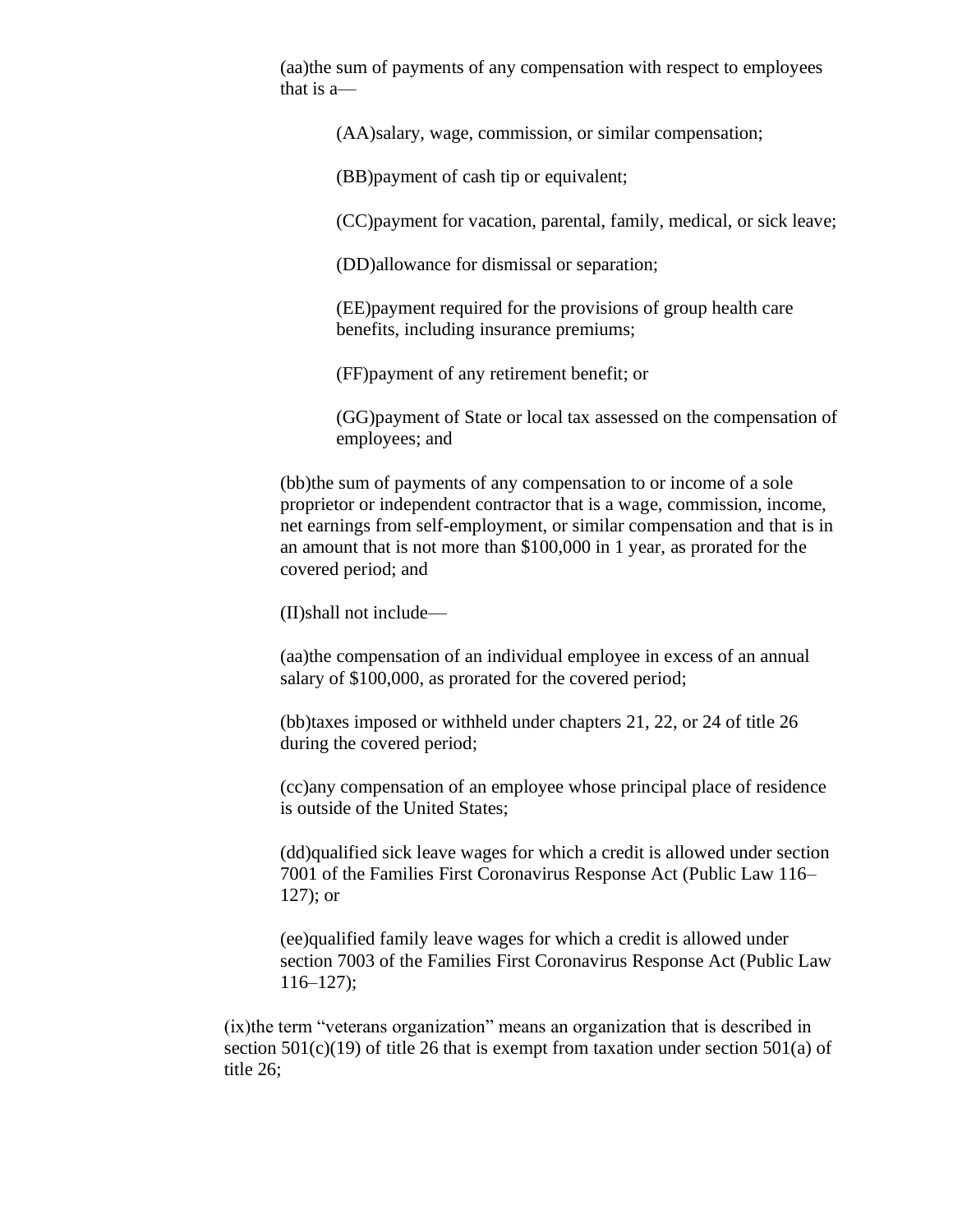(aa)the sum of payments of any compensation with respect to employees that is a—

(AA)salary, wage, commission, or similar compensation;

(BB)payment of cash tip or equivalent;

(CC)payment for vacation, parental, family, medical, or sick leave;

(DD)allowance for dismissal or separation;

(EE)payment required for the provisions of group health care benefits, including insurance premiums;

(FF)payment of any retirement benefit; or

(GG)payment of State or local tax assessed on the compensation of employees; and

(bb)the sum of payments of any compensation to or income of a sole proprietor or independent contractor that is a wage, commission, income, net earnings from self-employment, or similar compensation and that is in an amount that is not more than $100,000 in 1 year, as prorated for the covered period; and

(II)shall not include—

(aa)the compensation of an individual employee in excess of an annual salary of $100,000, as prorated for the covered period;

(bb)taxes imposed or withheld under chapters 21, 22, or 24 of title 26 during the covered period;

(cc)any compensation of an employee whose principal place of residence is outside of the United States;

(dd)qualified sick leave wages for which a credit is allowed under section 7001 of the Families First Coronavirus Response Act (Public Law 116–127); or

(ee)qualified family leave wages for which a credit is allowed under section 7003 of the Families First Coronavirus Response Act (Public Law 116–127);

(ix)the term "veterans organization" means an organization that is described in section 501(c)(19) of title 26 that is exempt from taxation under section 501(a) of title 26;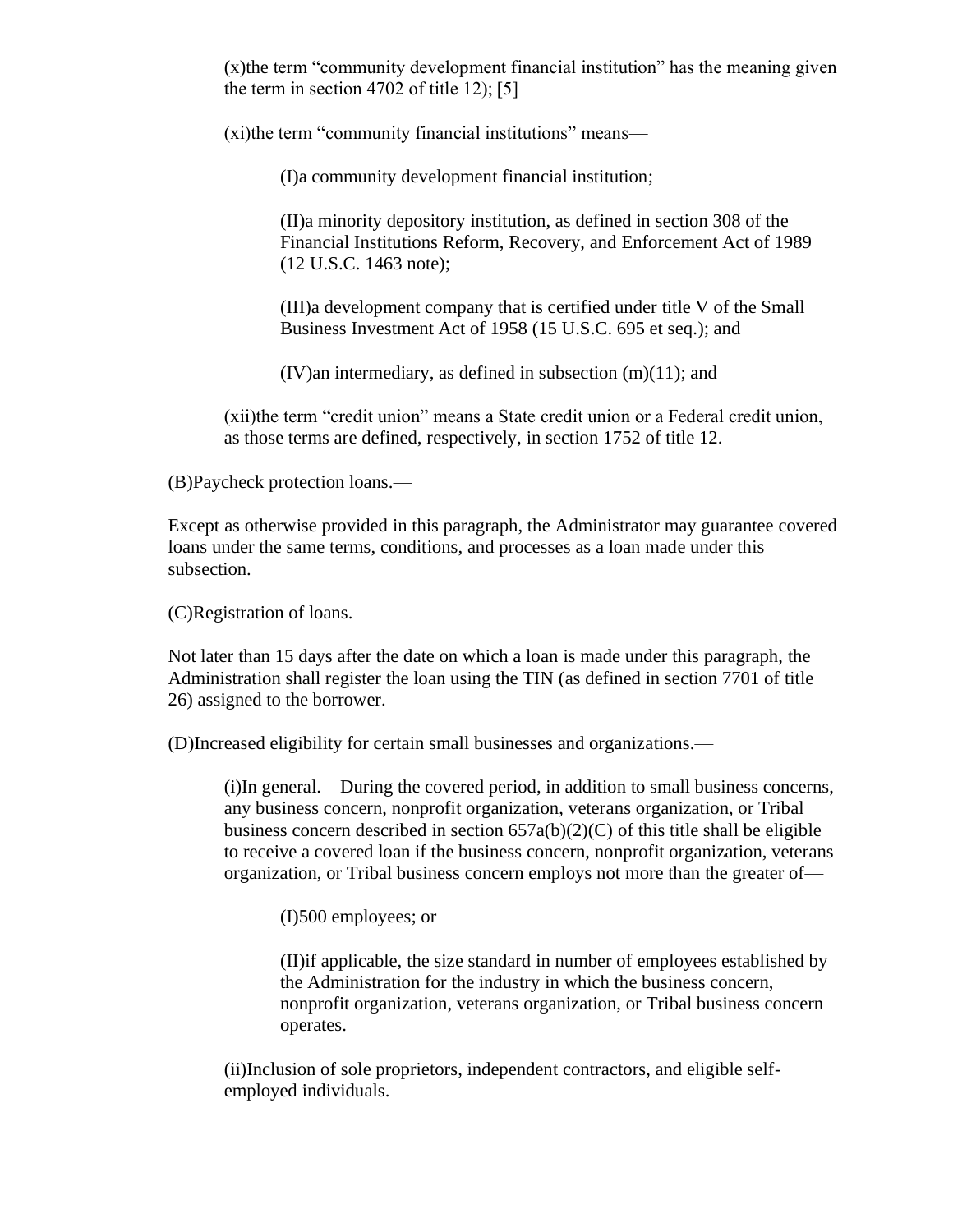(x)the term “community development financial institution” has the meaning given the term in section 4702 of title 12); [5]

(xi)the term “community financial institutions” means—

(I)a community development financial institution;

(II)a minority depository institution, as defined in section 308 of the Financial Institutions Reform, Recovery, and Enforcement Act of 1989 (12 U.S.C. 1463 note);

(III)a development company that is certified under title V of the Small Business Investment Act of 1958 (15 U.S.C. 695 et seq.); and

(IV)an intermediary, as defined in subsection (m)(11); and

(xii)the term “credit union” means a State credit union or a Federal credit union, as those terms are defined, respectively, in section 1752 of title 12.

(B)Paycheck protection loans.—

Except as otherwise provided in this paragraph, the Administrator may guarantee covered loans under the same terms, conditions, and processes as a loan made under this subsection.

(C)Registration of loans.—

Not later than 15 days after the date on which a loan is made under this paragraph, the Administration shall register the loan using the TIN (as defined in section 7701 of title 26) assigned to the borrower.

(D)Increased eligibility for certain small businesses and organizations.—

(i)In general.—During the covered period, in addition to small business concerns, any business concern, nonprofit organization, veterans organization, or Tribal business concern described in section 657a(b)(2)(C) of this title shall be eligible to receive a covered loan if the business concern, nonprofit organization, veterans organization, or Tribal business concern employs not more than the greater of—

(I)500 employees; or

(II)if applicable, the size standard in number of employees established by the Administration for the industry in which the business concern, nonprofit organization, veterans organization, or Tribal business concern operates.

(ii)Inclusion of sole proprietors, independent contractors, and eligible self-employed individuals.—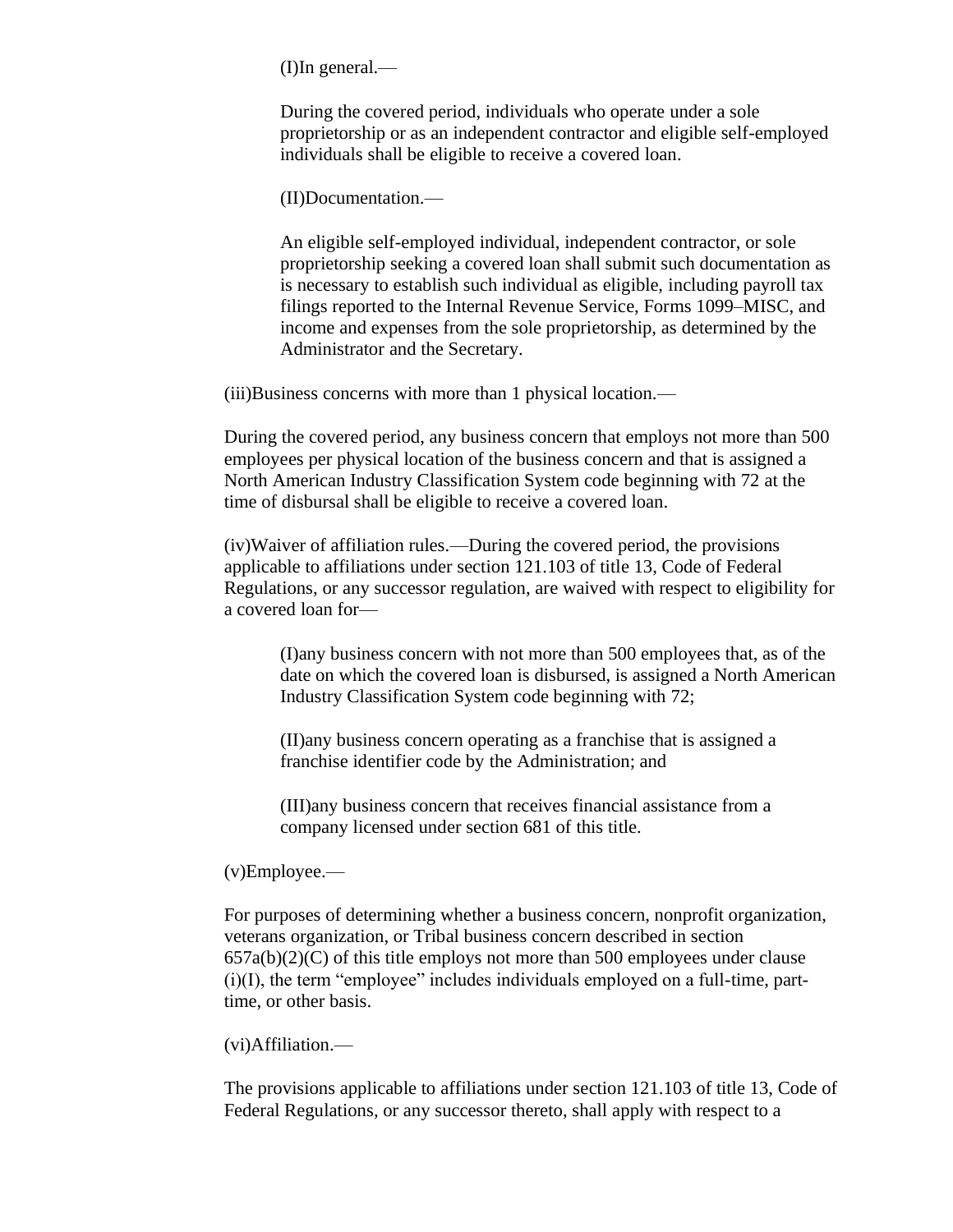(I)In general.—

During the covered period, individuals who operate under a sole proprietorship or as an independent contractor and eligible self-employed individuals shall be eligible to receive a covered loan.

(II)Documentation.—

An eligible self-employed individual, independent contractor, or sole proprietorship seeking a covered loan shall submit such documentation as is necessary to establish such individual as eligible, including payroll tax filings reported to the Internal Revenue Service, Forms 1099–MISC, and income and expenses from the sole proprietorship, as determined by the Administrator and the Secretary.

(iii)Business concerns with more than 1 physical location.—

During the covered period, any business concern that employs not more than 500 employees per physical location of the business concern and that is assigned a North American Industry Classification System code beginning with 72 at the time of disbursal shall be eligible to receive a covered loan.

(iv)Waiver of affiliation rules.—During the covered period, the provisions applicable to affiliations under section 121.103 of title 13, Code of Federal Regulations, or any successor regulation, are waived with respect to eligibility for a covered loan for—

(I)any business concern with not more than 500 employees that, as of the date on which the covered loan is disbursed, is assigned a North American Industry Classification System code beginning with 72;

(II)any business concern operating as a franchise that is assigned a franchise identifier code by the Administration; and

(III)any business concern that receives financial assistance from a company licensed under section 681 of this title.

(v)Employee.—

For purposes of determining whether a business concern, nonprofit organization, veterans organization, or Tribal business concern described in section 657a(b)(2)(C) of this title employs not more than 500 employees under clause (i)(I), the term "employee" includes individuals employed on a full-time, part-time, or other basis.

(vi)Affiliation.—

The provisions applicable to affiliations under section 121.103 of title 13, Code of Federal Regulations, or any successor thereto, shall apply with respect to a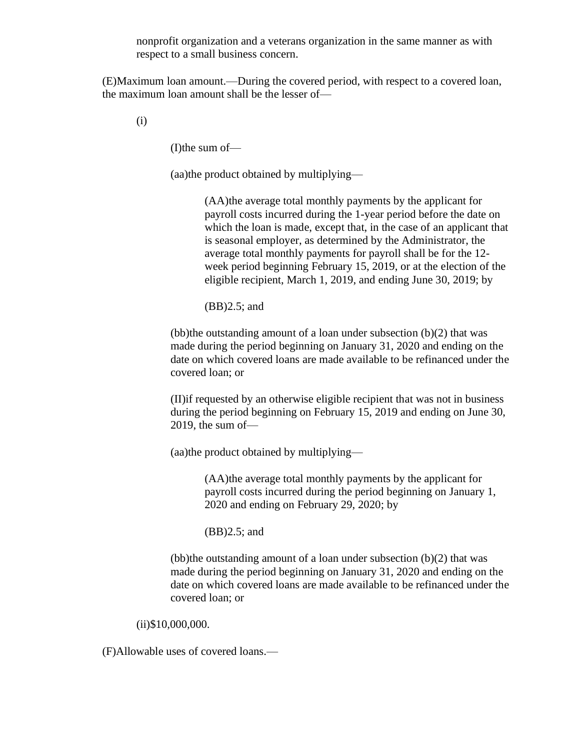nonprofit organization and a veterans organization in the same manner as with respect to a small business concern.

(E)Maximum loan amount.—During the covered period, with respect to a covered loan, the maximum loan amount shall be the lesser of—

(i)

(I)the sum of—

(aa)the product obtained by multiplying—

(AA)the average total monthly payments by the applicant for payroll costs incurred during the 1-year period before the date on which the loan is made, except that, in the case of an applicant that is seasonal employer, as determined by the Administrator, the average total monthly payments for payroll shall be for the 12-week period beginning February 15, 2019, or at the election of the eligible recipient, March 1, 2019, and ending June 30, 2019; by

(BB)2.5; and

(bb)the outstanding amount of a loan under subsection (b)(2) that was made during the period beginning on January 31, 2020 and ending on the date on which covered loans are made available to be refinanced under the covered loan; or

(II)if requested by an otherwise eligible recipient that was not in business during the period beginning on February 15, 2019 and ending on June 30, 2019, the sum of—

(aa)the product obtained by multiplying—

(AA)the average total monthly payments by the applicant for payroll costs incurred during the period beginning on January 1, 2020 and ending on February 29, 2020; by

(BB)2.5; and

(bb)the outstanding amount of a loan under subsection (b)(2) that was made during the period beginning on January 31, 2020 and ending on the date on which covered loans are made available to be refinanced under the covered loan; or

(ii)$10,000,000.

(F)Allowable uses of covered loans.—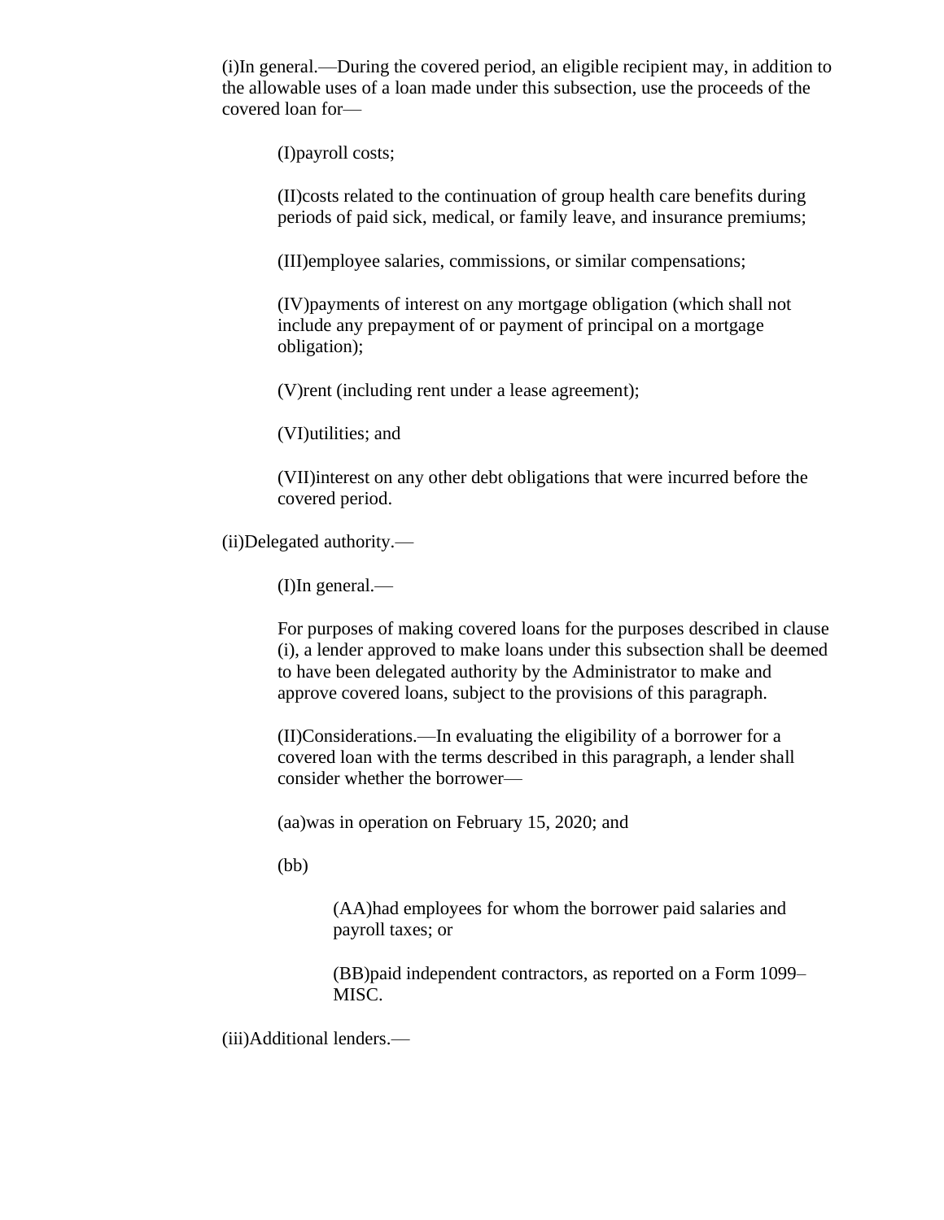(i)In general.—During the covered period, an eligible recipient may, in addition to the allowable uses of a loan made under this subsection, use the proceeds of the covered loan for—

> (I)payroll costs;
>
> (II)costs related to the continuation of group health care benefits during periods of paid sick, medical, or family leave, and insurance premiums;
>
> (III)employee salaries, commissions, or similar compensations;
>
> (IV)payments of interest on any mortgage obligation (which shall not include any prepayment of or payment of principal on a mortgage obligation);
>
> (V)rent (including rent under a lease agreement);
>
> (VI)utilities; and
>
> (VII)interest on any other debt obligations that were incurred before the covered period.

(ii)Delegated authority.—

> (I)In general.—
>
> For purposes of making covered loans for the purposes described in clause (i), a lender approved to make loans under this subsection shall be deemed to have been delegated authority by the Administrator to make and approve covered loans, subject to the provisions of this paragraph.
>
> (II)Considerations.—In evaluating the eligibility of a borrower for a covered loan with the terms described in this paragraph, a lender shall consider whether the borrower—
>
> (aa)was in operation on February 15, 2020; and
>
> (bb)
>
> > (AA)had employees for whom the borrower paid salaries and payroll taxes; or
> >
> > (BB)paid independent contractors, as reported on a Form 1099–MISC.

(iii)Additional lenders.—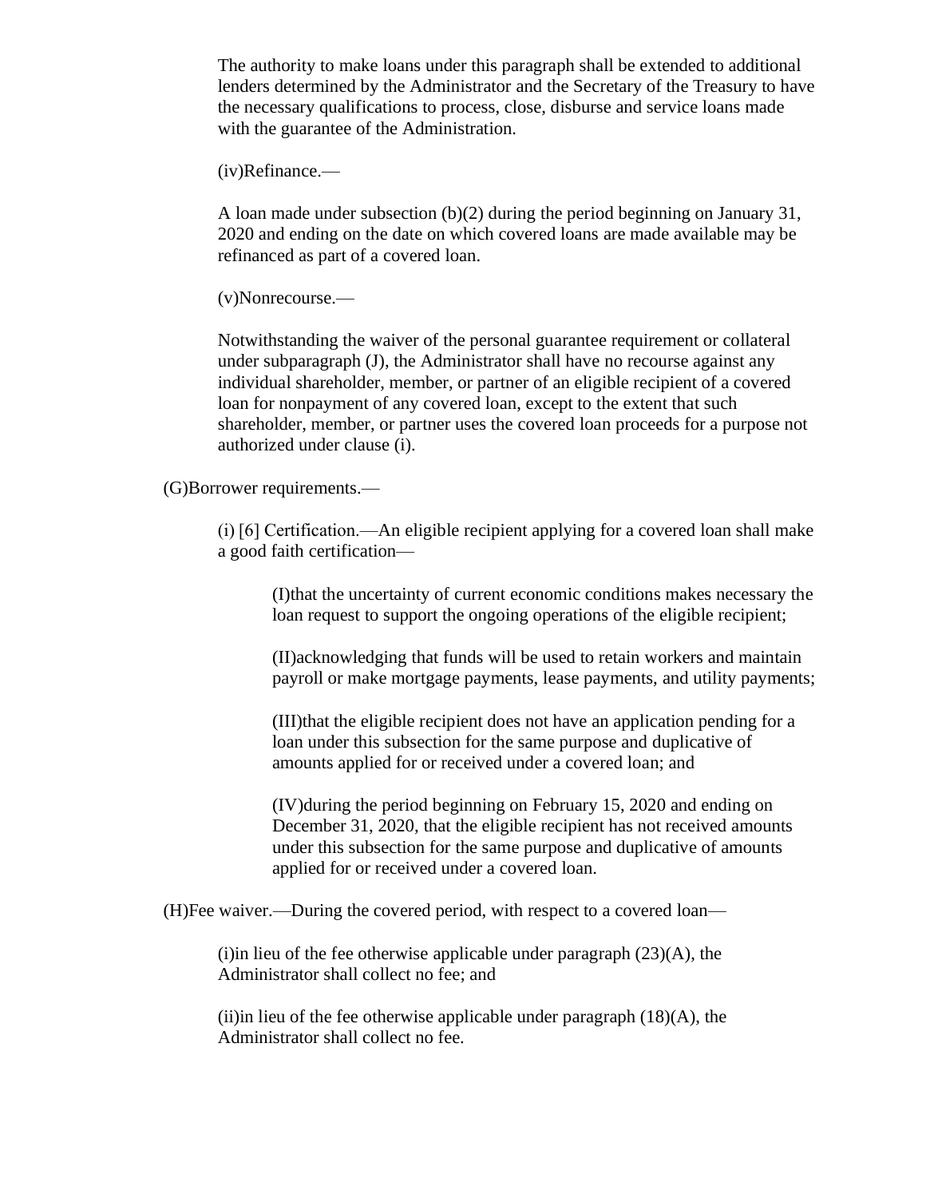The authority to make loans under this paragraph shall be extended to additional lenders determined by the Administrator and the Secretary of the Treasury to have the necessary qualifications to process, close, disburse and service loans made with the guarantee of the Administration.

(iv)Refinance.—

A loan made under subsection (b)(2) during the period beginning on January 31, 2020 and ending on the date on which covered loans are made available may be refinanced as part of a covered loan.

(v)Nonrecourse.—

Notwithstanding the waiver of the personal guarantee requirement or collateral under subparagraph (J), the Administrator shall have no recourse against any individual shareholder, member, or partner of an eligible recipient of a covered loan for nonpayment of any covered loan, except to the extent that such shareholder, member, or partner uses the covered loan proceeds for a purpose not authorized under clause (i).

(G)Borrower requirements.—

(i) [6] Certification.—An eligible recipient applying for a covered loan shall make a good faith certification—

(I)that the uncertainty of current economic conditions makes necessary the loan request to support the ongoing operations of the eligible recipient;

(II)acknowledging that funds will be used to retain workers and maintain payroll or make mortgage payments, lease payments, and utility payments;

(III)that the eligible recipient does not have an application pending for a loan under this subsection for the same purpose and duplicative of amounts applied for or received under a covered loan; and

(IV)during the period beginning on February 15, 2020 and ending on December 31, 2020, that the eligible recipient has not received amounts under this subsection for the same purpose and duplicative of amounts applied for or received under a covered loan.

(H)Fee waiver.—During the covered period, with respect to a covered loan—

(i)in lieu of the fee otherwise applicable under paragraph (23)(A), the Administrator shall collect no fee; and

(ii)in lieu of the fee otherwise applicable under paragraph (18)(A), the Administrator shall collect no fee.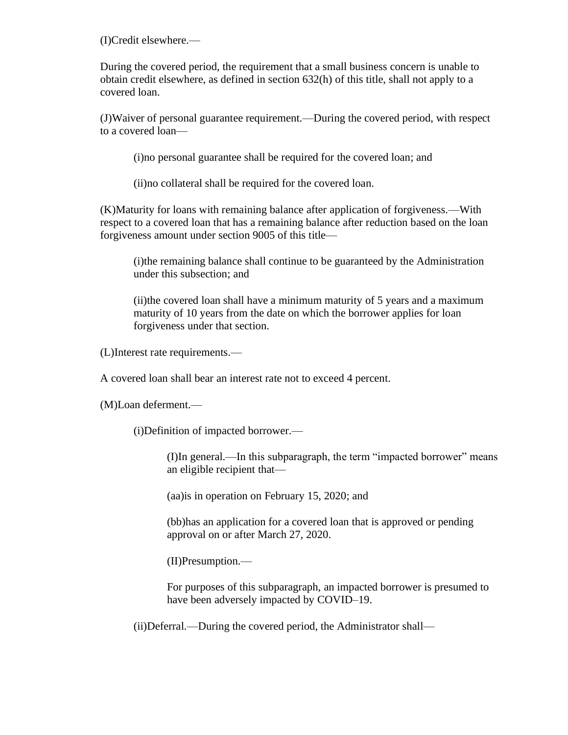(I)Credit elsewhere.—

During the covered period, the requirement that a small business concern is unable to obtain credit elsewhere, as defined in section 632(h) of this title, shall not apply to a covered loan.

(J)Waiver of personal guarantee requirement.—During the covered period, with respect to a covered loan—

> (i)no personal guarantee shall be required for the covered loan; and
>
> (ii)no collateral shall be required for the covered loan.

(K)Maturity for loans with remaining balance after application of forgiveness.—With respect to a covered loan that has a remaining balance after reduction based on the loan forgiveness amount under section 9005 of this title—

> (i)the remaining balance shall continue to be guaranteed by the Administration under this subsection; and
>
> (ii)the covered loan shall have a minimum maturity of 5 years and a maximum maturity of 10 years from the date on which the borrower applies for loan forgiveness under that section.

(L)Interest rate requirements.—

A covered loan shall bear an interest rate not to exceed 4 percent.

(M)Loan deferment.—

> (i)Definition of impacted borrower.—
>
> > (I)In general.—In this subparagraph, the term "impacted borrower" means an eligible recipient that—
> >
> > (aa)is in operation on February 15, 2020; and
> >
> > (bb)has an application for a covered loan that is approved or pending approval on or after March 27, 2020.
> >
> > (II)Presumption.—
> >
> > For purposes of this subparagraph, an impacted borrower is presumed to have been adversely impacted by COVID–19.
>
> (ii)Deferral.—During the covered period, the Administrator shall—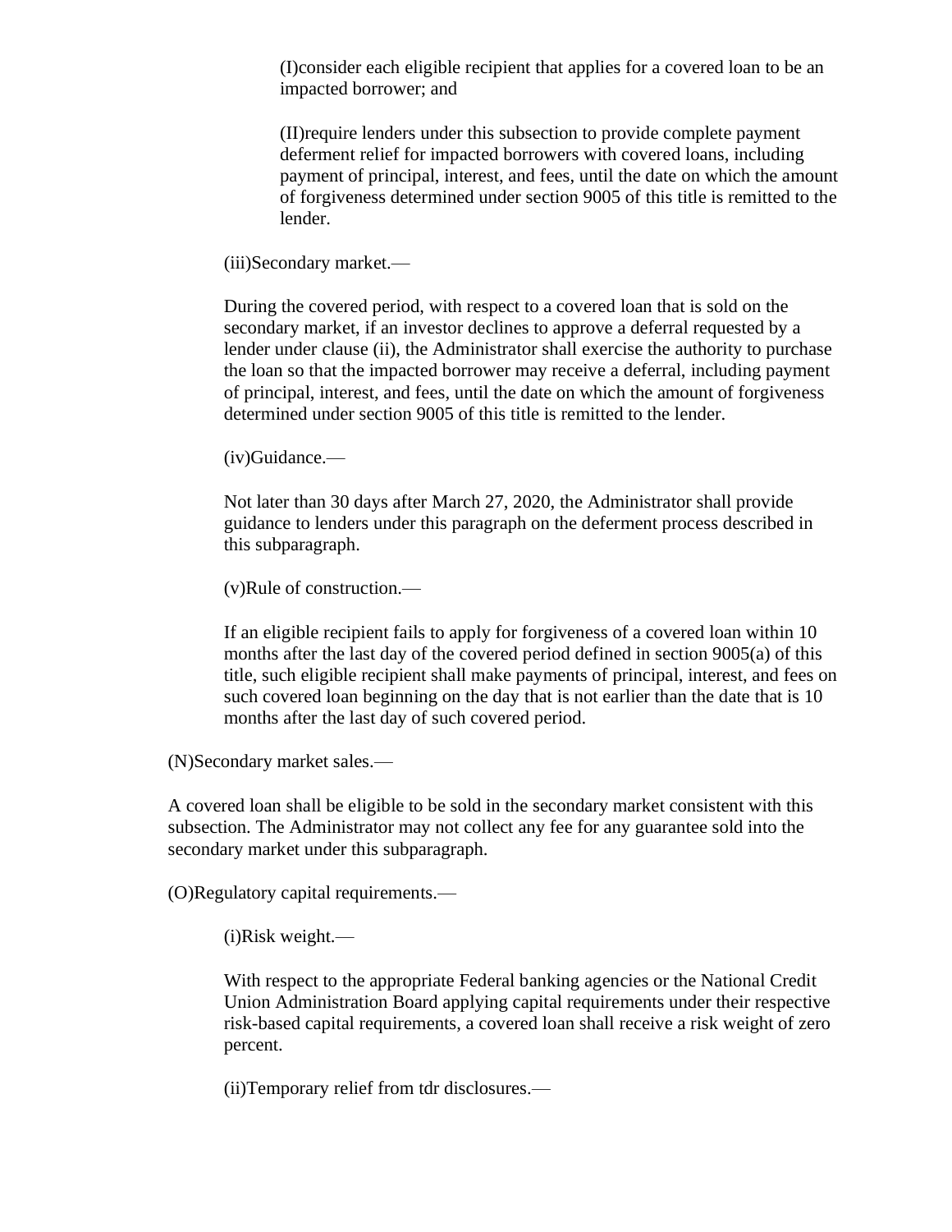(I)consider each eligible recipient that applies for a covered loan to be an impacted borrower; and

(II)require lenders under this subsection to provide complete payment deferment relief for impacted borrowers with covered loans, including payment of principal, interest, and fees, until the date on which the amount of forgiveness determined under section 9005 of this title is remitted to the lender.

(iii)Secondary market.—

During the covered period, with respect to a covered loan that is sold on the secondary market, if an investor declines to approve a deferral requested by a lender under clause (ii), the Administrator shall exercise the authority to purchase the loan so that the impacted borrower may receive a deferral, including payment of principal, interest, and fees, until the date on which the amount of forgiveness determined under section 9005 of this title is remitted to the lender.

(iv)Guidance.—

Not later than 30 days after March 27, 2020, the Administrator shall provide guidance to lenders under this paragraph on the deferment process described in this subparagraph.

(v)Rule of construction.—

If an eligible recipient fails to apply for forgiveness of a covered loan within 10 months after the last day of the covered period defined in section 9005(a) of this title, such eligible recipient shall make payments of principal, interest, and fees on such covered loan beginning on the day that is not earlier than the date that is 10 months after the last day of such covered period.

(N)Secondary market sales.—

A covered loan shall be eligible to be sold in the secondary market consistent with this subsection. The Administrator may not collect any fee for any guarantee sold into the secondary market under this subparagraph.

(O)Regulatory capital requirements.—

(i)Risk weight.—

With respect to the appropriate Federal banking agencies or the National Credit Union Administration Board applying capital requirements under their respective risk-based capital requirements, a covered loan shall receive a risk weight of zero percent.

(ii)Temporary relief from tdr disclosures.—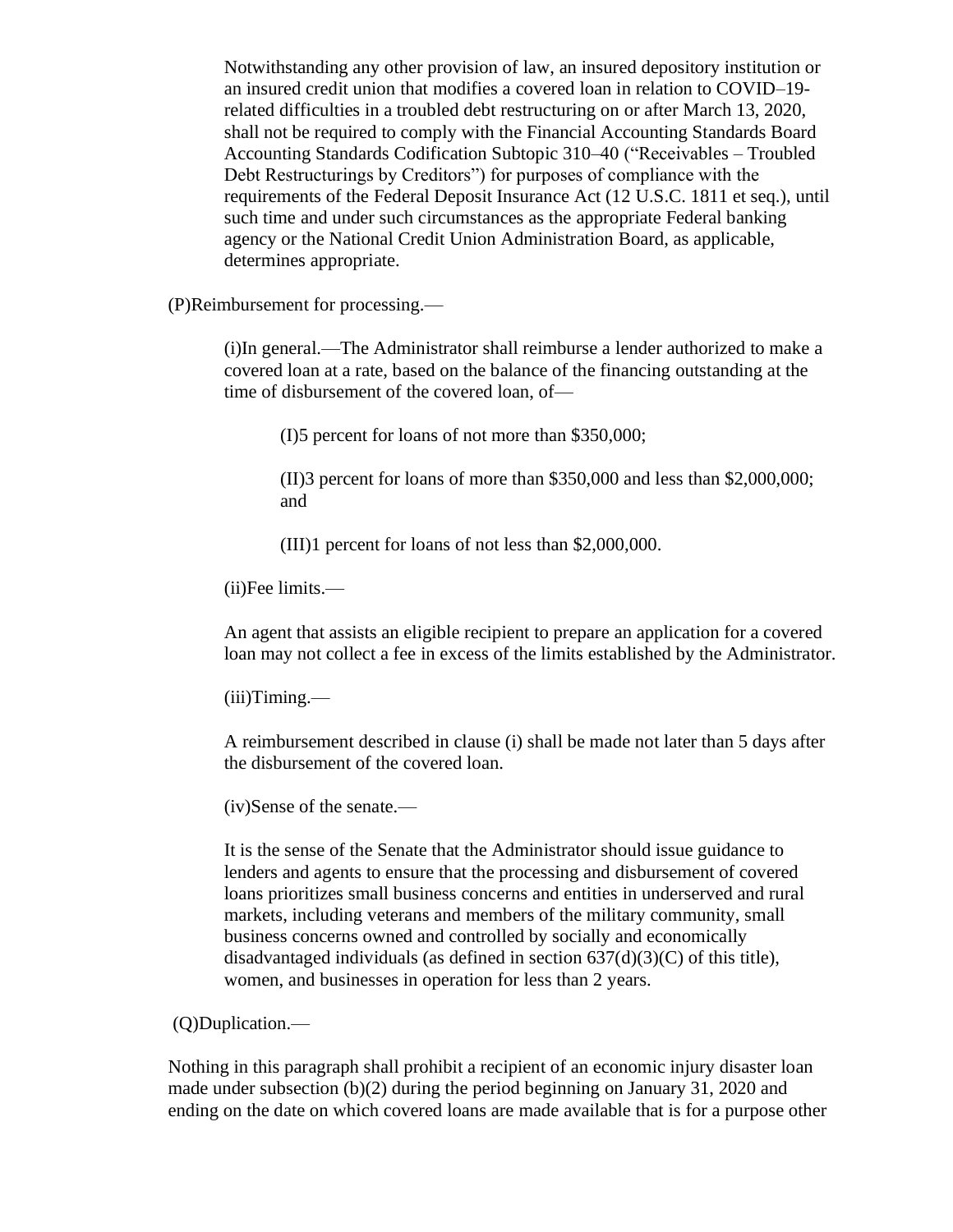Notwithstanding any other provision of law, an insured depository institution or an insured credit union that modifies a covered loan in relation to COVID–19-related difficulties in a troubled debt restructuring on or after March 13, 2020, shall not be required to comply with the Financial Accounting Standards Board Accounting Standards Codification Subtopic 310–40 ("Receivables – Troubled Debt Restructurings by Creditors") for purposes of compliance with the requirements of the Federal Deposit Insurance Act (12 U.S.C. 1811 et seq.), until such time and under such circumstances as the appropriate Federal banking agency or the National Credit Union Administration Board, as applicable, determines appropriate.

(P)Reimbursement for processing.—

(i)In general.—The Administrator shall reimburse a lender authorized to make a covered loan at a rate, based on the balance of the financing outstanding at the time of disbursement of the covered loan, of—

(I)5 percent for loans of not more than $350,000;

(II)3 percent for loans of more than $350,000 and less than $2,000,000; and

(III)1 percent for loans of not less than $2,000,000.

(ii)Fee limits.—

An agent that assists an eligible recipient to prepare an application for a covered loan may not collect a fee in excess of the limits established by the Administrator.

(iii)Timing.—

A reimbursement described in clause (i) shall be made not later than 5 days after the disbursement of the covered loan.

(iv)Sense of the senate.—

It is the sense of the Senate that the Administrator should issue guidance to lenders and agents to ensure that the processing and disbursement of covered loans prioritizes small business concerns and entities in underserved and rural markets, including veterans and members of the military community, small business concerns owned and controlled by socially and economically disadvantaged individuals (as defined in section 637(d)(3)(C) of this title), women, and businesses in operation for less than 2 years.

(Q)Duplication.—

Nothing in this paragraph shall prohibit a recipient of an economic injury disaster loan made under subsection (b)(2) during the period beginning on January 31, 2020 and ending on the date on which covered loans are made available that is for a purpose other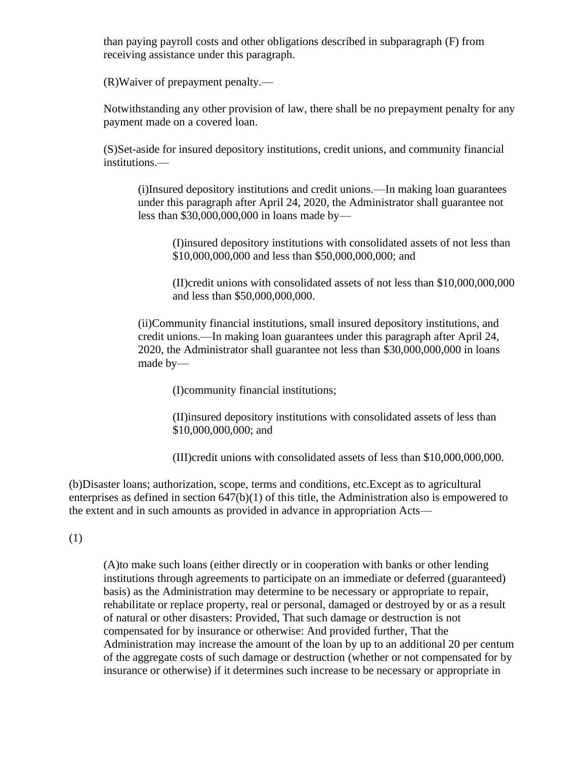than paying payroll costs and other obligations described in subparagraph (F) from receiving assistance under this paragraph.

(R)Waiver of prepayment penalty.—

Notwithstanding any other provision of law, there shall be no prepayment penalty for any payment made on a covered loan.

(S)Set-aside for insured depository institutions, credit unions, and community financial institutions.—

(i)Insured depository institutions and credit unions.—In making loan guarantees under this paragraph after April 24, 2020, the Administrator shall guarantee not less than $30,000,000,000 in loans made by—

(I)insured depository institutions with consolidated assets of not less than $10,000,000,000 and less than $50,000,000,000; and

(II)credit unions with consolidated assets of not less than $10,000,000,000 and less than $50,000,000,000.

(ii)Community financial institutions, small insured depository institutions, and credit unions.—In making loan guarantees under this paragraph after April 24, 2020, the Administrator shall guarantee not less than $30,000,000,000 in loans made by—

(I)community financial institutions;

(II)insured depository institutions with consolidated assets of less than $10,000,000,000; and

(III)credit unions with consolidated assets of less than $10,000,000,000.

(b)Disaster loans; authorization, scope, terms and conditions, etc.Except as to agricultural enterprises as defined in section 647(b)(1) of this title, the Administration also is empowered to the extent and in such amounts as provided in advance in appropriation Acts—

(1)

(A)to make such loans (either directly or in cooperation with banks or other lending institutions through agreements to participate on an immediate or deferred (guaranteed) basis) as the Administration may determine to be necessary or appropriate to repair, rehabilitate or replace property, real or personal, damaged or destroyed by or as a result of natural or other disasters: Provided, That such damage or destruction is not compensated for by insurance or otherwise: And provided further, That the Administration may increase the amount of the loan by up to an additional 20 per centum of the aggregate costs of such damage or destruction (whether or not compensated for by insurance or otherwise) if it determines such increase to be necessary or appropriate in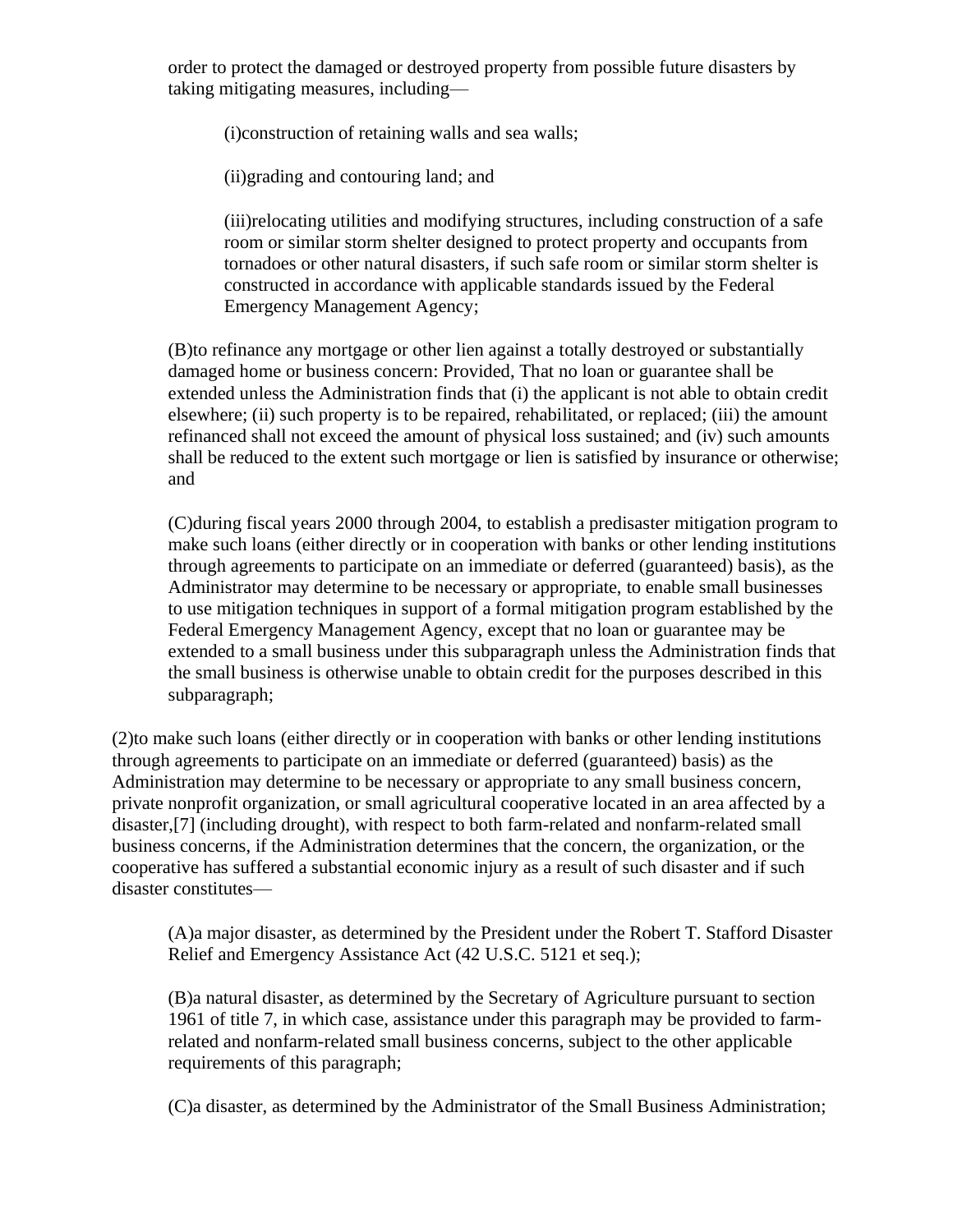order to protect the damaged or destroyed property from possible future disasters by taking mitigating measures, including—

(i)construction of retaining walls and sea walls;

(ii)grading and contouring land; and

(iii)relocating utilities and modifying structures, including construction of a safe room or similar storm shelter designed to protect property and occupants from tornadoes or other natural disasters, if such safe room or similar storm shelter is constructed in accordance with applicable standards issued by the Federal Emergency Management Agency;

(B)to refinance any mortgage or other lien against a totally destroyed or substantially damaged home or business concern: Provided, That no loan or guarantee shall be extended unless the Administration finds that (i) the applicant is not able to obtain credit elsewhere; (ii) such property is to be repaired, rehabilitated, or replaced; (iii) the amount refinanced shall not exceed the amount of physical loss sustained; and (iv) such amounts shall be reduced to the extent such mortgage or lien is satisfied by insurance or otherwise; and

(C)during fiscal years 2000 through 2004, to establish a predisaster mitigation program to make such loans (either directly or in cooperation with banks or other lending institutions through agreements to participate on an immediate or deferred (guaranteed) basis), as the Administrator may determine to be necessary or appropriate, to enable small businesses to use mitigation techniques in support of a formal mitigation program established by the Federal Emergency Management Agency, except that no loan or guarantee may be extended to a small business under this subparagraph unless the Administration finds that the small business is otherwise unable to obtain credit for the purposes described in this subparagraph;

(2)to make such loans (either directly or in cooperation with banks or other lending institutions through agreements to participate on an immediate or deferred (guaranteed) basis) as the Administration may determine to be necessary or appropriate to any small business concern, private nonprofit organization, or small agricultural cooperative located in an area affected by a disaster,[7] (including drought), with respect to both farm-related and nonfarm-related small business concerns, if the Administration determines that the concern, the organization, or the cooperative has suffered a substantial economic injury as a result of such disaster and if such disaster constitutes—

(A)a major disaster, as determined by the President under the Robert T. Stafford Disaster Relief and Emergency Assistance Act (42 U.S.C. 5121 et seq.);

(B)a natural disaster, as determined by the Secretary of Agriculture pursuant to section 1961 of title 7, in which case, assistance under this paragraph may be provided to farm-related and nonfarm-related small business concerns, subject to the other applicable requirements of this paragraph;

(C)a disaster, as determined by the Administrator of the Small Business Administration;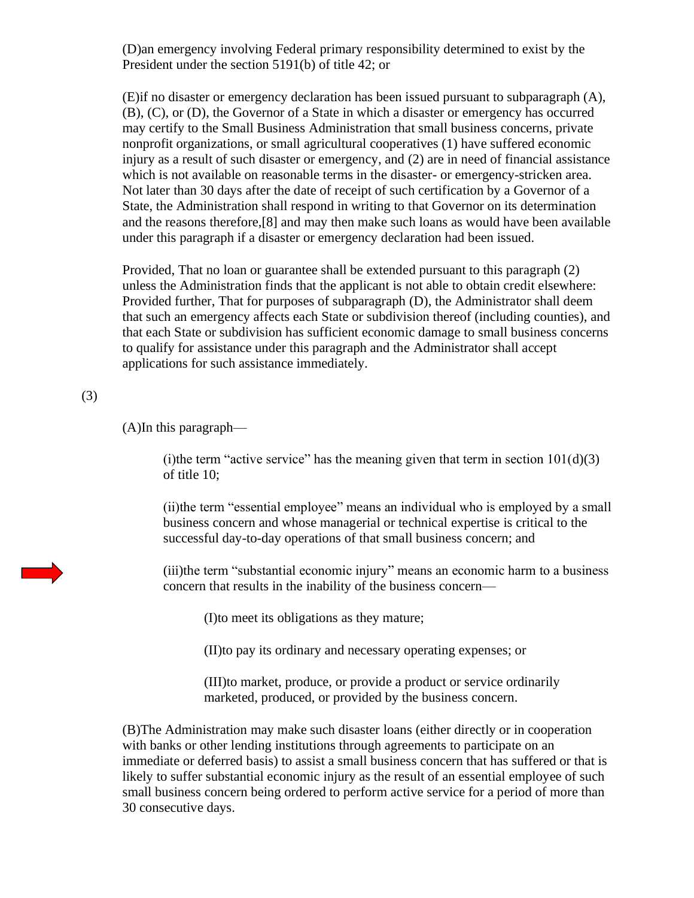(D)an emergency involving Federal primary responsibility determined to exist by the President under the section 5191(b) of title 42; or

(E)if no disaster or emergency declaration has been issued pursuant to subparagraph (A), (B), (C), or (D), the Governor of a State in which a disaster or emergency has occurred may certify to the Small Business Administration that small business concerns, private nonprofit organizations, or small agricultural cooperatives (1) have suffered economic injury as a result of such disaster or emergency, and (2) are in need of financial assistance which is not available on reasonable terms in the disaster- or emergency-stricken area. Not later than 30 days after the date of receipt of such certification by a Governor of a State, the Administration shall respond in writing to that Governor on its determination and the reasons therefore,[8] and may then make such loans as would have been available under this paragraph if a disaster or emergency declaration had been issued.

Provided, That no loan or guarantee shall be extended pursuant to this paragraph (2) unless the Administration finds that the applicant is not able to obtain credit elsewhere: Provided further, That for purposes of subparagraph (D), the Administrator shall deem that such an emergency affects each State or subdivision thereof (including counties), and that each State or subdivision has sufficient economic damage to small business concerns to qualify for assistance under this paragraph and the Administrator shall accept applications for such assistance immediately.

(3)

(A)In this paragraph—

(i)the term "active service" has the meaning given that term in section 101(d)(3) of title 10;

(ii)the term "essential employee" means an individual who is employed by a small business concern and whose managerial or technical expertise is critical to the successful day-to-day operations of that small business concern; and

(iii)the term "substantial economic injury" means an economic harm to a business concern that results in the inability of the business concern—

(I)to meet its obligations as they mature;

(II)to pay its ordinary and necessary operating expenses; or

(III)to market, produce, or provide a product or service ordinarily marketed, produced, or provided by the business concern.

(B)The Administration may make such disaster loans (either directly or in cooperation with banks or other lending institutions through agreements to participate on an immediate or deferred basis) to assist a small business concern that has suffered or that is likely to suffer substantial economic injury as the result of an essential employee of such small business concern being ordered to perform active service for a period of more than 30 consecutive days.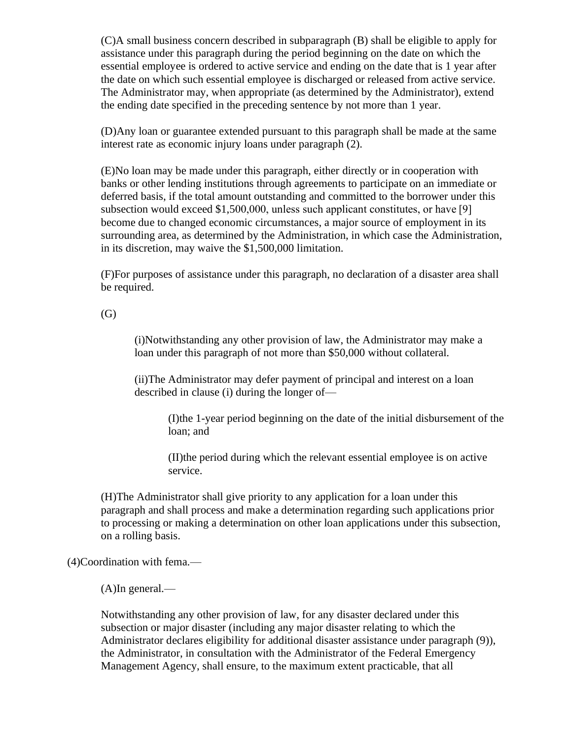(C)A small business concern described in subparagraph (B) shall be eligible to apply for assistance under this paragraph during the period beginning on the date on which the essential employee is ordered to active service and ending on the date that is 1 year after the date on which such essential employee is discharged or released from active service. The Administrator may, when appropriate (as determined by the Administrator), extend the ending date specified in the preceding sentence by not more than 1 year.

(D)Any loan or guarantee extended pursuant to this paragraph shall be made at the same interest rate as economic injury loans under paragraph (2).

(E)No loan may be made under this paragraph, either directly or in cooperation with banks or other lending institutions through agreements to participate on an immediate or deferred basis, if the total amount outstanding and committed to the borrower under this subsection would exceed $1,500,000, unless such applicant constitutes, or have [9] become due to changed economic circumstances, a major source of employment in its surrounding area, as determined by the Administration, in which case the Administration, in its discretion, may waive the $1,500,000 limitation.

(F)For purposes of assistance under this paragraph, no declaration of a disaster area shall be required.

(G)

(i)Notwithstanding any other provision of law, the Administrator may make a loan under this paragraph of not more than $50,000 without collateral.

(ii)The Administrator may defer payment of principal and interest on a loan described in clause (i) during the longer of—

(I)the 1-year period beginning on the date of the initial disbursement of the loan; and

(II)the period during which the relevant essential employee is on active service.

(H)The Administrator shall give priority to any application for a loan under this paragraph and shall process and make a determination regarding such applications prior to processing or making a determination on other loan applications under this subsection, on a rolling basis.

(4)Coordination with fema.—

(A)In general.—

Notwithstanding any other provision of law, for any disaster declared under this subsection or major disaster (including any major disaster relating to which the Administrator declares eligibility for additional disaster assistance under paragraph (9)), the Administrator, in consultation with the Administrator of the Federal Emergency Management Agency, shall ensure, to the maximum extent practicable, that all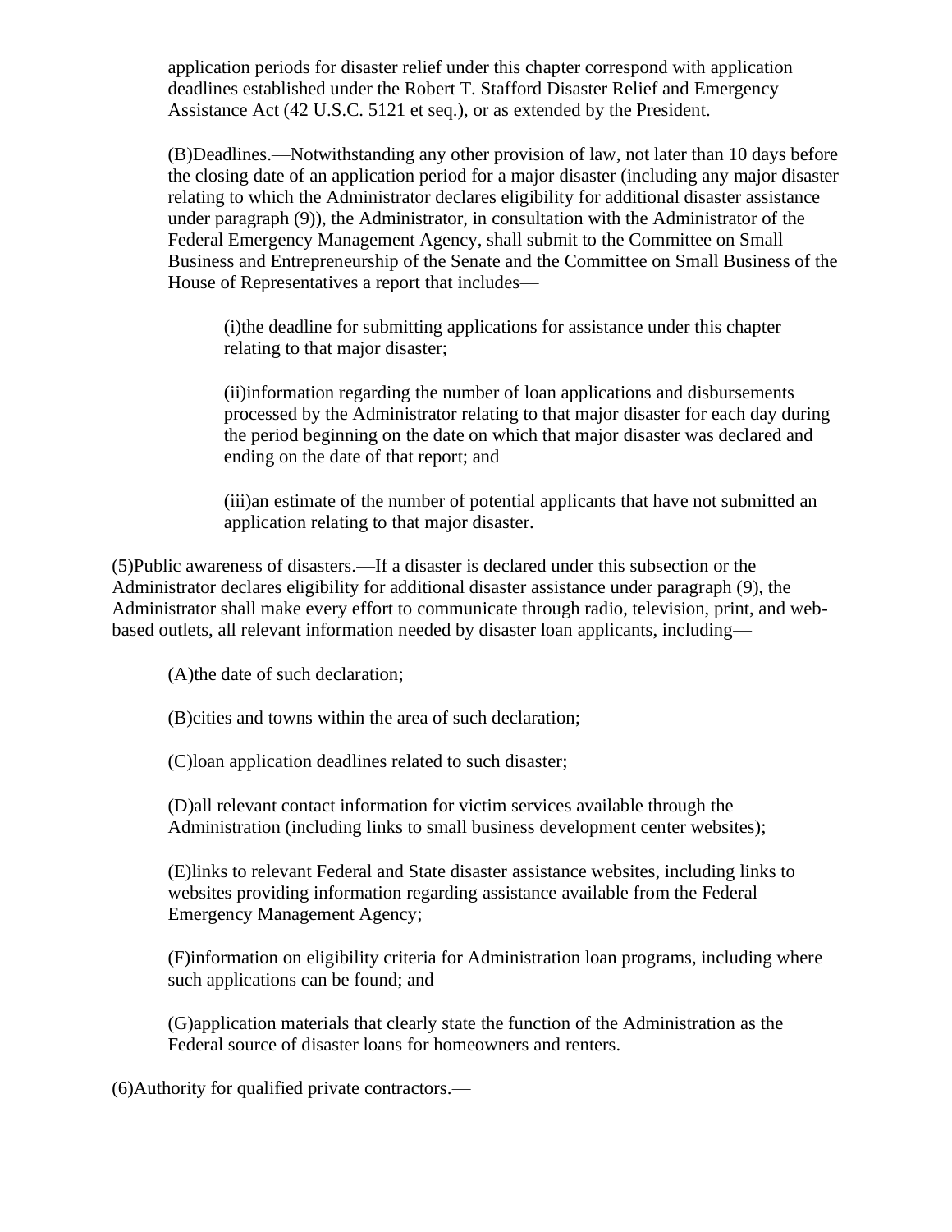application periods for disaster relief under this chapter correspond with application deadlines established under the Robert T. Stafford Disaster Relief and Emergency Assistance Act (42 U.S.C. 5121 et seq.), or as extended by the President.

(B)Deadlines.—Notwithstanding any other provision of law, not later than 10 days before the closing date of an application period for a major disaster (including any major disaster relating to which the Administrator declares eligibility for additional disaster assistance under paragraph (9)), the Administrator, in consultation with the Administrator of the Federal Emergency Management Agency, shall submit to the Committee on Small Business and Entrepreneurship of the Senate and the Committee on Small Business of the House of Representatives a report that includes—

(i)the deadline for submitting applications for assistance under this chapter relating to that major disaster;

(ii)information regarding the number of loan applications and disbursements processed by the Administrator relating to that major disaster for each day during the period beginning on the date on which that major disaster was declared and ending on the date of that report; and

(iii)an estimate of the number of potential applicants that have not submitted an application relating to that major disaster.

(5)Public awareness of disasters.—If a disaster is declared under this subsection or the Administrator declares eligibility for additional disaster assistance under paragraph (9), the Administrator shall make every effort to communicate through radio, television, print, and web-based outlets, all relevant information needed by disaster loan applicants, including—

(A)the date of such declaration;

(B)cities and towns within the area of such declaration;

(C)loan application deadlines related to such disaster;

(D)all relevant contact information for victim services available through the Administration (including links to small business development center websites);

(E)links to relevant Federal and State disaster assistance websites, including links to websites providing information regarding assistance available from the Federal Emergency Management Agency;

(F)information on eligibility criteria for Administration loan programs, including where such applications can be found; and

(G)application materials that clearly state the function of the Administration as the Federal source of disaster loans for homeowners and renters.

(6)Authority for qualified private contractors.—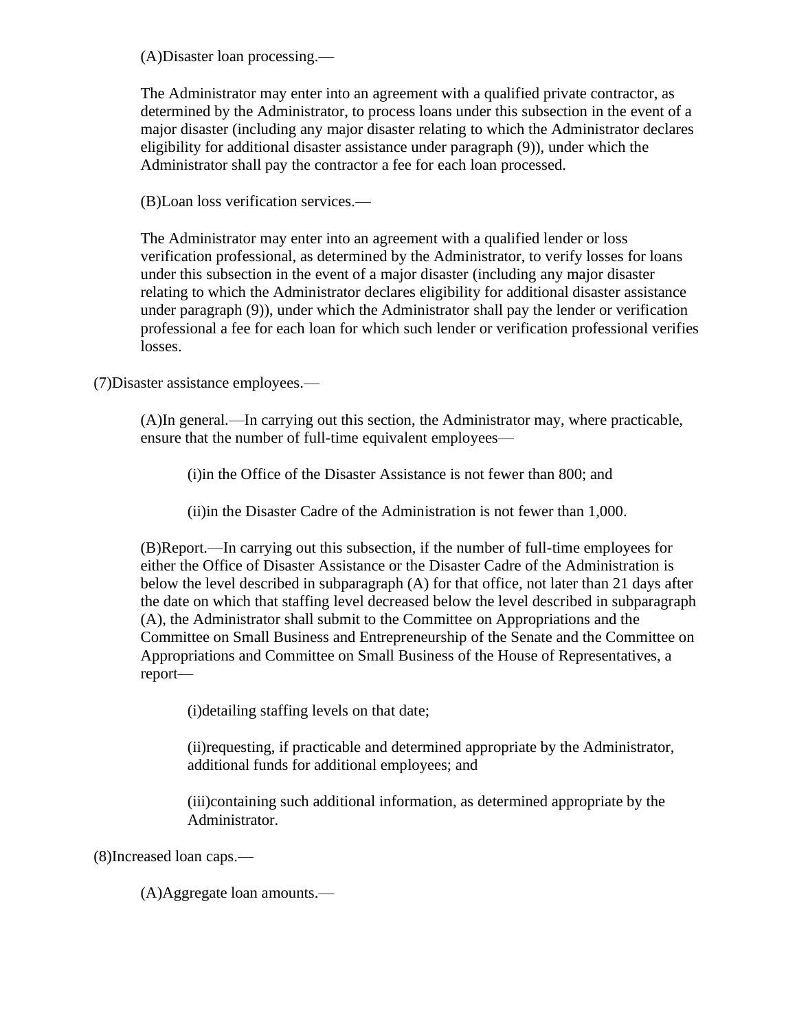(A)Disaster loan processing.—

The Administrator may enter into an agreement with a qualified private contractor, as determined by the Administrator, to process loans under this subsection in the event of a major disaster (including any major disaster relating to which the Administrator declares eligibility for additional disaster assistance under paragraph (9)), under which the Administrator shall pay the contractor a fee for each loan processed.

(B)Loan loss verification services.—

The Administrator may enter into an agreement with a qualified lender or loss verification professional, as determined by the Administrator, to verify losses for loans under this subsection in the event of a major disaster (including any major disaster relating to which the Administrator declares eligibility for additional disaster assistance under paragraph (9)), under which the Administrator shall pay the lender or verification professional a fee for each loan for which such lender or verification professional verifies losses.

(7)Disaster assistance employees.—

(A)In general.—In carrying out this section, the Administrator may, where practicable, ensure that the number of full-time equivalent employees—

(i)in the Office of the Disaster Assistance is not fewer than 800; and

(ii)in the Disaster Cadre of the Administration is not fewer than 1,000.

(B)Report.—In carrying out this subsection, if the number of full-time employees for either the Office of Disaster Assistance or the Disaster Cadre of the Administration is below the level described in subparagraph (A) for that office, not later than 21 days after the date on which that staffing level decreased below the level described in subparagraph (A), the Administrator shall submit to the Committee on Appropriations and the Committee on Small Business and Entrepreneurship of the Senate and the Committee on Appropriations and Committee on Small Business of the House of Representatives, a report—

(i)detailing staffing levels on that date;

(ii)requesting, if practicable and determined appropriate by the Administrator, additional funds for additional employees; and

(iii)containing such additional information, as determined appropriate by the Administrator.

(8)Increased loan caps.—

(A)Aggregate loan amounts.—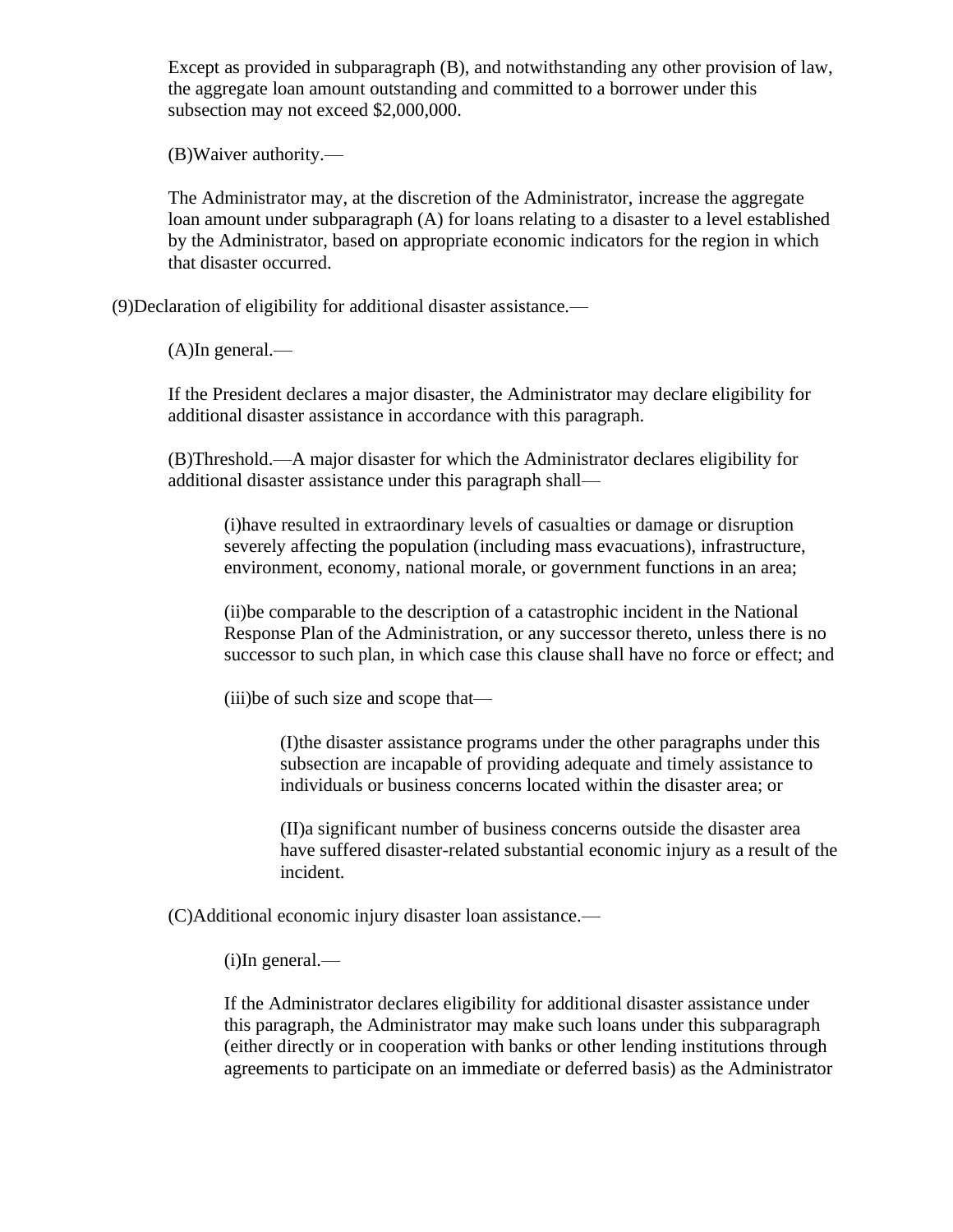Except as provided in subparagraph (B), and notwithstanding any other provision of law, the aggregate loan amount outstanding and committed to a borrower under this subsection may not exceed $2,000,000.

(B)Waiver authority.—

The Administrator may, at the discretion of the Administrator, increase the aggregate loan amount under subparagraph (A) for loans relating to a disaster to a level established by the Administrator, based on appropriate economic indicators for the region in which that disaster occurred.

(9)Declaration of eligibility for additional disaster assistance.—

(A)In general.—

If the President declares a major disaster, the Administrator may declare eligibility for additional disaster assistance in accordance with this paragraph.

(B)Threshold.—A major disaster for which the Administrator declares eligibility for additional disaster assistance under this paragraph shall—

(i)have resulted in extraordinary levels of casualties or damage or disruption severely affecting the population (including mass evacuations), infrastructure, environment, economy, national morale, or government functions in an area;

(ii)be comparable to the description of a catastrophic incident in the National Response Plan of the Administration, or any successor thereto, unless there is no successor to such plan, in which case this clause shall have no force or effect; and

(iii)be of such size and scope that—

(I)the disaster assistance programs under the other paragraphs under this subsection are incapable of providing adequate and timely assistance to individuals or business concerns located within the disaster area; or

(II)a significant number of business concerns outside the disaster area have suffered disaster-related substantial economic injury as a result of the incident.

(C)Additional economic injury disaster loan assistance.—

(i)In general.—

If the Administrator declares eligibility for additional disaster assistance under this paragraph, the Administrator may make such loans under this subparagraph (either directly or in cooperation with banks or other lending institutions through agreements to participate on an immediate or deferred basis) as the Administrator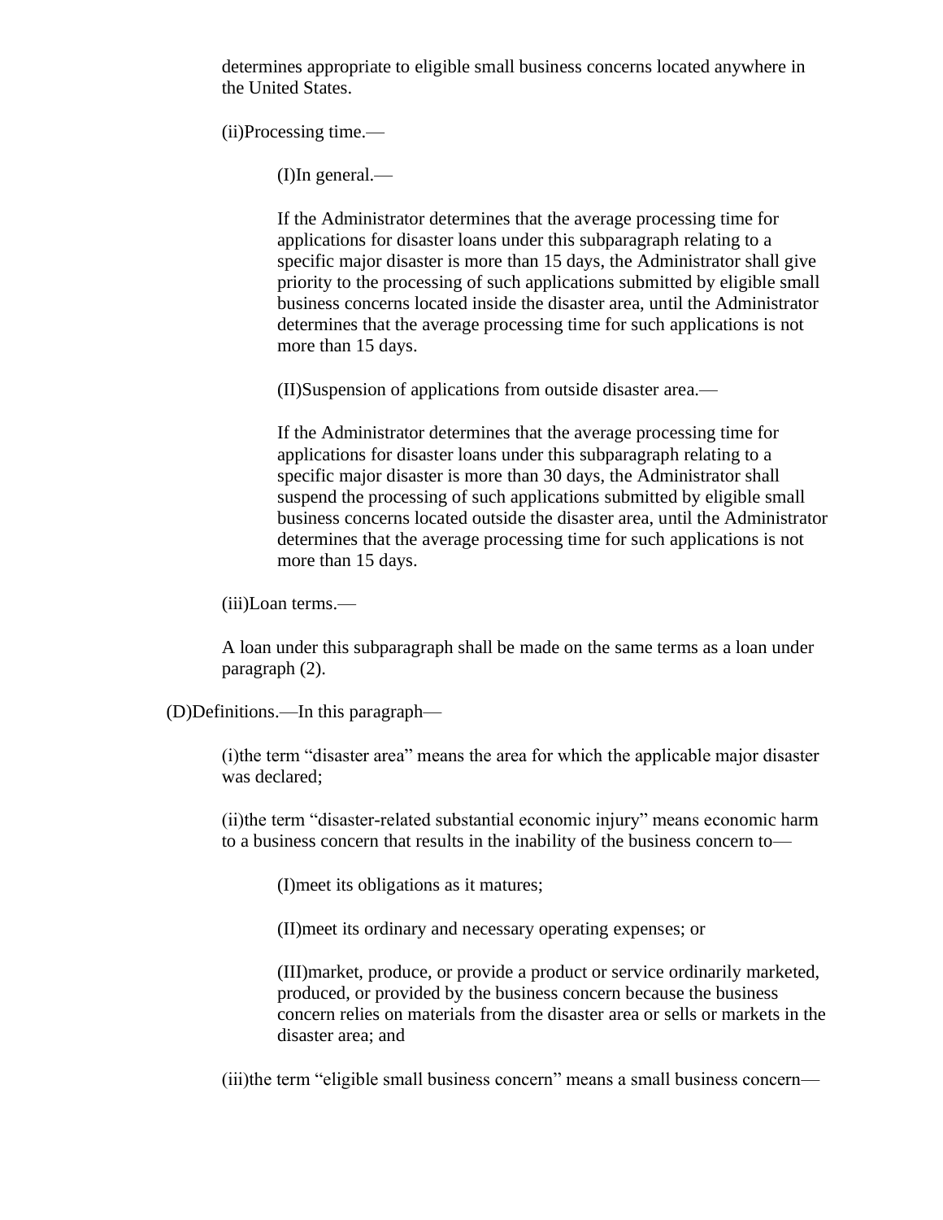determines appropriate to eligible small business concerns located anywhere in the United States.

(ii)Processing time.—

(I)In general.—

If the Administrator determines that the average processing time for applications for disaster loans under this subparagraph relating to a specific major disaster is more than 15 days, the Administrator shall give priority to the processing of such applications submitted by eligible small business concerns located inside the disaster area, until the Administrator determines that the average processing time for such applications is not more than 15 days.

(II)Suspension of applications from outside disaster area.—

If the Administrator determines that the average processing time for applications for disaster loans under this subparagraph relating to a specific major disaster is more than 30 days, the Administrator shall suspend the processing of such applications submitted by eligible small business concerns located outside the disaster area, until the Administrator determines that the average processing time for such applications is not more than 15 days.

(iii)Loan terms.—

A loan under this subparagraph shall be made on the same terms as a loan under paragraph (2).

(D)Definitions.—In this paragraph—

(i)the term "disaster area" means the area for which the applicable major disaster was declared;

(ii)the term "disaster-related substantial economic injury" means economic harm to a business concern that results in the inability of the business concern to—

(I)meet its obligations as it matures;

(II)meet its ordinary and necessary operating expenses; or

(III)market, produce, or provide a product or service ordinarily marketed, produced, or provided by the business concern because the business concern relies on materials from the disaster area or sells or markets in the disaster area; and

(iii)the term "eligible small business concern" means a small business concern—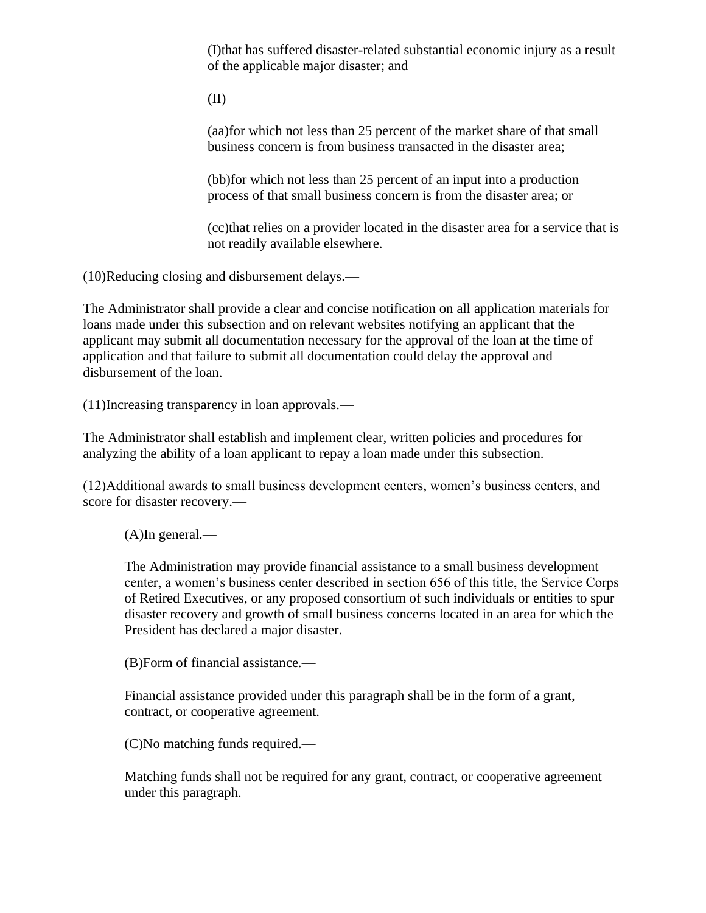(I)that has suffered disaster-related substantial economic injury as a result of the applicable major disaster; and

(II)

(aa)for which not less than 25 percent of the market share of that small business concern is from business transacted in the disaster area;

(bb)for which not less than 25 percent of an input into a production process of that small business concern is from the disaster area; or

(cc)that relies on a provider located in the disaster area for a service that is not readily available elsewhere.

(10)Reducing closing and disbursement delays.—

The Administrator shall provide a clear and concise notification on all application materials for loans made under this subsection and on relevant websites notifying an applicant that the applicant may submit all documentation necessary for the approval of the loan at the time of application and that failure to submit all documentation could delay the approval and disbursement of the loan.

(11)Increasing transparency in loan approvals.—

The Administrator shall establish and implement clear, written policies and procedures for analyzing the ability of a loan applicant to repay a loan made under this subsection.

(12)Additional awards to small business development centers, women's business centers, and score for disaster recovery.—

(A)In general.—

The Administration may provide financial assistance to a small business development center, a women's business center described in section 656 of this title, the Service Corps of Retired Executives, or any proposed consortium of such individuals or entities to spur disaster recovery and growth of small business concerns located in an area for which the President has declared a major disaster.

(B)Form of financial assistance.—

Financial assistance provided under this paragraph shall be in the form of a grant, contract, or cooperative agreement.

(C)No matching funds required.—

Matching funds shall not be required for any grant, contract, or cooperative agreement under this paragraph.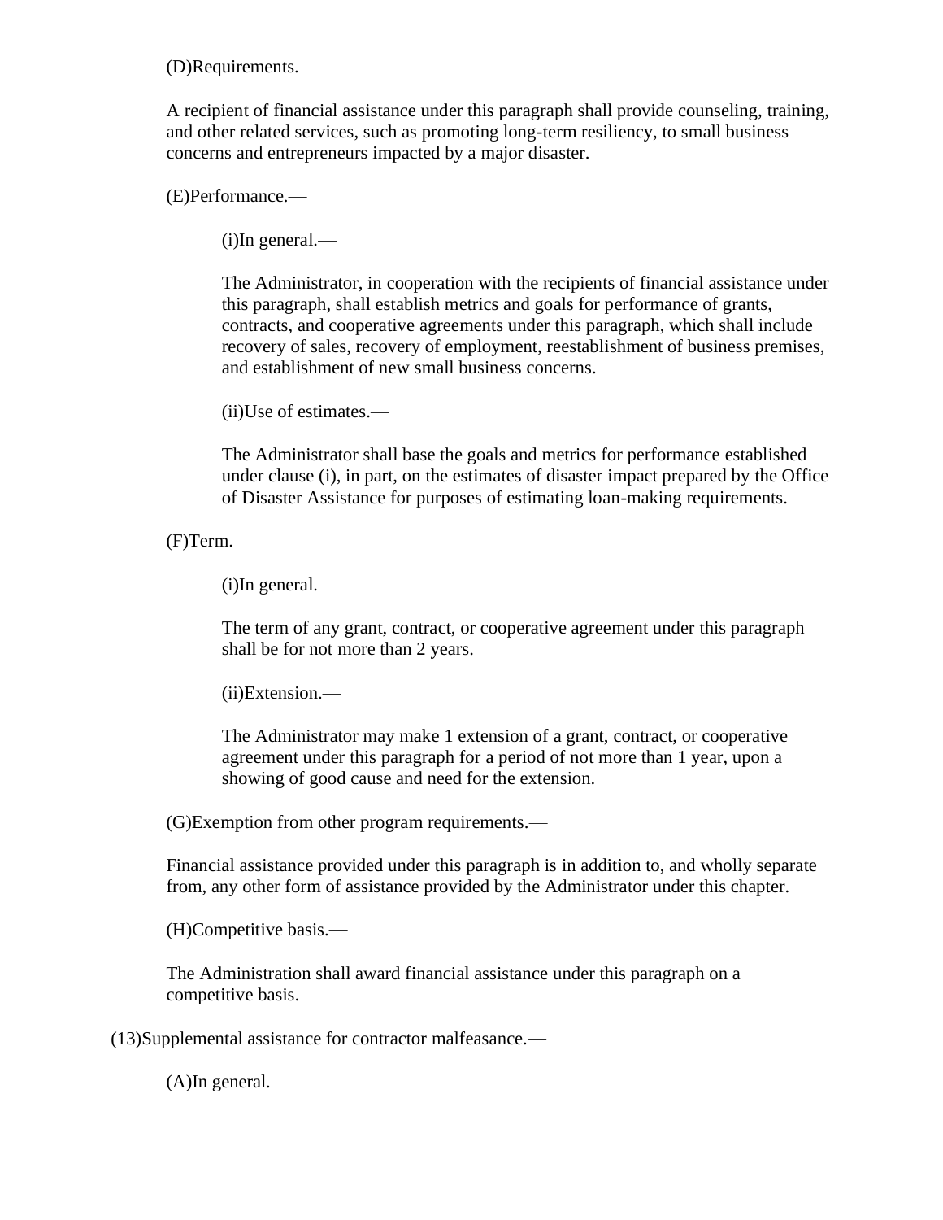(D)Requirements.—

A recipient of financial assistance under this paragraph shall provide counseling, training, and other related services, such as promoting long-term resiliency, to small business concerns and entrepreneurs impacted by a major disaster.

(E)Performance.—

(i)In general.—

The Administrator, in cooperation with the recipients of financial assistance under this paragraph, shall establish metrics and goals for performance of grants, contracts, and cooperative agreements under this paragraph, which shall include recovery of sales, recovery of employment, reestablishment of business premises, and establishment of new small business concerns.

(ii)Use of estimates.—

The Administrator shall base the goals and metrics for performance established under clause (i), in part, on the estimates of disaster impact prepared by the Office of Disaster Assistance for purposes of estimating loan-making requirements.

(F)Term.—

(i)In general.—

The term of any grant, contract, or cooperative agreement under this paragraph shall be for not more than 2 years.

(ii)Extension.—

The Administrator may make 1 extension of a grant, contract, or cooperative agreement under this paragraph for a period of not more than 1 year, upon a showing of good cause and need for the extension.

(G)Exemption from other program requirements.—

Financial assistance provided under this paragraph is in addition to, and wholly separate from, any other form of assistance provided by the Administrator under this chapter.

(H)Competitive basis.—

The Administration shall award financial assistance under this paragraph on a competitive basis.

(13)Supplemental assistance for contractor malfeasance.—

(A)In general.—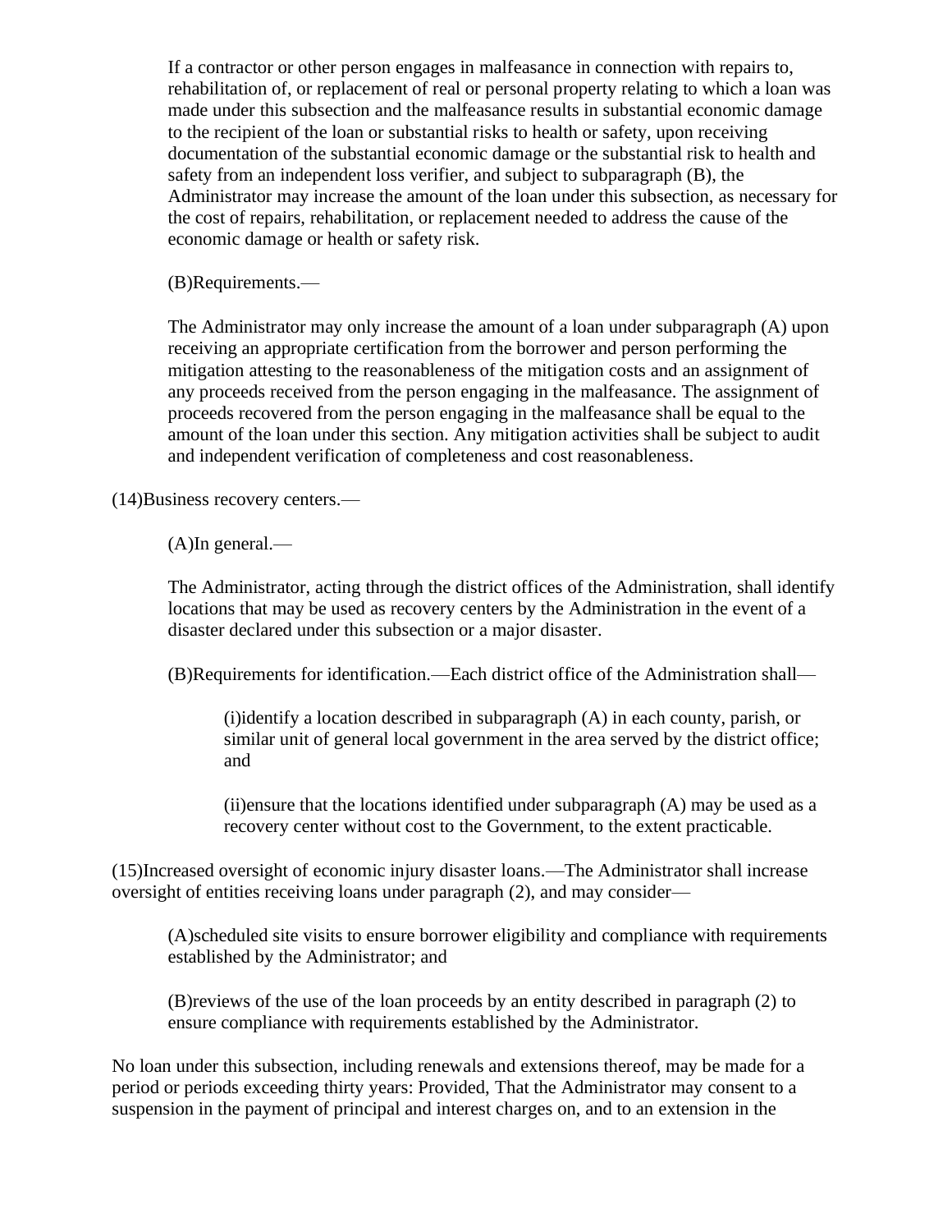If a contractor or other person engages in malfeasance in connection with repairs to, rehabilitation of, or replacement of real or personal property relating to which a loan was made under this subsection and the malfeasance results in substantial economic damage to the recipient of the loan or substantial risks to health or safety, upon receiving documentation of the substantial economic damage or the substantial risk to health and safety from an independent loss verifier, and subject to subparagraph (B), the Administrator may increase the amount of the loan under this subsection, as necessary for the cost of repairs, rehabilitation, or replacement needed to address the cause of the economic damage or health or safety risk.

(B)Requirements.—

The Administrator may only increase the amount of a loan under subparagraph (A) upon receiving an appropriate certification from the borrower and person performing the mitigation attesting to the reasonableness of the mitigation costs and an assignment of any proceeds received from the person engaging in the malfeasance. The assignment of proceeds recovered from the person engaging in the malfeasance shall be equal to the amount of the loan under this section. Any mitigation activities shall be subject to audit and independent verification of completeness and cost reasonableness.

(14)Business recovery centers.—

(A)In general.—

The Administrator, acting through the district offices of the Administration, shall identify locations that may be used as recovery centers by the Administration in the event of a disaster declared under this subsection or a major disaster.

(B)Requirements for identification.—Each district office of the Administration shall—

(i)identify a location described in subparagraph (A) in each county, parish, or similar unit of general local government in the area served by the district office; and

(ii)ensure that the locations identified under subparagraph (A) may be used as a recovery center without cost to the Government, to the extent practicable.

(15)Increased oversight of economic injury disaster loans.—The Administrator shall increase oversight of entities receiving loans under paragraph (2), and may consider—

(A)scheduled site visits to ensure borrower eligibility and compliance with requirements established by the Administrator; and

(B)reviews of the use of the loan proceeds by an entity described in paragraph (2) to ensure compliance with requirements established by the Administrator.

No loan under this subsection, including renewals and extensions thereof, may be made for a period or periods exceeding thirty years: Provided, That the Administrator may consent to a suspension in the payment of principal and interest charges on, and to an extension in the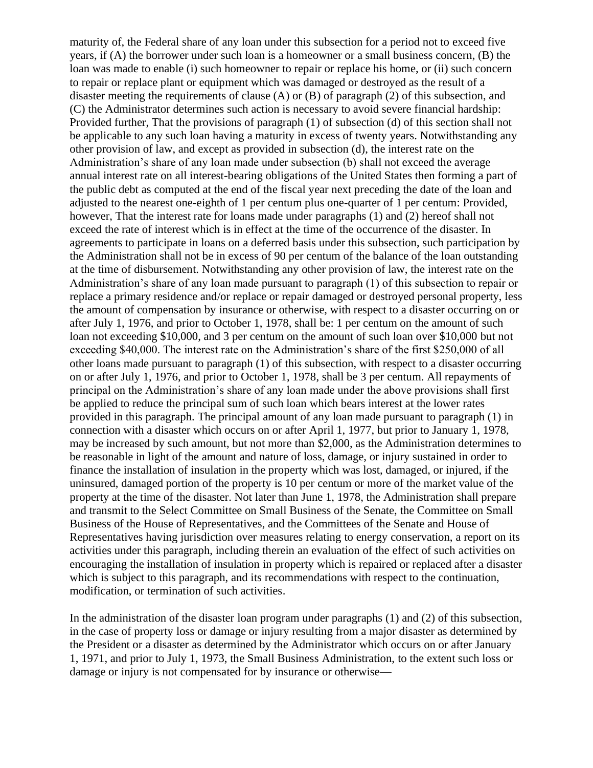maturity of, the Federal share of any loan under this subsection for a period not to exceed five years, if (A) the borrower under such loan is a homeowner or a small business concern, (B) the loan was made to enable (i) such homeowner to repair or replace his home, or (ii) such concern to repair or replace plant or equipment which was damaged or destroyed as the result of a disaster meeting the requirements of clause (A) or (B) of paragraph (2) of this subsection, and (C) the Administrator determines such action is necessary to avoid severe financial hardship: Provided further, That the provisions of paragraph (1) of subsection (d) of this section shall not be applicable to any such loan having a maturity in excess of twenty years. Notwithstanding any other provision of law, and except as provided in subsection (d), the interest rate on the Administration's share of any loan made under subsection (b) shall not exceed the average annual interest rate on all interest-bearing obligations of the United States then forming a part of the public debt as computed at the end of the fiscal year next preceding the date of the loan and adjusted to the nearest one-eighth of 1 per centum plus one-quarter of 1 per centum: Provided, however, That the interest rate for loans made under paragraphs (1) and (2) hereof shall not exceed the rate of interest which is in effect at the time of the occurrence of the disaster. In agreements to participate in loans on a deferred basis under this subsection, such participation by the Administration shall not be in excess of 90 per centum of the balance of the loan outstanding at the time of disbursement. Notwithstanding any other provision of law, the interest rate on the Administration's share of any loan made pursuant to paragraph (1) of this subsection to repair or replace a primary residence and/or replace or repair damaged or destroyed personal property, less the amount of compensation by insurance or otherwise, with respect to a disaster occurring on or after July 1, 1976, and prior to October 1, 1978, shall be: 1 per centum on the amount of such loan not exceeding $10,000, and 3 per centum on the amount of such loan over $10,000 but not exceeding $40,000. The interest rate on the Administration's share of the first $250,000 of all other loans made pursuant to paragraph (1) of this subsection, with respect to a disaster occurring on or after July 1, 1976, and prior to October 1, 1978, shall be 3 per centum. All repayments of principal on the Administration's share of any loan made under the above provisions shall first be applied to reduce the principal sum of such loan which bears interest at the lower rates provided in this paragraph. The principal amount of any loan made pursuant to paragraph (1) in connection with a disaster which occurs on or after April 1, 1977, but prior to January 1, 1978, may be increased by such amount, but not more than $2,000, as the Administration determines to be reasonable in light of the amount and nature of loss, damage, or injury sustained in order to finance the installation of insulation in the property which was lost, damaged, or injured, if the uninsured, damaged portion of the property is 10 per centum or more of the market value of the property at the time of the disaster. Not later than June 1, 1978, the Administration shall prepare and transmit to the Select Committee on Small Business of the Senate, the Committee on Small Business of the House of Representatives, and the Committees of the Senate and House of Representatives having jurisdiction over measures relating to energy conservation, a report on its activities under this paragraph, including therein an evaluation of the effect of such activities on encouraging the installation of insulation in property which is repaired or replaced after a disaster which is subject to this paragraph, and its recommendations with respect to the continuation, modification, or termination of such activities.

In the administration of the disaster loan program under paragraphs (1) and (2) of this subsection, in the case of property loss or damage or injury resulting from a major disaster as determined by the President or a disaster as determined by the Administrator which occurs on or after January 1, 1971, and prior to July 1, 1973, the Small Business Administration, to the extent such loss or damage or injury is not compensated for by insurance or otherwise—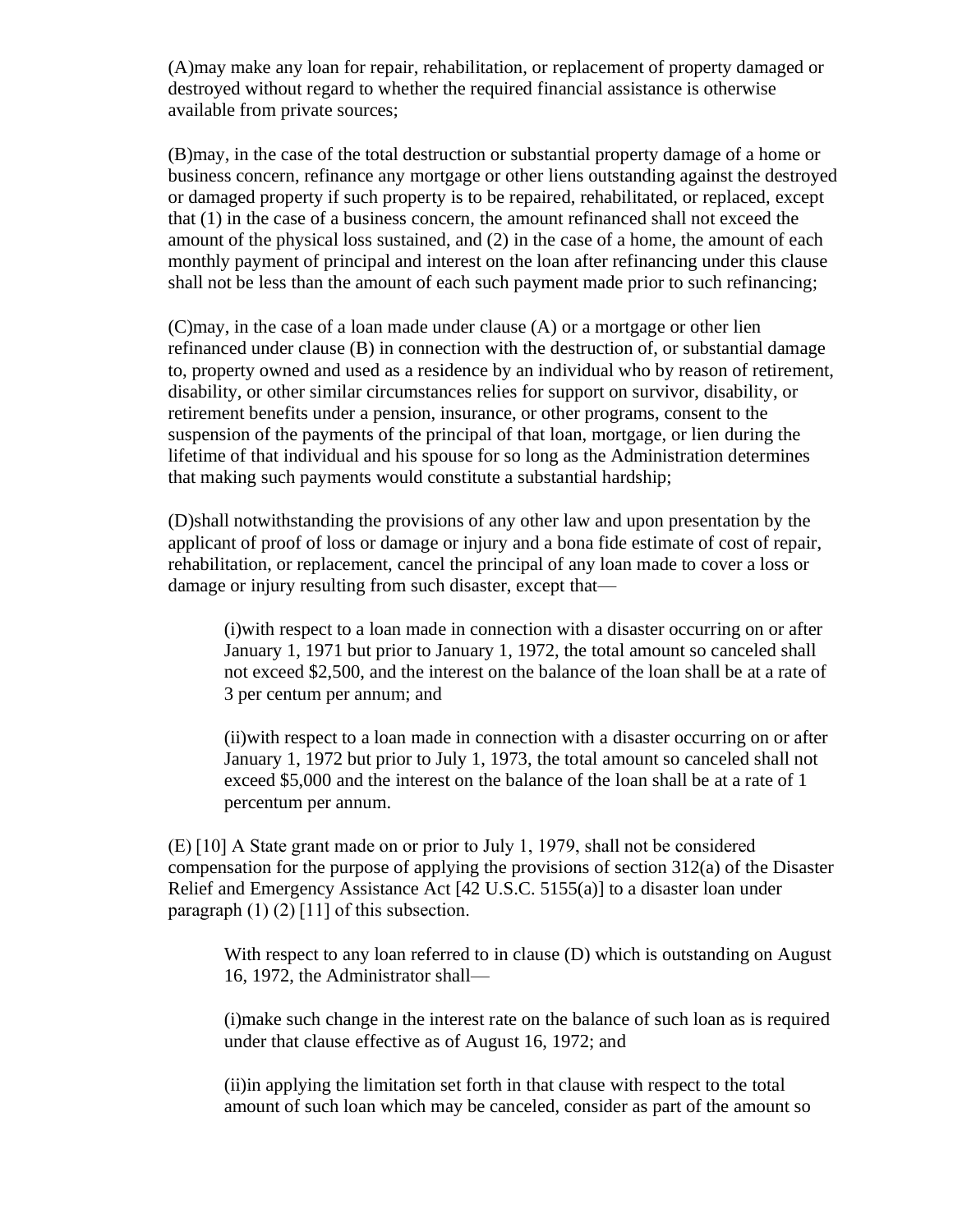(A)may make any loan for repair, rehabilitation, or replacement of property damaged or destroyed without regard to whether the required financial assistance is otherwise available from private sources;

(B)may, in the case of the total destruction or substantial property damage of a home or business concern, refinance any mortgage or other liens outstanding against the destroyed or damaged property if such property is to be repaired, rehabilitated, or replaced, except that (1) in the case of a business concern, the amount refinanced shall not exceed the amount of the physical loss sustained, and (2) in the case of a home, the amount of each monthly payment of principal and interest on the loan after refinancing under this clause shall not be less than the amount of each such payment made prior to such refinancing;

(C)may, in the case of a loan made under clause (A) or a mortgage or other lien refinanced under clause (B) in connection with the destruction of, or substantial damage to, property owned and used as a residence by an individual who by reason of retirement, disability, or other similar circumstances relies for support on survivor, disability, or retirement benefits under a pension, insurance, or other programs, consent to the suspension of the payments of the principal of that loan, mortgage, or lien during the lifetime of that individual and his spouse for so long as the Administration determines that making such payments would constitute a substantial hardship;

(D)shall notwithstanding the provisions of any other law and upon presentation by the applicant of proof of loss or damage or injury and a bona fide estimate of cost of repair, rehabilitation, or replacement, cancel the principal of any loan made to cover a loss or damage or injury resulting from such disaster, except that—

> (i)with respect to a loan made in connection with a disaster occurring on or after January 1, 1971 but prior to January 1, 1972, the total amount so canceled shall not exceed $2,500, and the interest on the balance of the loan shall be at a rate of 3 per centum per annum; and
>
> (ii)with respect to a loan made in connection with a disaster occurring on or after January 1, 1972 but prior to July 1, 1973, the total amount so canceled shall not exceed $5,000 and the interest on the balance of the loan shall be at a rate of 1 percentum per annum.

(E) [10] A State grant made on or prior to July 1, 1979, shall not be considered compensation for the purpose of applying the provisions of section 312(a) of the Disaster Relief and Emergency Assistance Act [42 U.S.C. 5155(a)] to a disaster loan under paragraph (1) (2) [11] of this subsection.

> With respect to any loan referred to in clause (D) which is outstanding on August 16, 1972, the Administrator shall—
>
> (i)make such change in the interest rate on the balance of such loan as is required under that clause effective as of August 16, 1972; and
>
> (ii)in applying the limitation set forth in that clause with respect to the total amount of such loan which may be canceled, consider as part of the amount so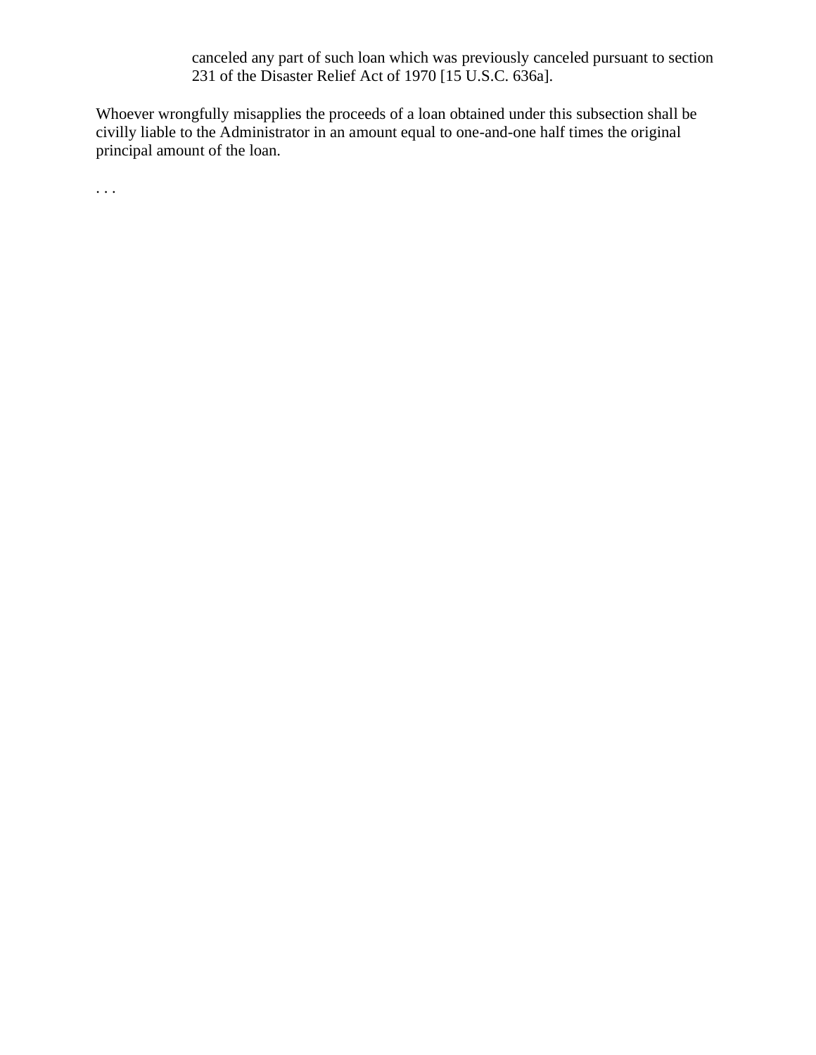canceled any part of such loan which was previously canceled pursuant to section 231 of the Disaster Relief Act of 1970 [15 U.S.C. 636a].

Whoever wrongfully misapplies the proceeds of a loan obtained under this subsection shall be civilly liable to the Administrator in an amount equal to one-and-one half times the original principal amount of the loan.

. . .